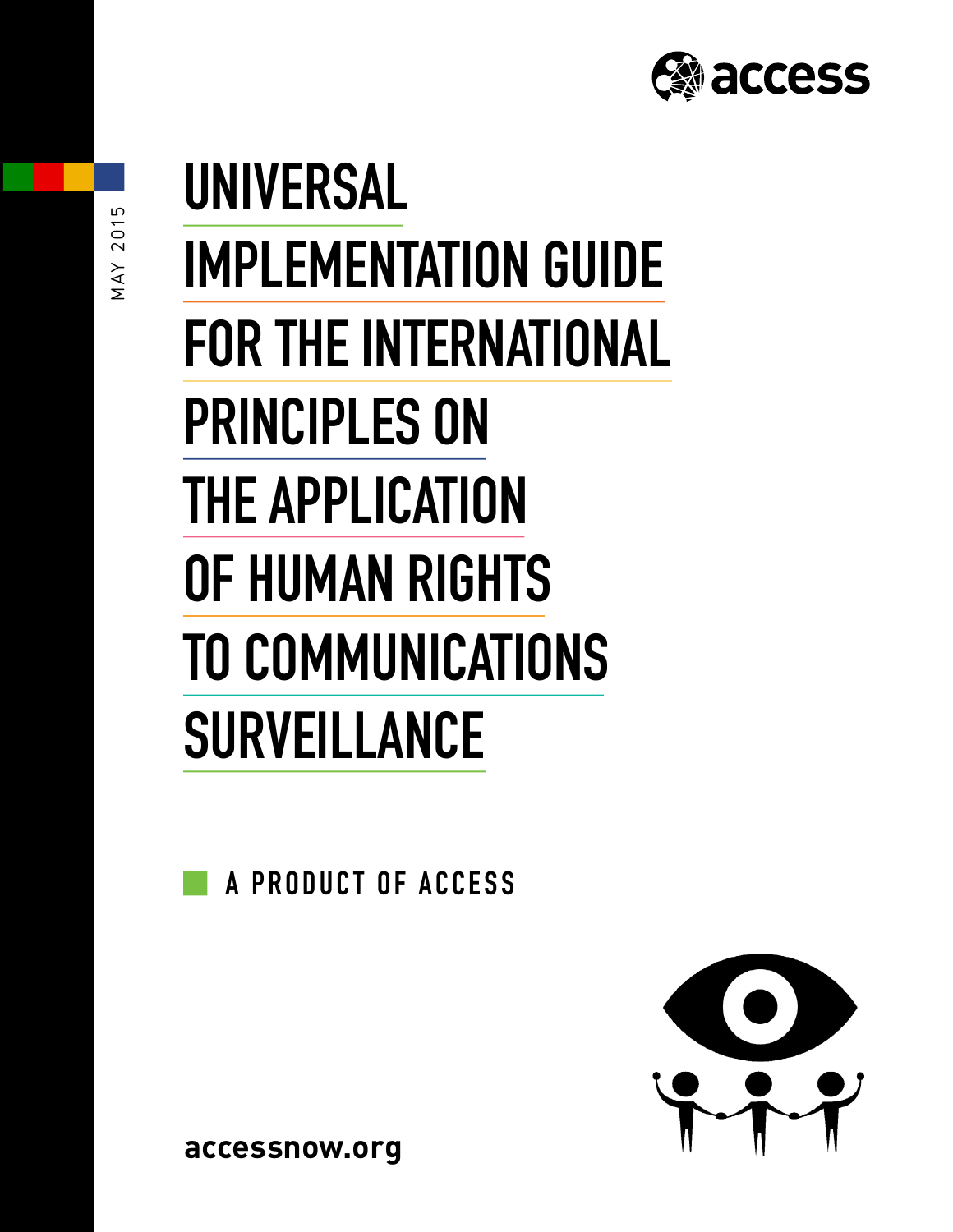access

MAY 2015

# UNIVERSAL IMPLEMENTATION GUIDE FOR THE INTERNATIONAL PRINCIPLES ON THE APPLICATION OF HUMAN RIGHTS TO COMMUNICATIONS SURVEILLANCE

A PRODUCT OF ACCESS

accessnow.org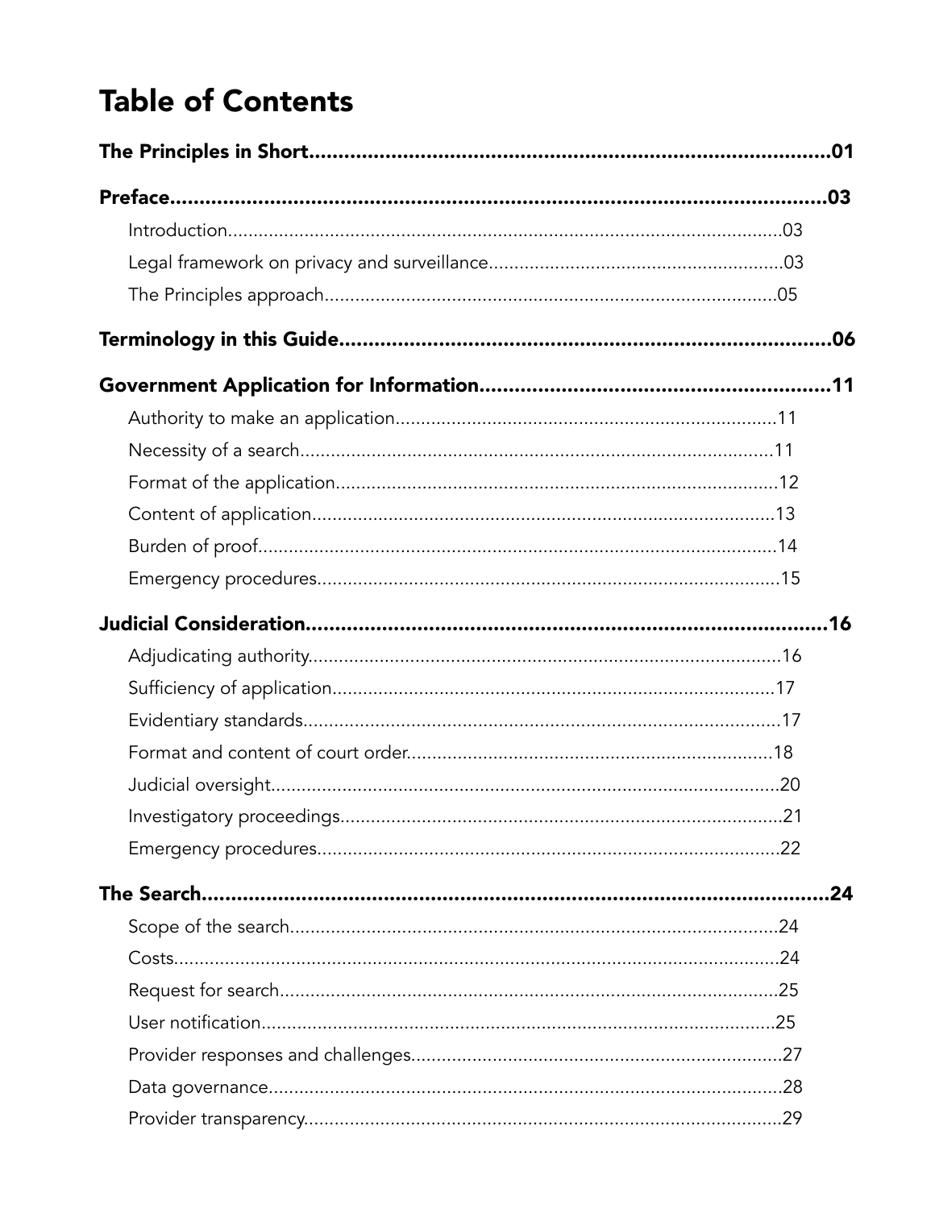# Table of Contents

**The Principles in Short** .......... **01**

**Preface** .......... **03**

- Introduction .......... 03
- Legal framework on privacy and surveillance .......... 03
- The Principles approach .......... 05

**Terminology in this Guide** .......... **06**

**Government Application for Information** .......... **11**

- Authority to make an application .......... 11
- Necessity of a search .......... 11
- Format of the application .......... 12
- Content of application .......... 13
- Burden of proof .......... 14
- Emergency procedures .......... 15

**Judicial Consideration** .......... **16**

- Adjudicating authority .......... 16
- Sufficiency of application .......... 17
- Evidentiary standards .......... 17
- Format and content of court order .......... 18
- Judicial oversight .......... 20
- Investigatory proceedings .......... 21
- Emergency procedures .......... 22

**The Search** .......... **24**

- Scope of the search .......... 24
- Costs .......... 24
- Request for search .......... 25
- User notification .......... 25
- Provider responses and challenges .......... 27
- Data governance .......... 28
- Provider transparency .......... 29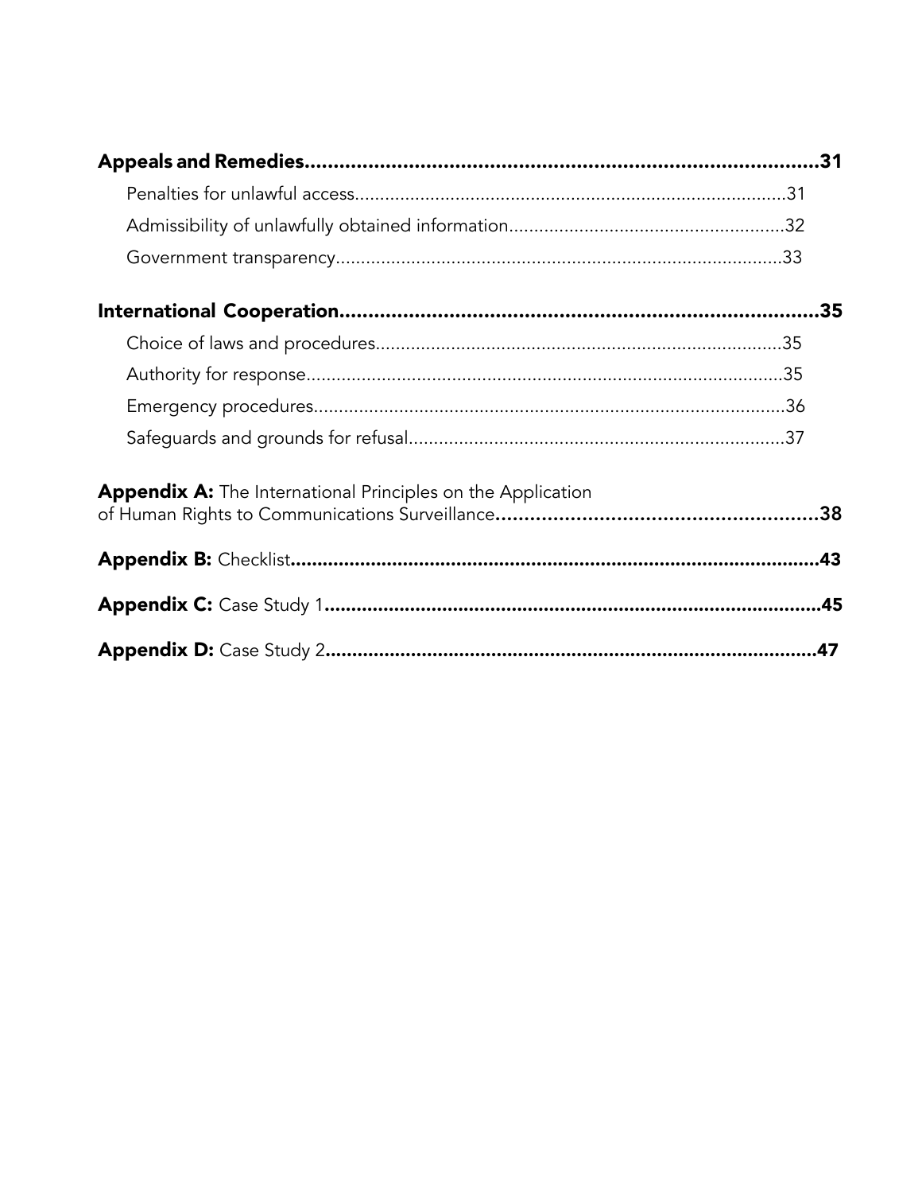**Appeals and Remedies** ........................................................................................ **31**

- Penalties for unlawful access ...................................................................................... 31
- Admissibility of unlawfully obtained information ...................................................... 32
- Government transparency ......................................................................................... 33

**International Cooperation** ...................................................................................... **35**

- Choice of laws and procedures ................................................................................. 35
- Authority for response ............................................................................................... 35
- Emergency procedures .............................................................................................. 36
- Safeguards and grounds for refusal .......................................................................... 37

**Appendix A:** The International Principles on the Application of Human Rights to Communications Surveillance ........................................................ **38**

**Appendix B:** Checklist ................................................................................................ **43**

**Appendix C:** Case Study 1 ........................................................................................... **45**

**Appendix D:** Case Study 2 ........................................................................................... **47**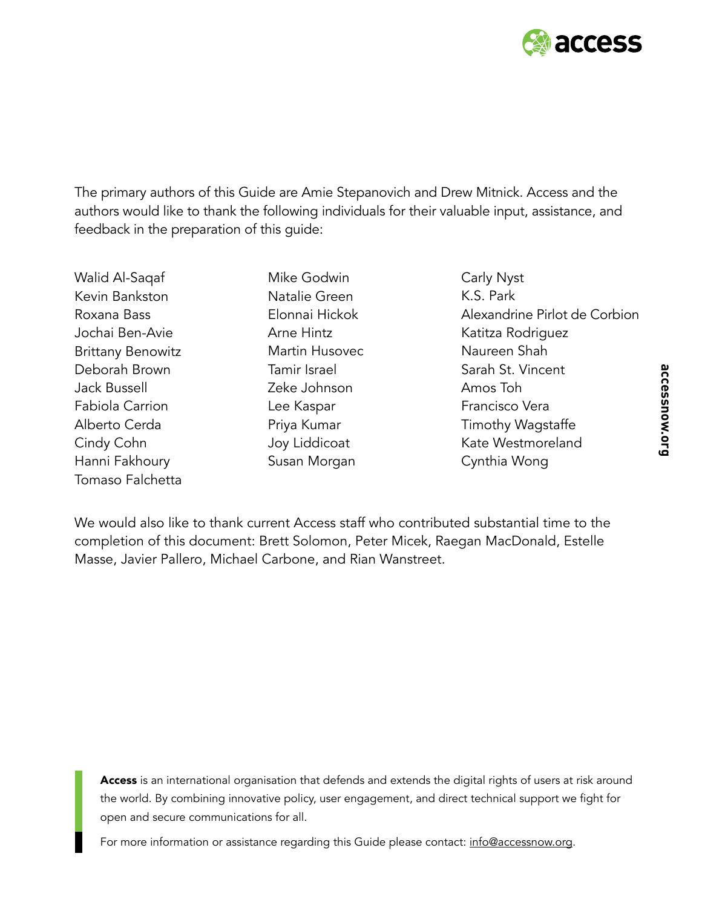The primary authors of this Guide are Amie Stepanovich and Drew Mitnick. Access and the authors would like to thank the following individuals for their valuable input, assistance, and feedback in the preparation of this guide:

Walid Al-Saqaf
Kevin Bankston
Roxana Bass
Jochai Ben-Avie
Brittany Benowitz
Deborah Brown
Jack Bussell
Fabiola Carrion
Alberto Cerda
Cindy Cohn
Hanni Fakhoury
Tomaso Falchetta
Mike Godwin
Natalie Green
Elonnai Hickok
Arne Hintz
Martin Husovec
Tamir Israel
Zeke Johnson
Lee Kaspar
Priya Kumar
Joy Liddicoat
Susan Morgan
Carly Nyst
K.S. Park
Alexandrine Pirlot de Corbion
Katitza Rodriguez
Naureen Shah
Sarah St. Vincent
Amos Toh
Francisco Vera
Timothy Wagstaffe
Kate Westmoreland
Cynthia Wong

We would also like to thank current Access staff who contributed substantial time to the completion of this document: Brett Solomon, Peter Micek, Raegan MacDonald, Estelle Masse, Javier Pallero, Michael Carbone, and Rian Wanstreet.

**Access** is an international organisation that defends and extends the digital rights of users at risk around the world. By combining innovative policy, user engagement, and direct technical support we fight for open and secure communications for all.

For more information or assistance regarding this Guide please contact: info@accessnow.org.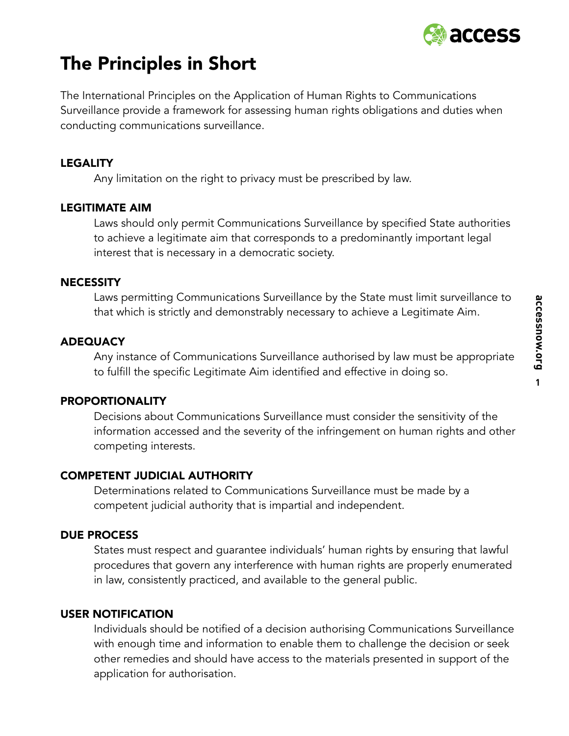# The Principles in Short

The International Principles on the Application of Human Rights to Communications Surveillance provide a framework for assessing human rights obligations and duties when conducting communications surveillance.

### LEGALITY

Any limitation on the right to privacy must be prescribed by law.

### LEGITIMATE AIM

Laws should only permit Communications Surveillance by specified State authorities to achieve a legitimate aim that corresponds to a predominantly important legal interest that is necessary in a democratic society.

### NECESSITY

Laws permitting Communications Surveillance by the State must limit surveillance to that which is strictly and demonstrably necessary to achieve a Legitimate Aim.

### ADEQUACY

Any instance of Communications Surveillance authorised by law must be appropriate to fulfill the specific Legitimate Aim identified and effective in doing so.

### PROPORTIONALITY

Decisions about Communications Surveillance must consider the sensitivity of the information accessed and the severity of the infringement on human rights and other competing interests.

### COMPETENT JUDICIAL AUTHORITY

Determinations related to Communications Surveillance must be made by a competent judicial authority that is impartial and independent.

### DUE PROCESS

States must respect and guarantee individuals' human rights by ensuring that lawful procedures that govern any interference with human rights are properly enumerated in law, consistently practiced, and available to the general public.

### USER NOTIFICATION

Individuals should be notified of a decision authorising Communications Surveillance with enough time and information to enable them to challenge the decision or seek other remedies and should have access to the materials presented in support of the application for authorisation.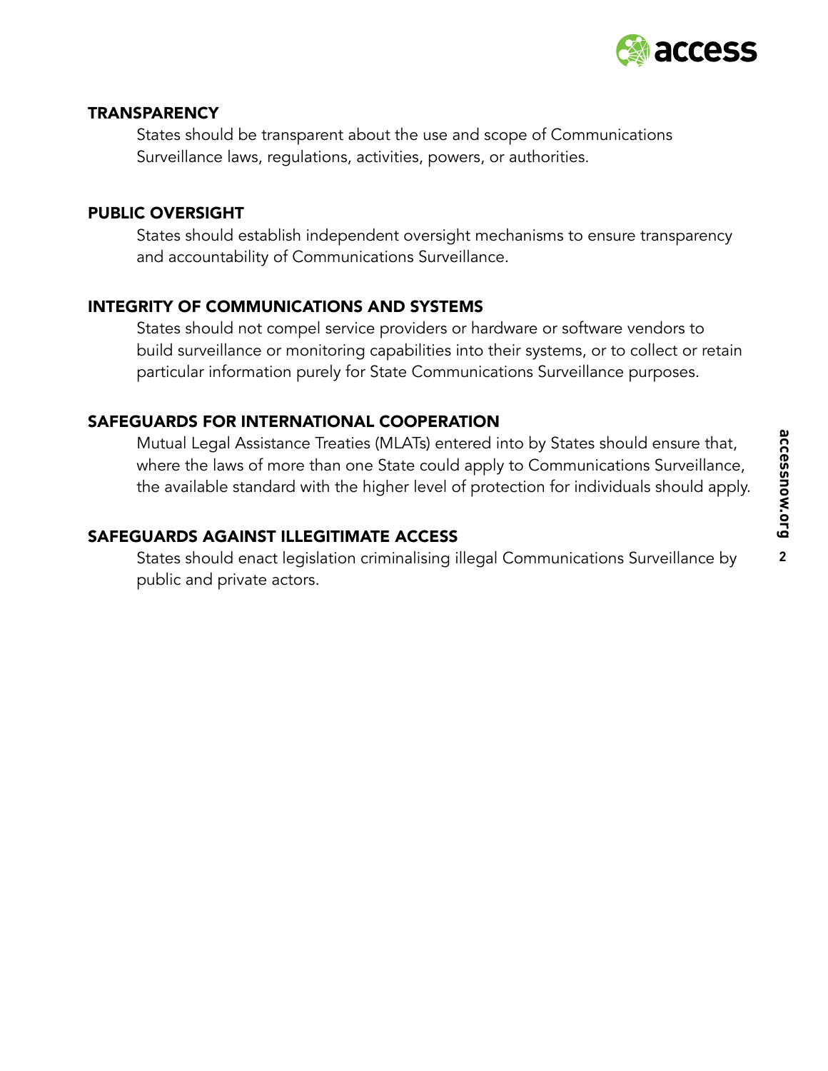## TRANSPARENCY

States should be transparent about the use and scope of Communications Surveillance laws, regulations, activities, powers, or authorities.

## PUBLIC OVERSIGHT

States should establish independent oversight mechanisms to ensure transparency and accountability of Communications Surveillance.

## INTEGRITY OF COMMUNICATIONS AND SYSTEMS

States should not compel service providers or hardware or software vendors to build surveillance or monitoring capabilities into their systems, or to collect or retain particular information purely for State Communications Surveillance purposes.

## SAFEGUARDS FOR INTERNATIONAL COOPERATION

Mutual Legal Assistance Treaties (MLATs) entered into by States should ensure that, where the laws of more than one State could apply to Communications Surveillance, the available standard with the higher level of protection for individuals should apply.

## SAFEGUARDS AGAINST ILLEGITIMATE ACCESS

States should enact legislation criminalising illegal Communications Surveillance by public and private actors.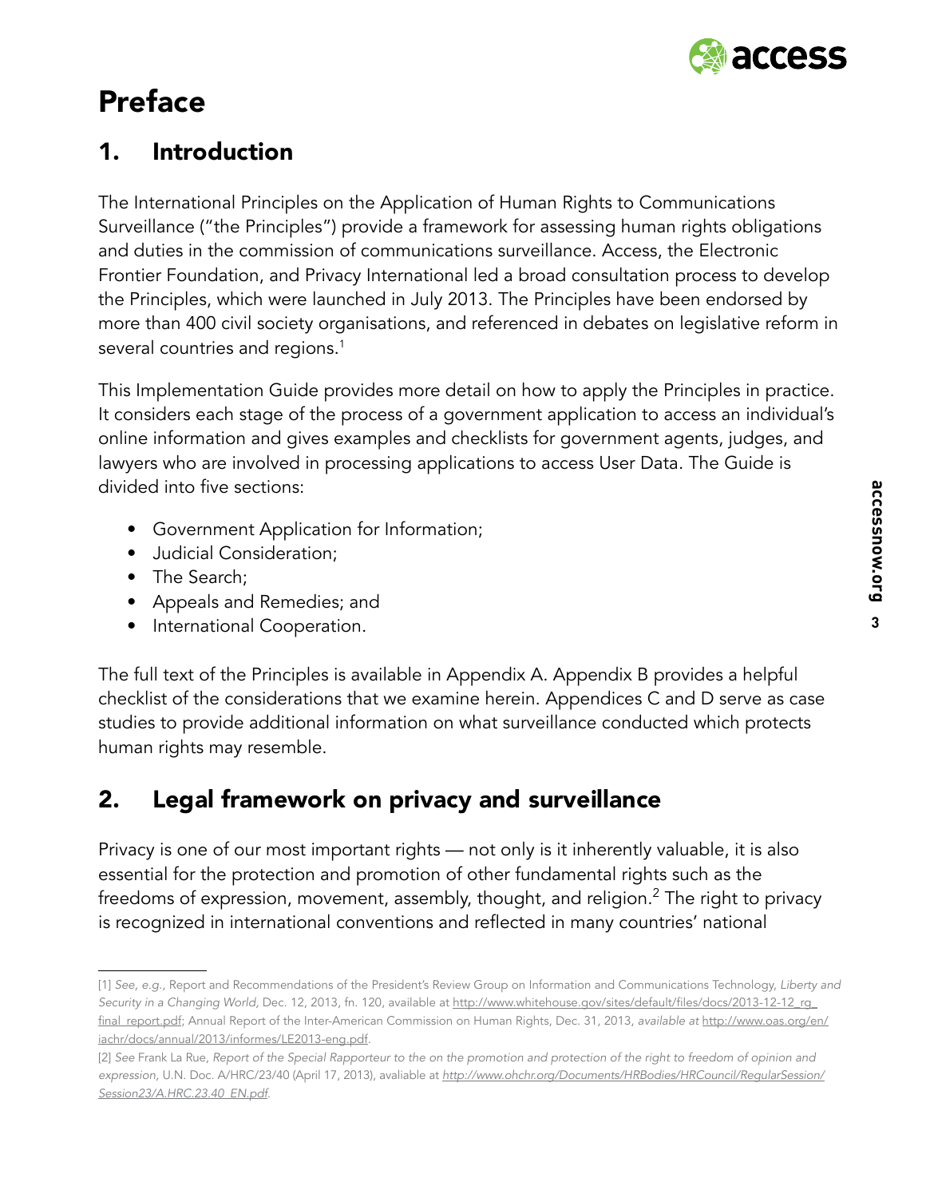# Preface

## 1. Introduction

The International Principles on the Application of Human Rights to Communications Surveillance ("the Principles") provide a framework for assessing human rights obligations and duties in the commission of communications surveillance. Access, the Electronic Frontier Foundation, and Privacy International led a broad consultation process to develop the Principles, which were launched in July 2013. The Principles have been endorsed by more than 400 civil society organisations, and referenced in debates on legislative reform in several countries and regions.[1]

This Implementation Guide provides more detail on how to apply the Principles in practice. It considers each stage of the process of a government application to access an individual's online information and gives examples and checklists for government agents, judges, and lawyers who are involved in processing applications to access User Data. The Guide is divided into five sections:

- Government Application for Information;
- Judicial Consideration;
- The Search;
- Appeals and Remedies; and
- International Cooperation.

The full text of the Principles is available in Appendix A. Appendix B provides a helpful checklist of the considerations that we examine herein. Appendices C and D serve as case studies to provide additional information on what surveillance conducted which protects human rights may resemble.

## 2. Legal framework on privacy and surveillance

Privacy is one of our most important rights — not only is it inherently valuable, it is also essential for the protection and promotion of other fundamental rights such as the freedoms of expression, movement, assembly, thought, and religion.[2] The right to privacy is recognized in international conventions and reflected in many countries' national

---

[1] *See, e.g.*, Report and Recommendations of the President's Review Group on Information and Communications Technology, *Liberty and Security in a Changing World*, Dec. 12, 2013, fn. 120, available at http://www.whitehouse.gov/sites/default/files/docs/2013-12-12_rg_final_report.pdf; Annual Report of the Inter-American Commission on Human Rights, Dec. 31, 2013, *available at* http://www.oas.org/en/iachr/docs/annual/2013/informes/LE2013-eng.pdf.

[2] *See* Frank La Rue, *Report of the Special Rapporteur to the on the promotion and protection of the right to freedom of opinion and expression*, U.N. Doc. A/HRC/23/40 (April 17, 2013), avaliable at *http://www.ohchr.org/Documents/HRBodies/HRCouncil/RegularSession/Session23/A.HRC.23.40_EN.pdf*.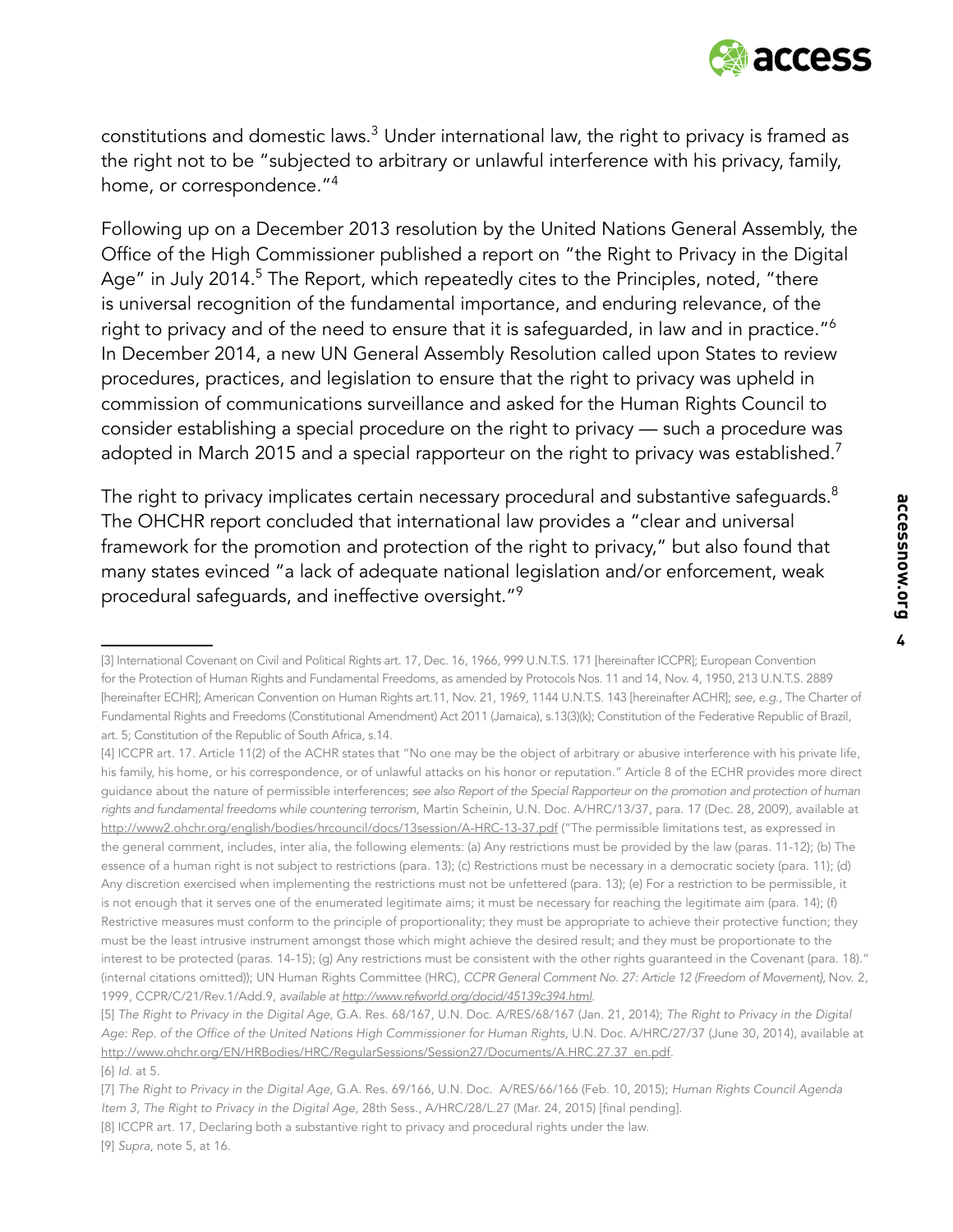constitutions and domestic laws.[3] Under international law, the right to privacy is framed as the right not to be "subjected to arbitrary or unlawful interference with his privacy, family, home, or correspondence."[4]

Following up on a December 2013 resolution by the United Nations General Assembly, the Office of the High Commissioner published a report on "the Right to Privacy in the Digital Age" in July 2014.[5] The Report, which repeatedly cites to the Principles, noted, "there is universal recognition of the fundamental importance, and enduring relevance, of the right to privacy and of the need to ensure that it is safeguarded, in law and in practice."[6] In December 2014, a new UN General Assembly Resolution called upon States to review procedures, practices, and legislation to ensure that the right to privacy was upheld in commission of communications surveillance and asked for the Human Rights Council to consider establishing a special procedure on the right to privacy — such a procedure was adopted in March 2015 and a special rapporteur on the right to privacy was established.[7]

The right to privacy implicates certain necessary procedural and substantive safeguards.[8] The OHCHR report concluded that international law provides a "clear and universal framework for the promotion and protection of the right to privacy," but also found that many states evinced "a lack of adequate national legislation and/or enforcement, weak procedural safeguards, and ineffective oversight."[9]

---

[3] International Covenant on Civil and Political Rights art. 17, Dec. 16, 1966, 999 U.N.T.S. 171 [hereinafter ICCPR]; European Convention for the Protection of Human Rights and Fundamental Freedoms, as amended by Protocols Nos. 11 and 14, Nov. 4, 1950, 213 U.N.T.S. 2889 [hereinafter ECHR]; American Convention on Human Rights art.11, Nov. 21, 1969, 1144 U.N.T.S. 143 [hereinafter ACHR]; *see, e.g.*, The Charter of Fundamental Rights and Freedoms (Constitutional Amendment) Act 2011 (Jamaica), s.13(3)(k); Constitution of the Federative Republic of Brazil, art. 5; Constitution of the Republic of South Africa, s.14.

[4] ICCPR art. 17. Article 11(2) of the ACHR states that "No one may be the object of arbitrary or abusive interference with his private life, his family, his home, or his correspondence, or of unlawful attacks on his honor or reputation." Article 8 of the ECHR provides more direct guidance about the nature of permissible interferences; *see also Report of the Special Rapporteur on the promotion and protection of human rights and fundamental freedoms while countering terrorism*, Martin Scheinin, U.N. Doc. A/HRC/13/37, para. 17 (Dec. 28, 2009), available at http://www2.ohchr.org/english/bodies/hrcouncil/docs/13session/A-HRC-13-37.pdf ("The permissible limitations test, as expressed in the general comment, includes, inter alia, the following elements: (a) Any restrictions must be provided by the law (paras. 11-12); (b) The essence of a human right is not subject to restrictions (para. 13); (c) Restrictions must be necessary in a democratic society (para. 11); (d) Any discretion exercised when implementing the restrictions must not be unfettered (para. 13); (e) For a restriction to be permissible, it is not enough that it serves one of the enumerated legitimate aims; it must be necessary for reaching the legitimate aim (para. 14); (f) Restrictive measures must conform to the principle of proportionality; they must be appropriate to achieve their protective function; they must be the least intrusive instrument amongst those which might achieve the desired result; and they must be proportionate to the interest to be protected (paras. 14-15); (g) Any restrictions must be consistent with the other rights guaranteed in the Covenant (para. 18)." (internal citations omitted)); UN Human Rights Committee (HRC), *CCPR General Comment No. 27: Article 12 (Freedom of Movement)*, Nov. 2, 1999, CCPR/C/21/Rev.1/Add.9, *available at http://www.refworld.org/docid/45139c394.html*.

[5] *The Right to Privacy in the Digital Age*, G.A. Res. 68/167, U.N. Doc. A/RES/68/167 (Jan. 21, 2014); *The Right to Privacy in the Digital Age: Rep. of the Office of the United Nations High Commissioner for Human Rights*, U.N. Doc. A/HRC/27/37 (June 30, 2014), available at http://www.ohchr.org/EN/HRBodies/HRC/RegularSessions/Session27/Documents/A.HRC.27.37_en.pdf.

[6] *Id.* at 5.

[7] *The Right to Privacy in the Digital Age*, G.A. Res. 69/166, U.N. Doc. A/RES/66/166 (Feb. 10, 2015); *Human Rights Council Agenda Item 3, The Right to Privacy in the Digital Age*, 28th Sess., A/HRC/28/L.27 (Mar. 24, 2015) [final pending].

[8] ICCPR art. 17, Declaring both a substantive right to privacy and procedural rights under the law.

[9] *Supra*, note 5, at 16.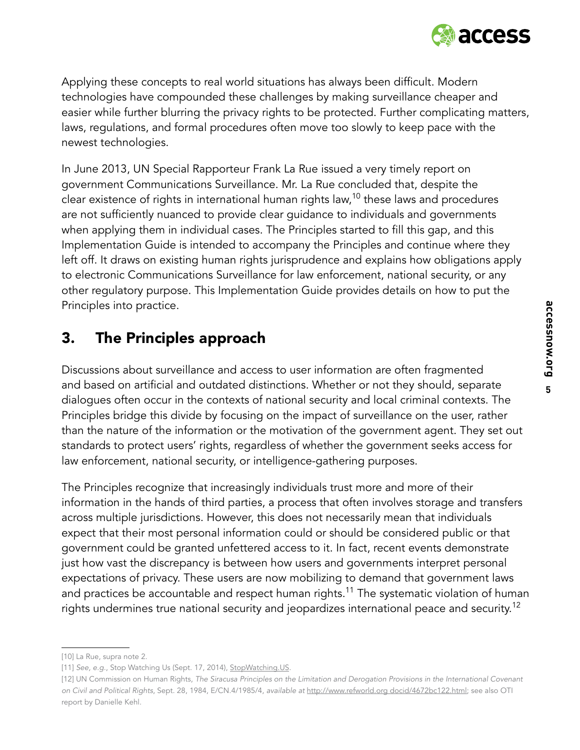Applying these concepts to real world situations has always been difficult. Modern technologies have compounded these challenges by making surveillance cheaper and easier while further blurring the privacy rights to be protected. Further complicating matters, laws, regulations, and formal procedures often move too slowly to keep pace with the newest technologies.

In June 2013, UN Special Rapporteur Frank La Rue issued a very timely report on government Communications Surveillance. Mr. La Rue concluded that, despite the clear existence of rights in international human rights law,[10] these laws and procedures are not sufficiently nuanced to provide clear guidance to individuals and governments when applying them in individual cases. The Principles started to fill this gap, and this Implementation Guide is intended to accompany the Principles and continue where they left off. It draws on existing human rights jurisprudence and explains how obligations apply to electronic Communications Surveillance for law enforcement, national security, or any other regulatory purpose. This Implementation Guide provides details on how to put the Principles into practice.

## 3. The Principles approach

Discussions about surveillance and access to user information are often fragmented and based on artificial and outdated distinctions. Whether or not they should, separate dialogues often occur in the contexts of national security and local criminal contexts. The Principles bridge this divide by focusing on the impact of surveillance on the user, rather than the nature of the information or the motivation of the government agent. They set out standards to protect users' rights, regardless of whether the government seeks access for law enforcement, national security, or intelligence-gathering purposes.

The Principles recognize that increasingly individuals trust more and more of their information in the hands of third parties, a process that often involves storage and transfers across multiple jurisdictions. However, this does not necessarily mean that individuals expect that their most personal information could or should be considered public or that government could be granted unfettered access to it. In fact, recent events demonstrate just how vast the discrepancy is between how users and governments interpret personal expectations of privacy. These users are now mobilizing to demand that government laws and practices be accountable and respect human rights.[11] The systematic violation of human rights undermines true national security and jeopardizes international peace and security.[12]

---

[10] La Rue, supra note 2.

[11] *See, e.g.*, Stop Watching Us (Sept. 17, 2014), StopWatching.US.

[12] UN Commission on Human Rights, *The Siracusa Principles on the Limitation and Derogation Provisions in the International Covenant on Civil and Political Rights*, Sept. 28, 1984, E/CN.4/1985/4, *available at* http://www.refworld.org docid/4672bc122.html; see also OTI report by Danielle Kehl.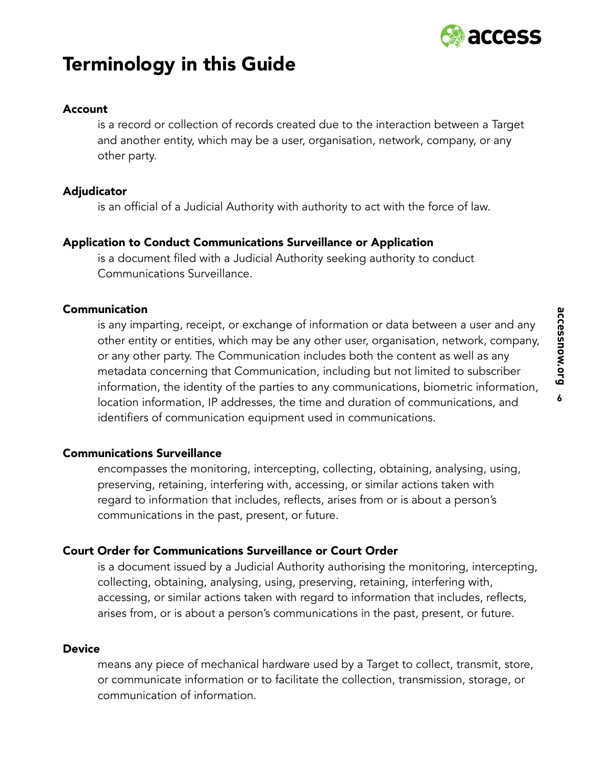# Terminology in this Guide

**Account**

is a record or collection of records created due to the interaction between a Target and another entity, which may be a user, organisation, network, company, or any other party.

**Adjudicator**

is an official of a Judicial Authority with authority to act with the force of law.

**Application to Conduct Communications Surveillance or Application**

is a document filed with a Judicial Authority seeking authority to conduct Communications Surveillance.

**Communication**

is any imparting, receipt, or exchange of information or data between a user and any other entity or entities, which may be any other user, organisation, network, company, or any other party. The Communication includes both the content as well as any metadata concerning that Communication, including but not limited to subscriber information, the identity of the parties to any communications, biometric information, location information, IP addresses, the time and duration of communications, and identifiers of communication equipment used in communications.

**Communications Surveillance**

encompasses the monitoring, intercepting, collecting, obtaining, analysing, using, preserving, retaining, interfering with, accessing, or similar actions taken with regard to information that includes, reflects, arises from or is about a person's communications in the past, present, or future.

**Court Order for Communications Surveillance or Court Order**

is a document issued by a Judicial Authority authorising the monitoring, intercepting, collecting, obtaining, analysing, using, preserving, retaining, interfering with, accessing, or similar actions taken with regard to information that includes, reflects, arises from, or is about a person's communications in the past, present, or future.

**Device**

means any piece of mechanical hardware used by a Target to collect, transmit, store, or communicate information or to facilitate the collection, transmission, storage, or communication of information.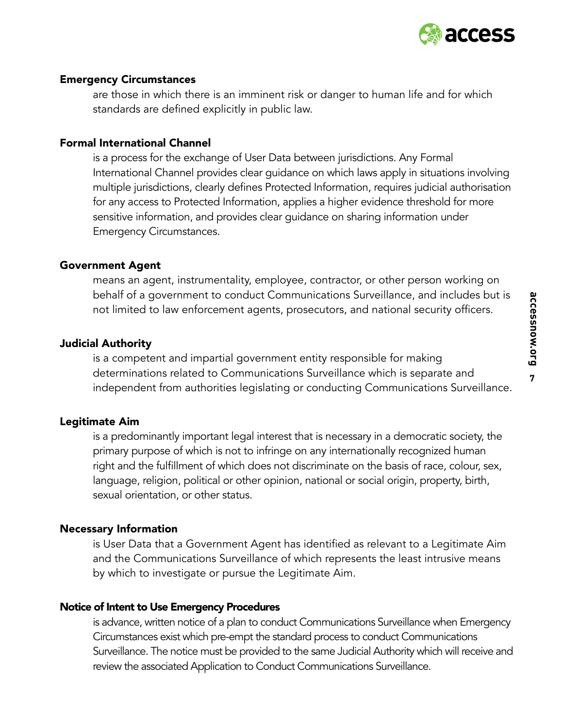**Emergency Circumstances**

are those in which there is an imminent risk or danger to human life and for which standards are defined explicitly in public law.

**Formal International Channel**

is a process for the exchange of User Data between jurisdictions. Any Formal International Channel provides clear guidance on which laws apply in situations involving multiple jurisdictions, clearly defines Protected Information, requires judicial authorisation for any access to Protected Information, applies a higher evidence threshold for more sensitive information, and provides clear guidance on sharing information under Emergency Circumstances.

**Government Agent**

means an agent, instrumentality, employee, contractor, or other person working on behalf of a government to conduct Communications Surveillance, and includes but is not limited to law enforcement agents, prosecutors, and national security officers.

**Judicial Authority**

is a competent and impartial government entity responsible for making determinations related to Communications Surveillance which is separate and independent from authorities legislating or conducting Communications Surveillance.

**Legitimate Aim**

is a predominantly important legal interest that is necessary in a democratic society, the primary purpose of which is not to infringe on any internationally recognized human right and the fulfillment of which does not discriminate on the basis of race, colour, sex, language, religion, political or other opinion, national or social origin, property, birth, sexual orientation, or other status.

**Necessary Information**

is User Data that a Government Agent has identified as relevant to a Legitimate Aim and the Communications Surveillance of which represents the least intrusive means by which to investigate or pursue the Legitimate Aim.

**Notice of Intent to Use Emergency Procedures**

is advance, written notice of a plan to conduct Communications Surveillance when Emergency Circumstances exist which pre-empt the standard process to conduct Communications Surveillance. The notice must be provided to the same Judicial Authority which will receive and review the associated Application to Conduct Communications Surveillance.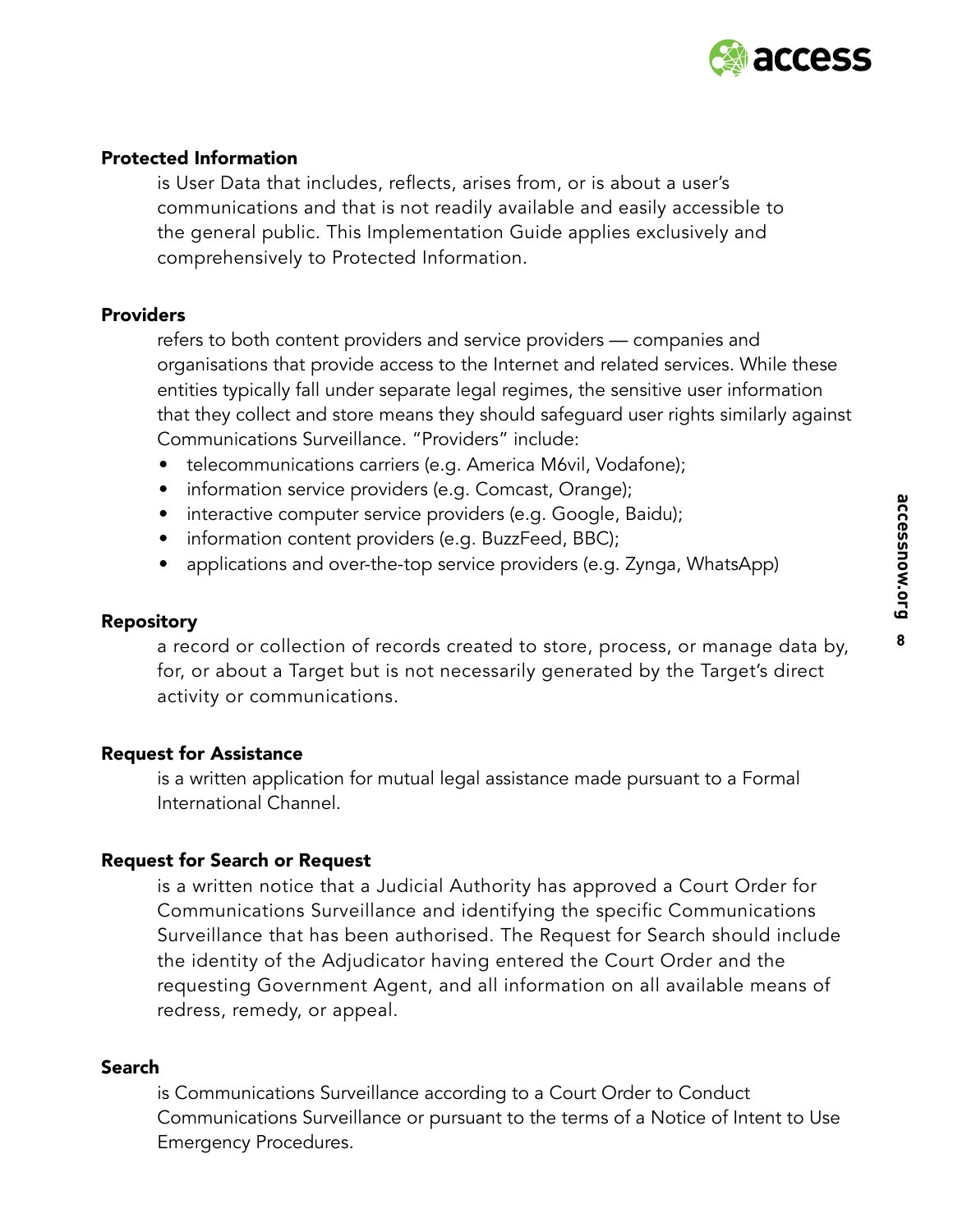**Protected Information**

is User Data that includes, reflects, arises from, or is about a user's communications and that is not readily available and easily accessible to the general public. This Implementation Guide applies exclusively and comprehensively to Protected Information.

**Providers**

refers to both content providers and service providers — companies and organisations that provide access to the Internet and related services. While these entities typically fall under separate legal regimes, the sensitive user information that they collect and store means they should safeguard user rights similarly against Communications Surveillance. "Providers" include:

- telecommunications carriers (e.g. America M6vil, Vodafone);
- information service providers (e.g. Comcast, Orange);
- interactive computer service providers (e.g. Google, Baidu);
- information content providers (e.g. BuzzFeed, BBC);
- applications and over-the-top service providers (e.g. Zynga, WhatsApp)

**Repository**

a record or collection of records created to store, process, or manage data by, for, or about a Target but is not necessarily generated by the Target's direct activity or communications.

**Request for Assistance**

is a written application for mutual legal assistance made pursuant to a Formal International Channel.

**Request for Search or Request**

is a written notice that a Judicial Authority has approved a Court Order for Communications Surveillance and identifying the specific Communications Surveillance that has been authorised. The Request for Search should include the identity of the Adjudicator having entered the Court Order and the requesting Government Agent, and all information on all available means of redress, remedy, or appeal.

**Search**

is Communications Surveillance according to a Court Order to Conduct Communications Surveillance or pursuant to the terms of a Notice of Intent to Use Emergency Procedures.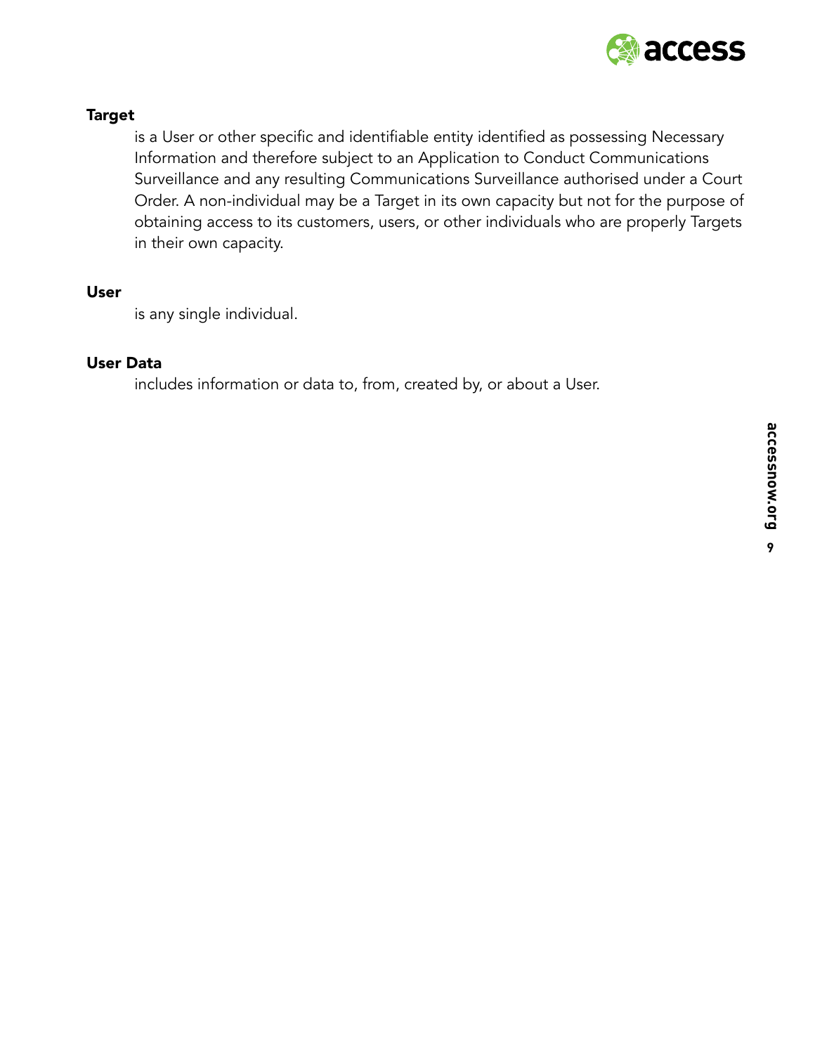**Target**

is a User or other specific and identifiable entity identified as possessing Necessary Information and therefore subject to an Application to Conduct Communications Surveillance and any resulting Communications Surveillance authorised under a Court Order. A non-individual may be a Target in its own capacity but not for the purpose of obtaining access to its customers, users, or other individuals who are properly Targets in their own capacity.

**User**

is any single individual.

**User Data**

includes information or data to, from, created by, or about a User.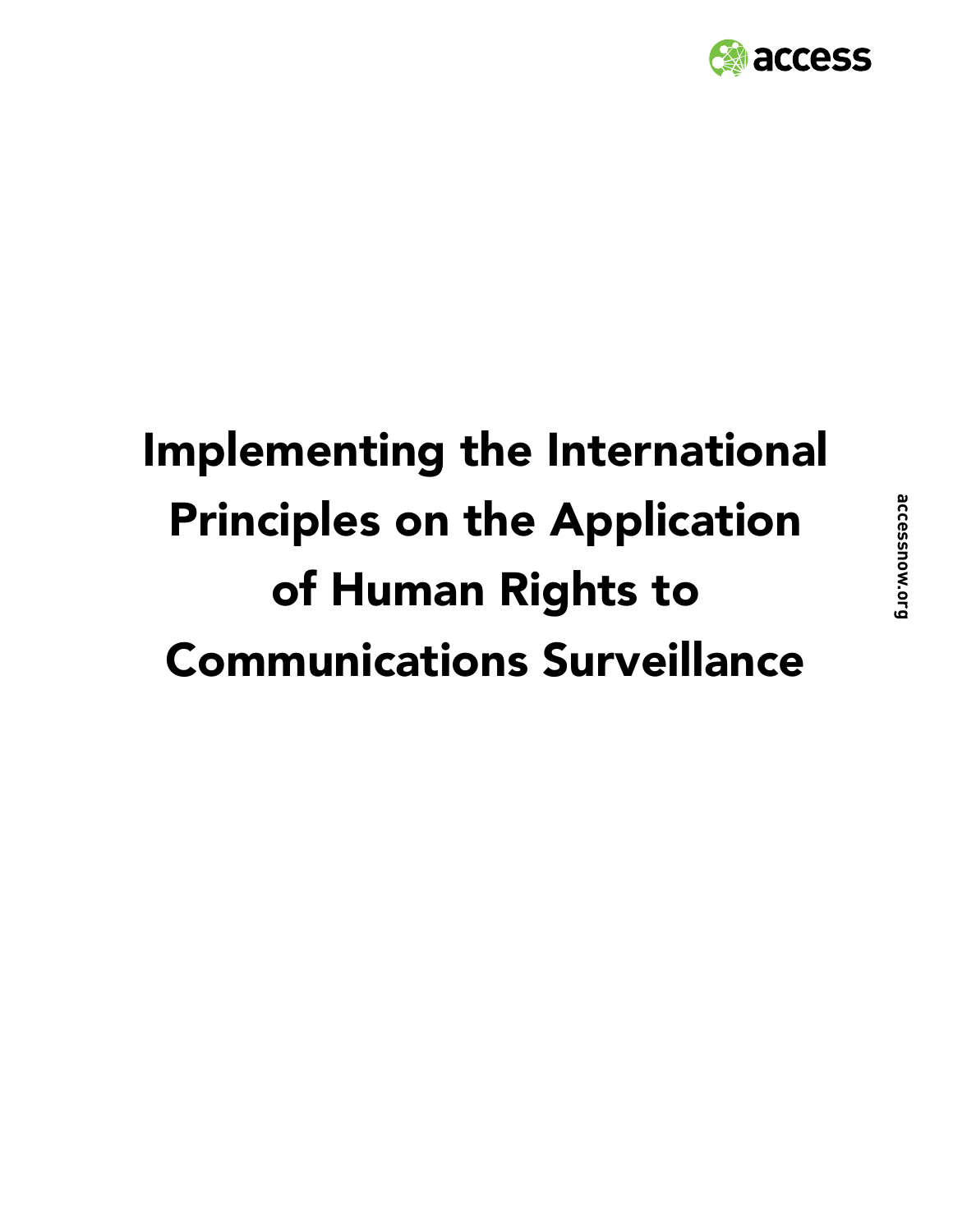# Implementing the International Principles on the Application of Human Rights to Communications Surveillance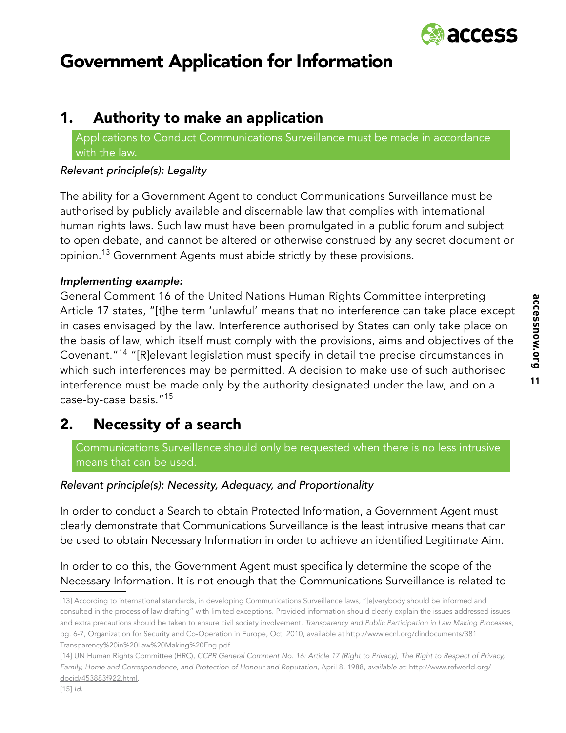# Government Application for Information

## 1. Authority to make an application

Applications to Conduct Communications Surveillance must be made in accordance with the law.

*Relevant principle(s): Legality*

The ability for a Government Agent to conduct Communications Surveillance must be authorised by publicly available and discernable law that complies with international human rights laws. Such law must have been promulgated in a public forum and subject to open debate, and cannot be altered or otherwise construed by any secret document or opinion.[13] Government Agents must abide strictly by these provisions.

***Implementing example:***

General Comment 16 of the United Nations Human Rights Committee interpreting Article 17 states, "[t]he term 'unlawful' means that no interference can take place except in cases envisaged by the law. Interference authorised by States can only take place on the basis of law, which itself must comply with the provisions, aims and objectives of the Covenant."[14] "[R]elevant legislation must specify in detail the precise circumstances in which such interferences may be permitted. A decision to make use of such authorised interference must be made only by the authority designated under the law, and on a case-by-case basis."[15]

## 2. Necessity of a search

Communications Surveillance should only be requested when there is no less intrusive means that can be used.

*Relevant principle(s): Necessity, Adequacy, and Proportionality*

In order to conduct a Search to obtain Protected Information, a Government Agent must clearly demonstrate that Communications Surveillance is the least intrusive means that can be used to obtain Necessary Information in order to achieve an identified Legitimate Aim.

In order to do this, the Government Agent must specifically determine the scope of the Necessary Information. It is not enough that the Communications Surveillance is related to

---

[13] According to international standards, in developing Communications Surveillance laws, "[e]verybody should be informed and consulted in the process of law drafting" with limited exceptions. Provided information should clearly explain the issues addressed issues and extra precautions should be taken to ensure civil society involvement. *Transparency and Public Participation in Law Making Processes*, pg. 6-7, Organization for Security and Co-Operation in Europe, Oct. 2010, available at http://www.ecnl.org/dindocuments/381_Transparency%20in%20Law%20Making%20Eng.pdf.

[14] UN Human Rights Committee (HRC), *CCPR General Comment No. 16: Article 17 (Right to Privacy), The Right to Respect of Privacy, Family, Home and Correspondence, and Protection of Honour and Reputation*, April 8, 1988, *available at*: http://www.refworld.org/docid/453883f922.html.

[15] *Id.*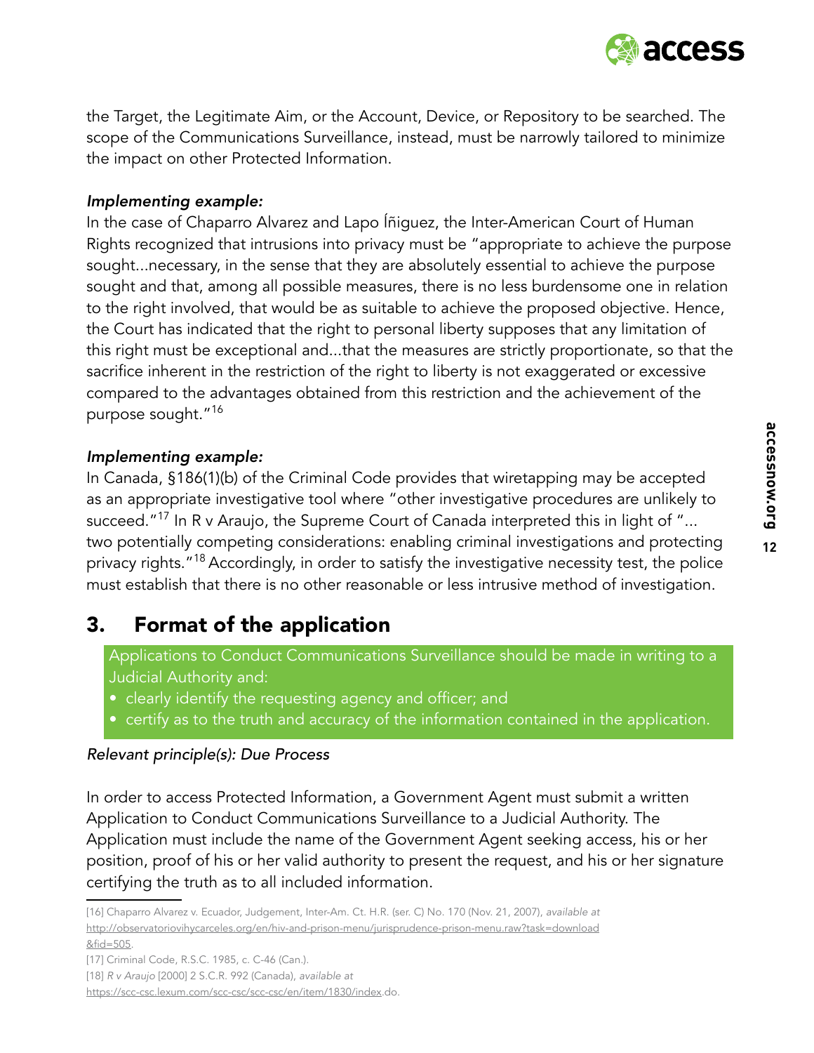the Target, the Legitimate Aim, or the Account, Device, or Repository to be searched. The scope of the Communications Surveillance, instead, must be narrowly tailored to minimize the impact on other Protected Information.

***Implementing example:***

In the case of Chaparro Alvarez and Lapo Íñiguez, the Inter-American Court of Human Rights recognized that intrusions into privacy must be "appropriate to achieve the purpose sought...necessary, in the sense that they are absolutely essential to achieve the purpose sought and that, among all possible measures, there is no less burdensome one in relation to the right involved, that would be as suitable to achieve the proposed objective. Hence, the Court has indicated that the right to personal liberty supposes that any limitation of this right must be exceptional and...that the measures are strictly proportionate, so that the sacrifice inherent in the restriction of the right to liberty is not exaggerated or excessive compared to the advantages obtained from this restriction and the achievement of the purpose sought."[16]

***Implementing example:***

In Canada, §186(1)(b) of the Criminal Code provides that wiretapping may be accepted as an appropriate investigative tool where "other investigative procedures are unlikely to succeed."[17] In R v Araujo, the Supreme Court of Canada interpreted this in light of "... two potentially competing considerations: enabling criminal investigations and protecting privacy rights."[18] Accordingly, in order to satisfy the investigative necessity test, the police must establish that there is no other reasonable or less intrusive method of investigation.

## 3. Format of the application

Applications to Conduct Communications Surveillance should be made in writing to a Judicial Authority and:

- clearly identify the requesting agency and officer; and
- certify as to the truth and accuracy of the information contained in the application.

*Relevant principle(s): Due Process*

In order to access Protected Information, a Government Agent must submit a written Application to Conduct Communications Surveillance to a Judicial Authority. The Application must include the name of the Government Agent seeking access, his or her position, proof of his or her valid authority to present the request, and his or her signature certifying the truth as to all included information.

---

[16] Chaparro Alvarez v. Ecuador, Judgement, Inter-Am. Ct. H.R. (ser. C) No. 170 (Nov. 21, 2007), *available at* http://observatoriovihycarceles.org/en/hiv-and-prison-menu/jurisprudence-prison-menu.raw?task=download&fid=505.

[17] Criminal Code, R.S.C. 1985, c. C-46 (Can.).

[18] *R v Araujo* [2000] 2 S.C.R. 992 (Canada), *available at* https://scc-csc.lexum.com/scc-csc/scc-csc/en/item/1830/index.do.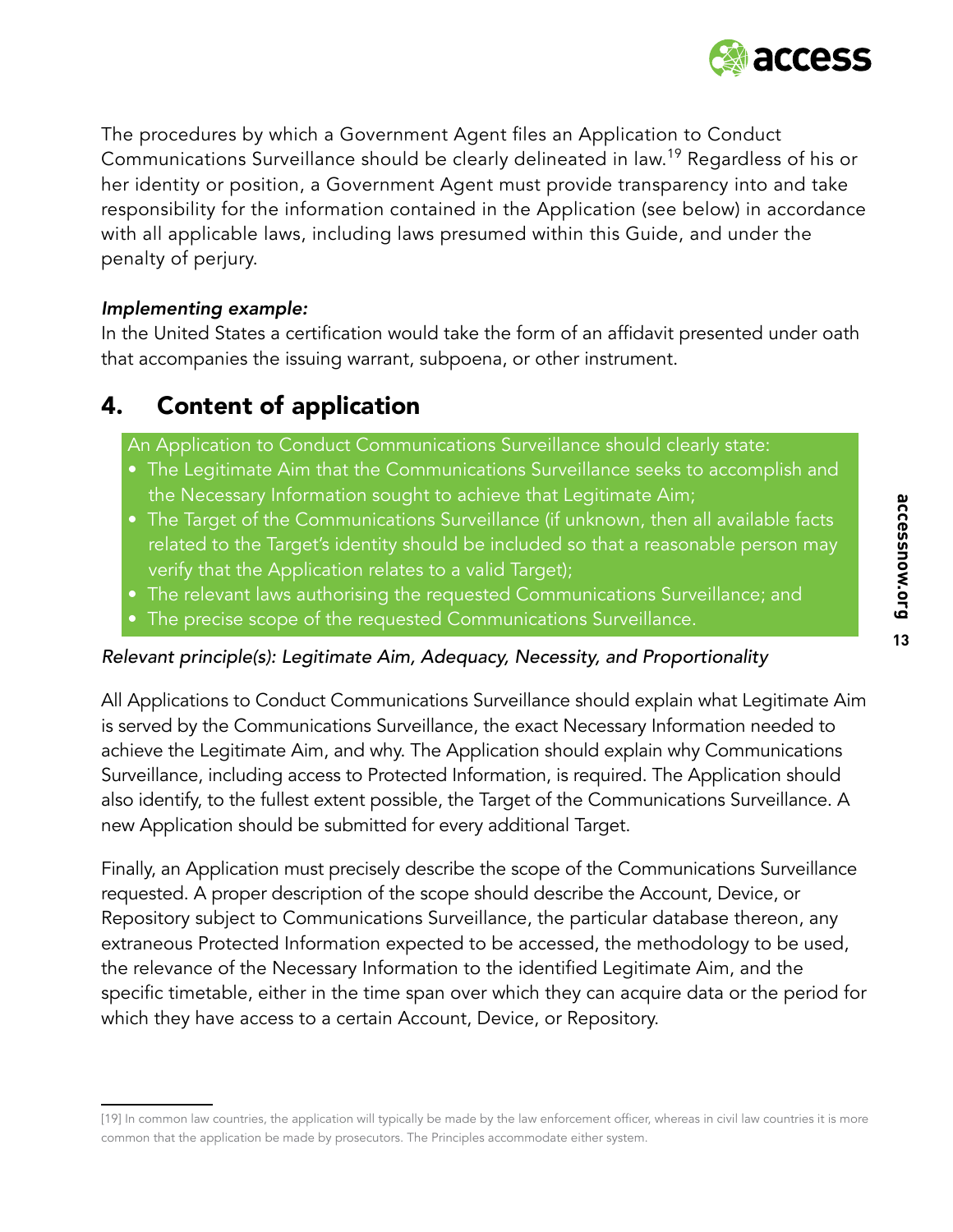The procedures by which a Government Agent files an Application to Conduct Communications Surveillance should be clearly delineated in law.[19] Regardless of his or her identity or position, a Government Agent must provide transparency into and take responsibility for the information contained in the Application (see below) in accordance with all applicable laws, including laws presumed within this Guide, and under the penalty of perjury.

***Implementing example:***
In the United States a certification would take the form of an affidavit presented under oath that accompanies the issuing warrant, subpoena, or other instrument.

## 4. Content of application

An Application to Conduct Communications Surveillance should clearly state:

- The Legitimate Aim that the Communications Surveillance seeks to accomplish and the Necessary Information sought to achieve that Legitimate Aim;
- The Target of the Communications Surveillance (if unknown, then all available facts related to the Target's identity should be included so that a reasonable person may verify that the Application relates to a valid Target);
- The relevant laws authorising the requested Communications Surveillance; and
- The precise scope of the requested Communications Surveillance.

*Relevant principle(s): Legitimate Aim, Adequacy, Necessity, and Proportionality*

All Applications to Conduct Communications Surveillance should explain what Legitimate Aim is served by the Communications Surveillance, the exact Necessary Information needed to achieve the Legitimate Aim, and why. The Application should explain why Communications Surveillance, including access to Protected Information, is required. The Application should also identify, to the fullest extent possible, the Target of the Communications Surveillance. A new Application should be submitted for every additional Target.

Finally, an Application must precisely describe the scope of the Communications Surveillance requested. A proper description of the scope should describe the Account, Device, or Repository subject to Communications Surveillance, the particular database thereon, any extraneous Protected Information expected to be accessed, the methodology to be used, the relevance of the Necessary Information to the identified Legitimate Aim, and the specific timetable, either in the time span over which they can acquire data or the period for which they have access to a certain Account, Device, or Repository.

---

[19] In common law countries, the application will typically be made by the law enforcement officer, whereas in civil law countries it is more common that the application be made by prosecutors. The Principles accommodate either system.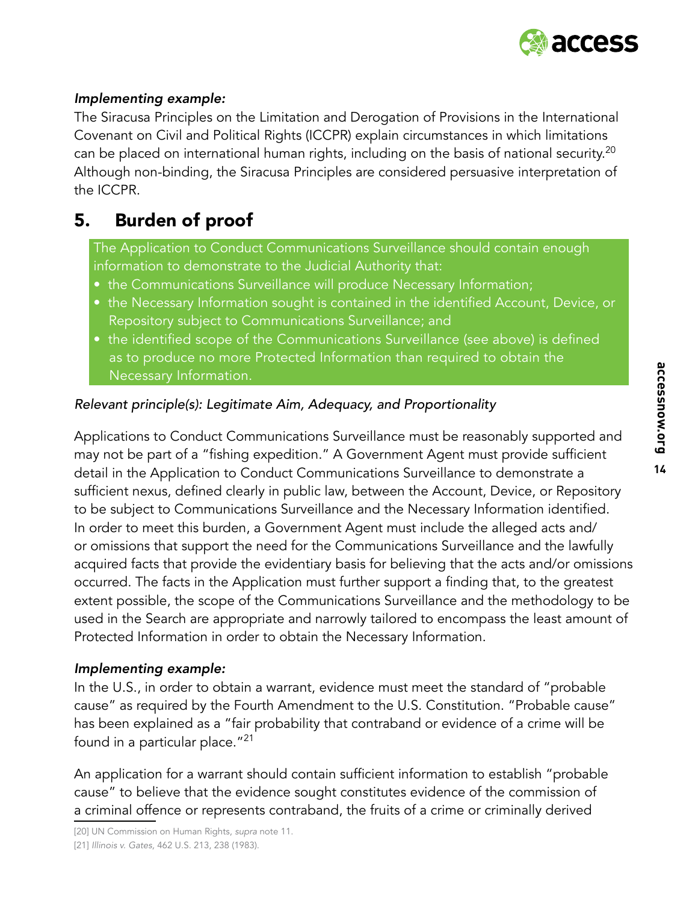*Implementing example:*
The Siracusa Principles on the Limitation and Derogation of Provisions in the International Covenant on Civil and Political Rights (ICCPR) explain circumstances in which limitations can be placed on international human rights, including on the basis of national security.[20] Although non-binding, the Siracusa Principles are considered persuasive interpretation of the ICCPR.

## 5. Burden of proof

The Application to Conduct Communications Surveillance should contain enough information to demonstrate to the Judicial Authority that:

- the Communications Surveillance will produce Necessary Information;
- the Necessary Information sought is contained in the identified Account, Device, or Repository subject to Communications Surveillance; and
- the identified scope of the Communications Surveillance (see above) is defined as to produce no more Protected Information than required to obtain the Necessary Information.

*Relevant principle(s): Legitimate Aim, Adequacy, and Proportionality*

Applications to Conduct Communications Surveillance must be reasonably supported and may not be part of a "fishing expedition." A Government Agent must provide sufficient detail in the Application to Conduct Communications Surveillance to demonstrate a sufficient nexus, defined clearly in public law, between the Account, Device, or Repository to be subject to Communications Surveillance and the Necessary Information identified. In order to meet this burden, a Government Agent must include the alleged acts and/or omissions that support the need for the Communications Surveillance and the lawfully acquired facts that provide the evidentiary basis for believing that the acts and/or omissions occurred. The facts in the Application must further support a finding that, to the greatest extent possible, the scope of the Communications Surveillance and the methodology to be used in the Search are appropriate and narrowly tailored to encompass the least amount of Protected Information in order to obtain the Necessary Information.

*Implementing example:*
In the U.S., in order to obtain a warrant, evidence must meet the standard of "probable cause" as required by the Fourth Amendment to the U.S. Constitution. "Probable cause" has been explained as a "fair probability that contraband or evidence of a crime will be found in a particular place."[21]

An application for a warrant should contain sufficient information to establish "probable cause" to believe that the evidence sought constitutes evidence of the commission of a criminal offence or represents contraband, the fruits of a crime or criminally derived

[20] UN Commission on Human Rights, *supra* note 11.

[21] *Illinois v. Gates*, 462 U.S. 213, 238 (1983).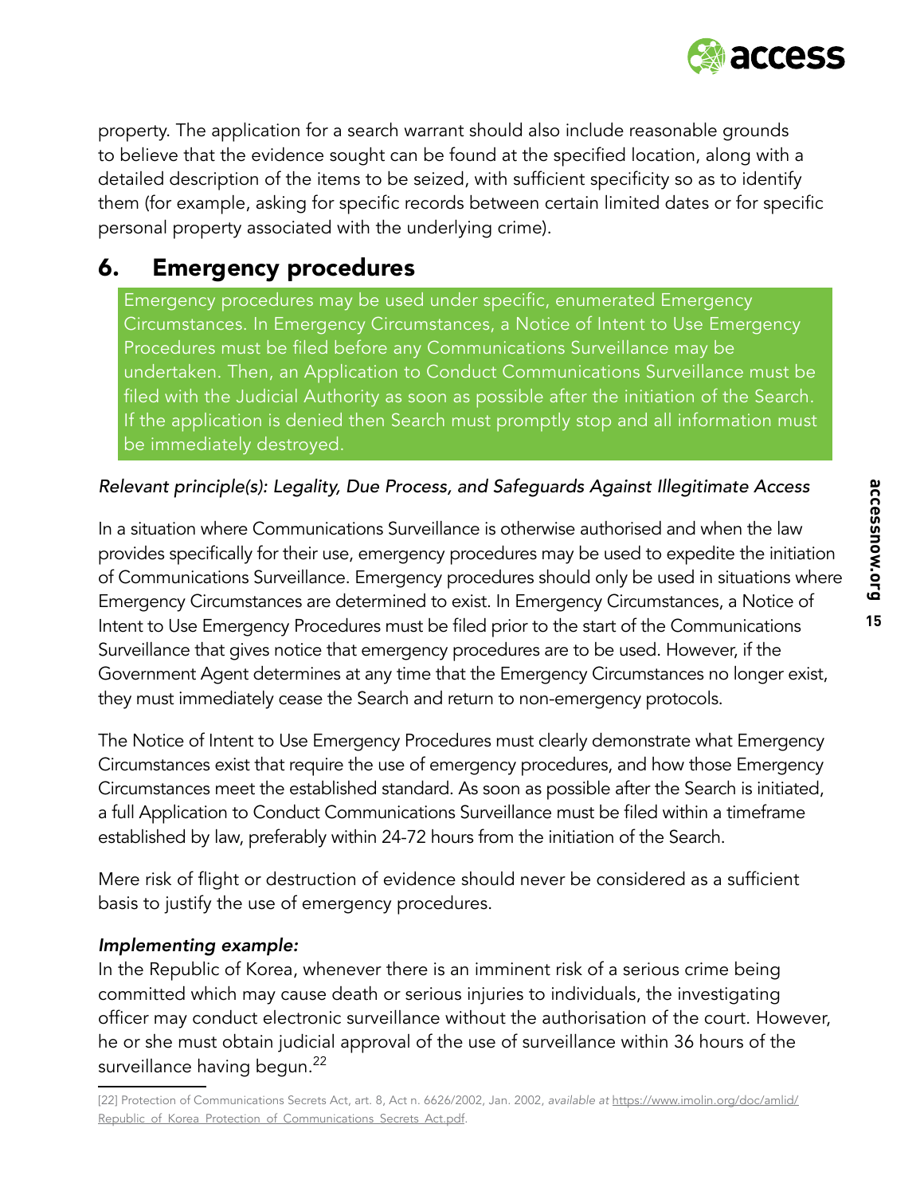property. The application for a search warrant should also include reasonable grounds to believe that the evidence sought can be found at the specified location, along with a detailed description of the items to be seized, with sufficient specificity so as to identify them (for example, asking for specific records between certain limited dates or for specific personal property associated with the underlying crime).

## 6. Emergency procedures

> Emergency procedures may be used under specific, enumerated Emergency Circumstances. In Emergency Circumstances, a Notice of Intent to Use Emergency Procedures must be filed before any Communications Surveillance may be undertaken. Then, an Application to Conduct Communications Surveillance must be filed with the Judicial Authority as soon as possible after the initiation of the Search. If the application is denied then Search must promptly stop and all information must be immediately destroyed.

*Relevant principle(s): Legality, Due Process, and Safeguards Against Illegitimate Access*

In a situation where Communications Surveillance is otherwise authorised and when the law provides specifically for their use, emergency procedures may be used to expedite the initiation of Communications Surveillance. Emergency procedures should only be used in situations where Emergency Circumstances are determined to exist. In Emergency Circumstances, a Notice of Intent to Use Emergency Procedures must be filed prior to the start of the Communications Surveillance that gives notice that emergency procedures are to be used. However, if the Government Agent determines at any time that the Emergency Circumstances no longer exist, they must immediately cease the Search and return to non-emergency protocols.

The Notice of Intent to Use Emergency Procedures must clearly demonstrate what Emergency Circumstances exist that require the use of emergency procedures, and how those Emergency Circumstances meet the established standard. As soon as possible after the Search is initiated, a full Application to Conduct Communications Surveillance must be filed within a timeframe established by law, preferably within 24-72 hours from the initiation of the Search.

Mere risk of flight or destruction of evidence should never be considered as a sufficient basis to justify the use of emergency procedures.

***Implementing example:***

In the Republic of Korea, whenever there is an imminent risk of a serious crime being committed which may cause death or serious injuries to individuals, the investigating officer may conduct electronic surveillance without the authorisation of the court. However, he or she must obtain judicial approval of the use of surveillance within 36 hours of the surveillance having begun.[22]

---

[22] Protection of Communications Secrets Act, art. 8, Act n. 6626/2002, Jan. 2002, *available at* https://www.imolin.org/doc/amlid/Republic_of_Korea_Protection_of_Communications_Secrets_Act.pdf.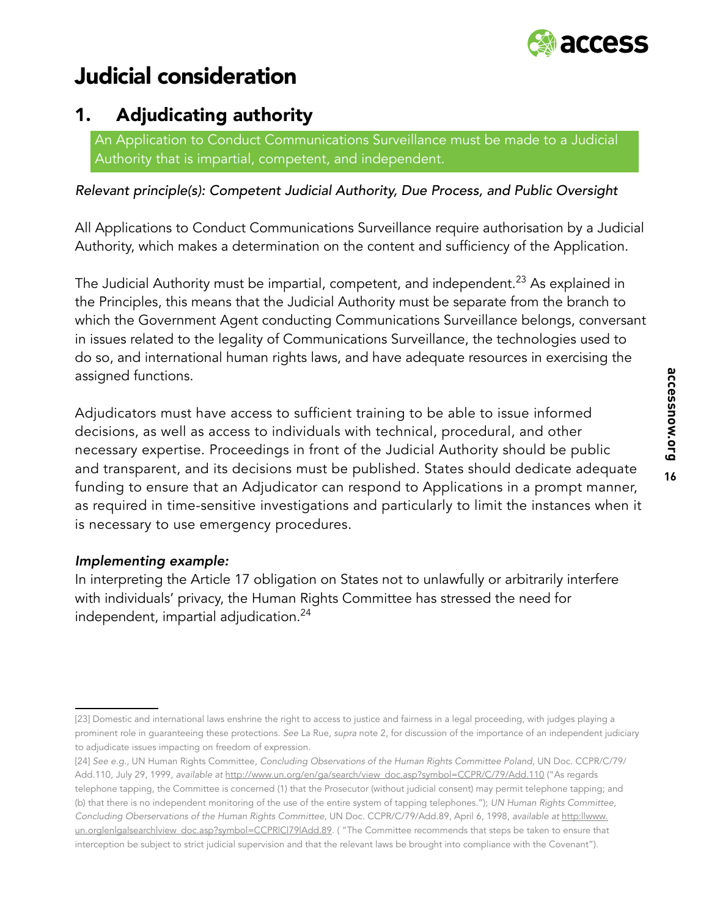# Judicial consideration

## 1. Adjudicating authority

An Application to Conduct Communications Surveillance must be made to a Judicial Authority that is impartial, competent, and independent.

*Relevant principle(s): Competent Judicial Authority, Due Process, and Public Oversight*

All Applications to Conduct Communications Surveillance require authorisation by a Judicial Authority, which makes a determination on the content and sufficiency of the Application.

The Judicial Authority must be impartial, competent, and independent.[23] As explained in the Principles, this means that the Judicial Authority must be separate from the branch to which the Government Agent conducting Communications Surveillance belongs, conversant in issues related to the legality of Communications Surveillance, the technologies used to do so, and international human rights laws, and have adequate resources in exercising the assigned functions.

Adjudicators must have access to sufficient training to be able to issue informed decisions, as well as access to individuals with technical, procedural, and other necessary expertise. Proceedings in front of the Judicial Authority should be public and transparent, and its decisions must be published. States should dedicate adequate funding to ensure that an Adjudicator can respond to Applications in a prompt manner, as required in time-sensitive investigations and particularly to limit the instances when it is necessary to use emergency procedures.

***Implementing example:***

In interpreting the Article 17 obligation on States not to unlawfully or arbitrarily interfere with individuals' privacy, the Human Rights Committee has stressed the need for independent, impartial adjudication.[24]

---

[23] Domestic and international laws enshrine the right to access to justice and fairness in a legal proceeding, with judges playing a prominent role in guaranteeing these protections. *See* La Rue, *supra* note 2, for discussion of the importance of an independent judiciary to adjudicate issues impacting on freedom of expression.

[24] *See e.g.*, UN Human Rights Committee, *Concluding Observations of the Human Rights Committee Poland*, UN Doc. CCPR/C/79/Add.110, July 29, 1999, *available at* http://www.un.org/en/ga/search/view_doc.asp?symbol=CCPR/C/79/Add.110 ("As regards telephone tapping, the Committee is concerned (1) that the Prosecutor (without judicial consent) may permit telephone tapping; and (b) that there is no independent monitoring of the use of the entire system of tapping telephones."); *UN Human Rights Committee, Concluding Oberservations of the Human Rights Committee*, UN Doc. CCPR/C/79/Add.89, April 6, 1998, *available at* http:llwww.un.orglenlgalsearchlview_doc.asp?symbol=CCPRlCl79lAdd.89. ( "The Committee recommends that steps be taken to ensure that interception be subject to strict judicial supervision and that the relevant laws be brought into compliance with the Covenant").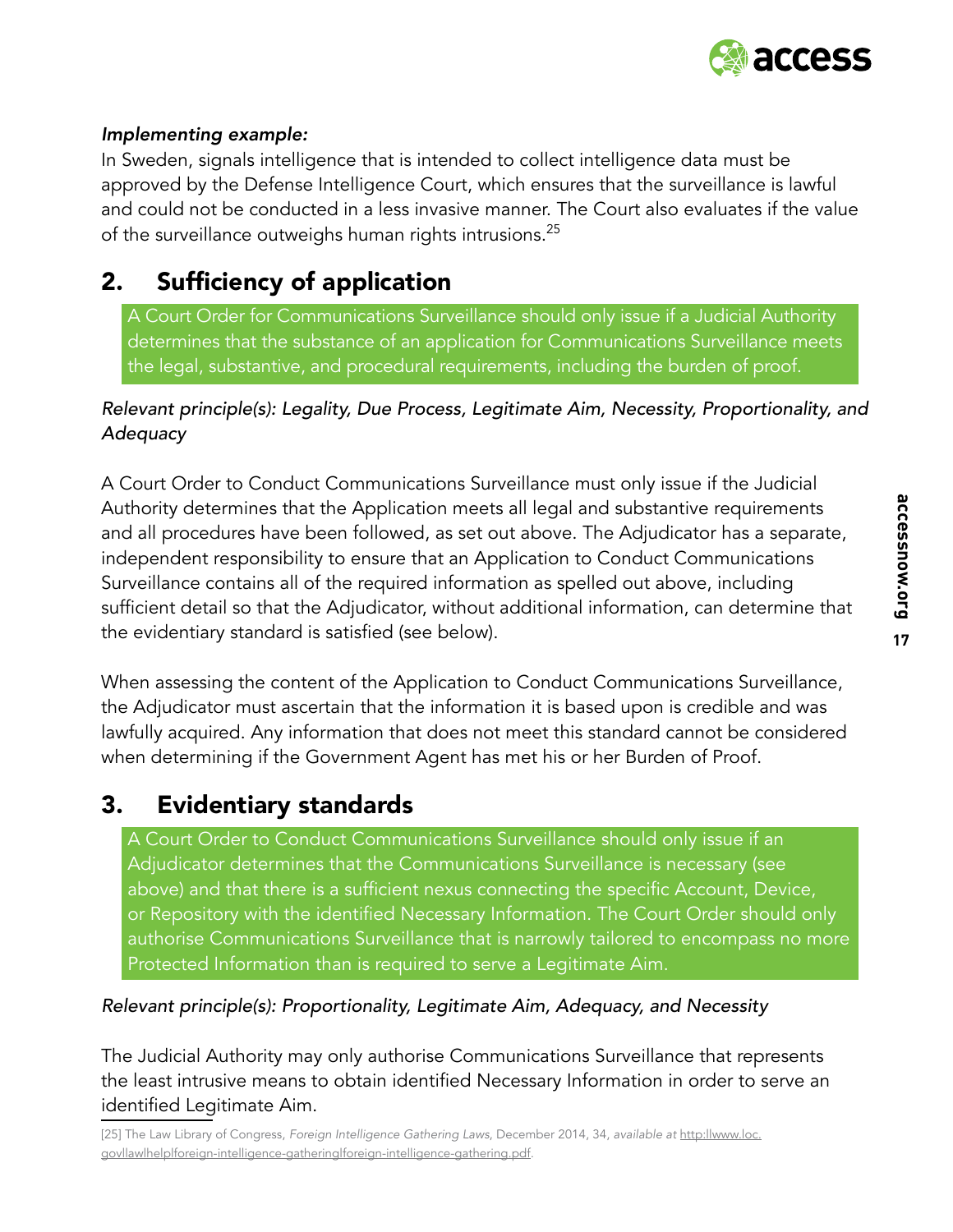*Implementing example:*
In Sweden, signals intelligence that is intended to collect intelligence data must be approved by the Defense Intelligence Court, which ensures that the surveillance is lawful and could not be conducted in a less invasive manner. The Court also evaluates if the value of the surveillance outweighs human rights intrusions.[25]

## 2. Sufficiency of application

> A Court Order for Communications Surveillance should only issue if a Judicial Authority determines that the substance of an application for Communications Surveillance meets the legal, substantive, and procedural requirements, including the burden of proof.

*Relevant principle(s): Legality, Due Process, Legitimate Aim, Necessity, Proportionality, and Adequacy*

A Court Order to Conduct Communications Surveillance must only issue if the Judicial Authority determines that the Application meets all legal and substantive requirements and all procedures have been followed, as set out above. The Adjudicator has a separate, independent responsibility to ensure that an Application to Conduct Communications Surveillance contains all of the required information as spelled out above, including sufficient detail so that the Adjudicator, without additional information, can determine that the evidentiary standard is satisfied (see below).

When assessing the content of the Application to Conduct Communications Surveillance, the Adjudicator must ascertain that the information it is based upon is credible and was lawfully acquired. Any information that does not meet this standard cannot be considered when determining if the Government Agent has met his or her Burden of Proof.

## 3. Evidentiary standards

> A Court Order to Conduct Communications Surveillance should only issue if an Adjudicator determines that the Communications Surveillance is necessary (see above) and that there is a sufficient nexus connecting the specific Account, Device, or Repository with the identified Necessary Information. The Court Order should only authorise Communications Surveillance that is narrowly tailored to encompass no more Protected Information than is required to serve a Legitimate Aim.

*Relevant principle(s): Proportionality, Legitimate Aim, Adequacy, and Necessity*

The Judicial Authority may only authorise Communications Surveillance that represents the least intrusive means to obtain identified Necessary Information in order to serve an identified Legitimate Aim.

[25] The Law Library of Congress, *Foreign Intelligence Gathering Laws*, December 2014, 34, *available at* http://www.loc.gov/law/help/foreign-intelligence-gathering/foreign-intelligence-gathering.pdf.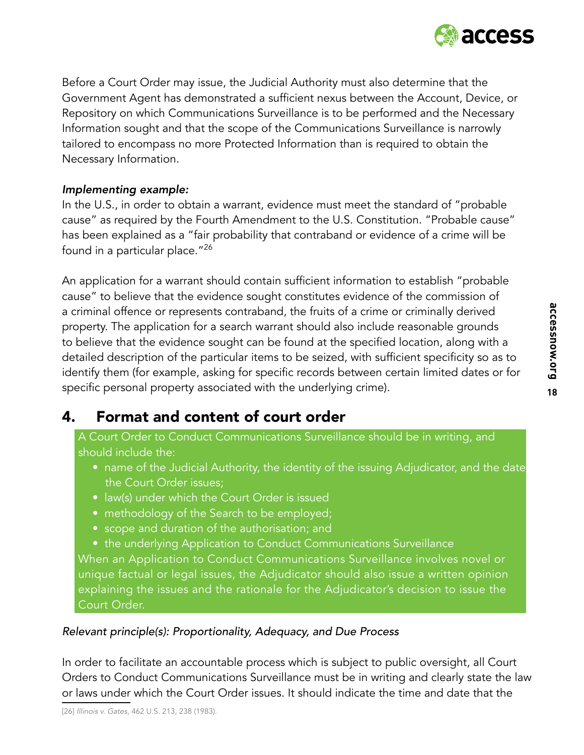Before a Court Order may issue, the Judicial Authority must also determine that the Government Agent has demonstrated a sufficient nexus between the Account, Device, or Repository on which Communications Surveillance is to be performed and the Necessary Information sought and that the scope of the Communications Surveillance is narrowly tailored to encompass no more Protected Information than is required to obtain the Necessary Information.

***Implementing example:***

In the U.S., in order to obtain a warrant, evidence must meet the standard of "probable cause" as required by the Fourth Amendment to the U.S. Constitution. "Probable cause" has been explained as a "fair probability that contraband or evidence of a crime will be found in a particular place."[26]

An application for a warrant should contain sufficient information to establish "probable cause" to believe that the evidence sought constitutes evidence of the commission of a criminal offence or represents contraband, the fruits of a crime or criminally derived property. The application for a search warrant should also include reasonable grounds to believe that the evidence sought can be found at the specified location, along with a detailed description of the particular items to be seized, with sufficient specificity so as to identify them (for example, asking for specific records between certain limited dates or for specific personal property associated with the underlying crime).

## 4. Format and content of court order

A Court Order to Conduct Communications Surveillance should be in writing, and should include the:

- name of the Judicial Authority, the identity of the issuing Adjudicator, and the date the Court Order issues;
- law(s) under which the Court Order is issued
- methodology of the Search to be employed;
- scope and duration of the authorisation; and
- the underlying Application to Conduct Communications Surveillance

When an Application to Conduct Communications Surveillance involves novel or unique factual or legal issues, the Adjudicator should also issue a written opinion explaining the issues and the rationale for the Adjudicator's decision to issue the Court Order.

*Relevant principle(s): Proportionality, Adequacy, and Due Process*

In order to facilitate an accountable process which is subject to public oversight, all Court Orders to Conduct Communications Surveillance must be in writing and clearly state the law or laws under which the Court Order issues. It should indicate the time and date that the

[26] *Illinois v. Gates*, 462 U.S. 213, 238 (1983).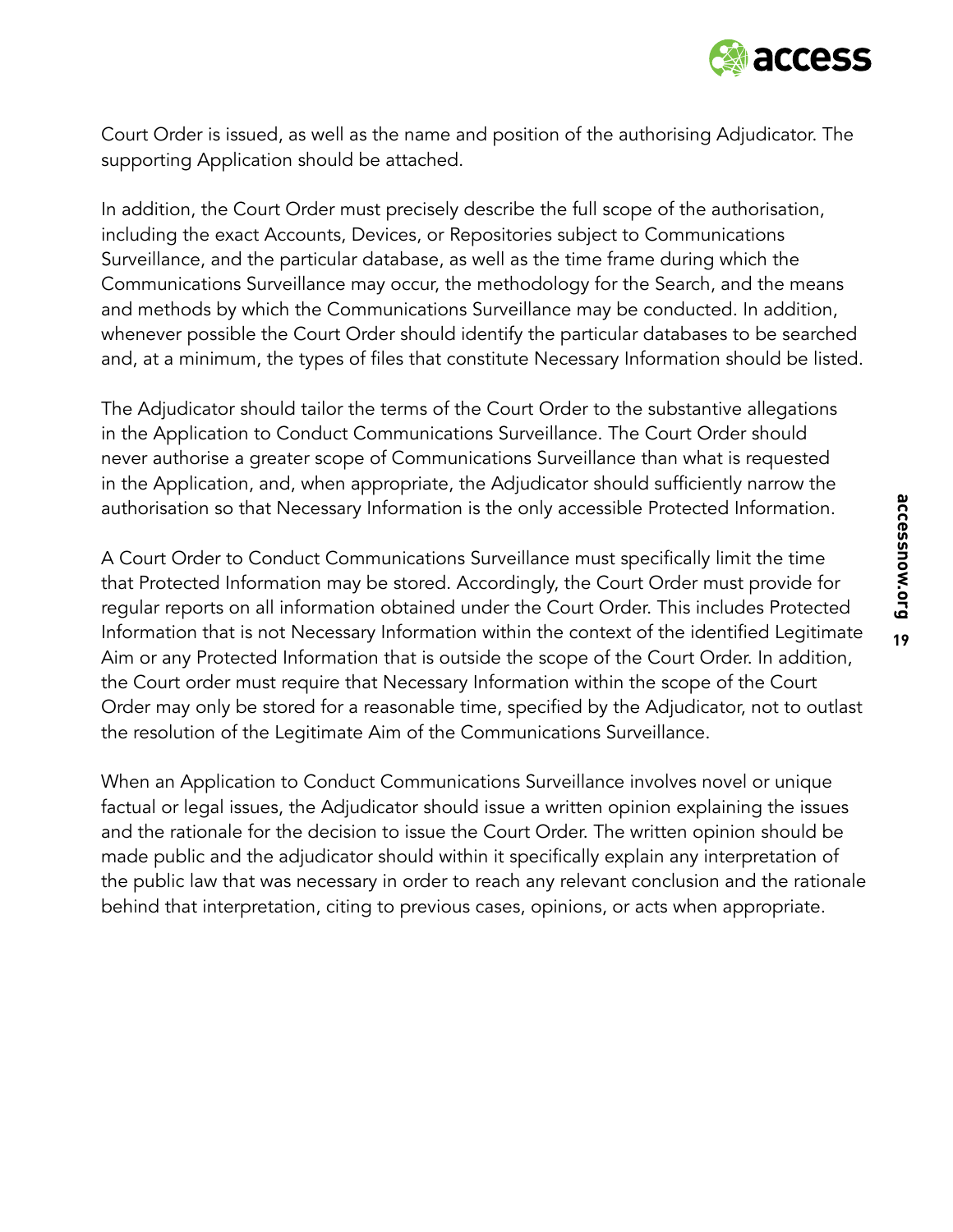Court Order is issued, as well as the name and position of the authorising Adjudicator. The supporting Application should be attached.

In addition, the Court Order must precisely describe the full scope of the authorisation, including the exact Accounts, Devices, or Repositories subject to Communications Surveillance, and the particular database, as well as the time frame during which the Communications Surveillance may occur, the methodology for the Search, and the means and methods by which the Communications Surveillance may be conducted. In addition, whenever possible the Court Order should identify the particular databases to be searched and, at a minimum, the types of files that constitute Necessary Information should be listed.

The Adjudicator should tailor the terms of the Court Order to the substantive allegations in the Application to Conduct Communications Surveillance. The Court Order should never authorise a greater scope of Communications Surveillance than what is requested in the Application, and, when appropriate, the Adjudicator should sufficiently narrow the authorisation so that Necessary Information is the only accessible Protected Information.

A Court Order to Conduct Communications Surveillance must specifically limit the time that Protected Information may be stored. Accordingly, the Court Order must provide for regular reports on all information obtained under the Court Order. This includes Protected Information that is not Necessary Information within the context of the identified Legitimate Aim or any Protected Information that is outside the scope of the Court Order. In addition, the Court order must require that Necessary Information within the scope of the Court Order may only be stored for a reasonable time, specified by the Adjudicator, not to outlast the resolution of the Legitimate Aim of the Communications Surveillance.

When an Application to Conduct Communications Surveillance involves novel or unique factual or legal issues, the Adjudicator should issue a written opinion explaining the issues and the rationale for the decision to issue the Court Order. The written opinion should be made public and the adjudicator should within it specifically explain any interpretation of the public law that was necessary in order to reach any relevant conclusion and the rationale behind that interpretation, citing to previous cases, opinions, or acts when appropriate.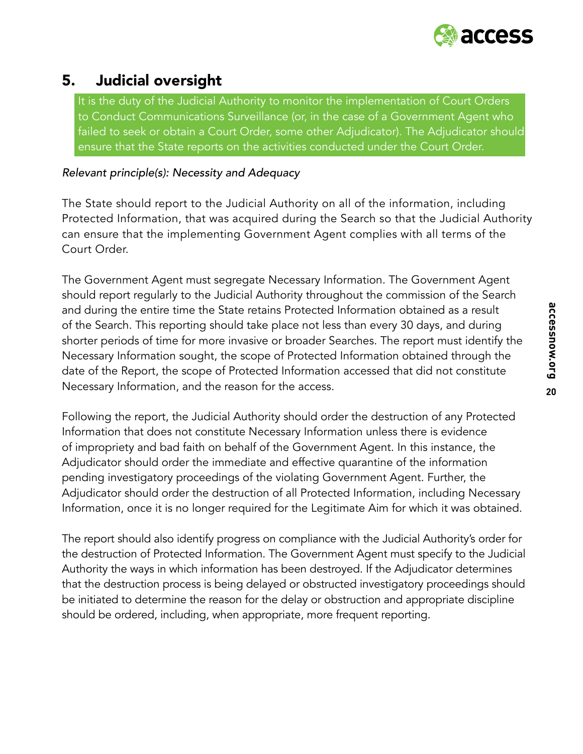## 5. Judicial oversight

It is the duty of the Judicial Authority to monitor the implementation of Court Orders to Conduct Communications Surveillance (or, in the case of a Government Agent who failed to seek or obtain a Court Order, some other Adjudicator). The Adjudicator should ensure that the State reports on the activities conducted under the Court Order.

*Relevant principle(s): Necessity and Adequacy*

The State should report to the Judicial Authority on all of the information, including Protected Information, that was acquired during the Search so that the Judicial Authority can ensure that the implementing Government Agent complies with all terms of the Court Order.

The Government Agent must segregate Necessary Information. The Government Agent should report regularly to the Judicial Authority throughout the commission of the Search and during the entire time the State retains Protected Information obtained as a result of the Search. This reporting should take place not less than every 30 days, and during shorter periods of time for more invasive or broader Searches. The report must identify the Necessary Information sought, the scope of Protected Information obtained through the date of the Report, the scope of Protected Information accessed that did not constitute Necessary Information, and the reason for the access.

Following the report, the Judicial Authority should order the destruction of any Protected Information that does not constitute Necessary Information unless there is evidence of impropriety and bad faith on behalf of the Government Agent. In this instance, the Adjudicator should order the immediate and effective quarantine of the information pending investigatory proceedings of the violating Government Agent. Further, the Adjudicator should order the destruction of all Protected Information, including Necessary Information, once it is no longer required for the Legitimate Aim for which it was obtained.

The report should also identify progress on compliance with the Judicial Authority's order for the destruction of Protected Information. The Government Agent must specify to the Judicial Authority the ways in which information has been destroyed. If the Adjudicator determines that the destruction process is being delayed or obstructed investigatory proceedings should be initiated to determine the reason for the delay or obstruction and appropriate discipline should be ordered, including, when appropriate, more frequent reporting.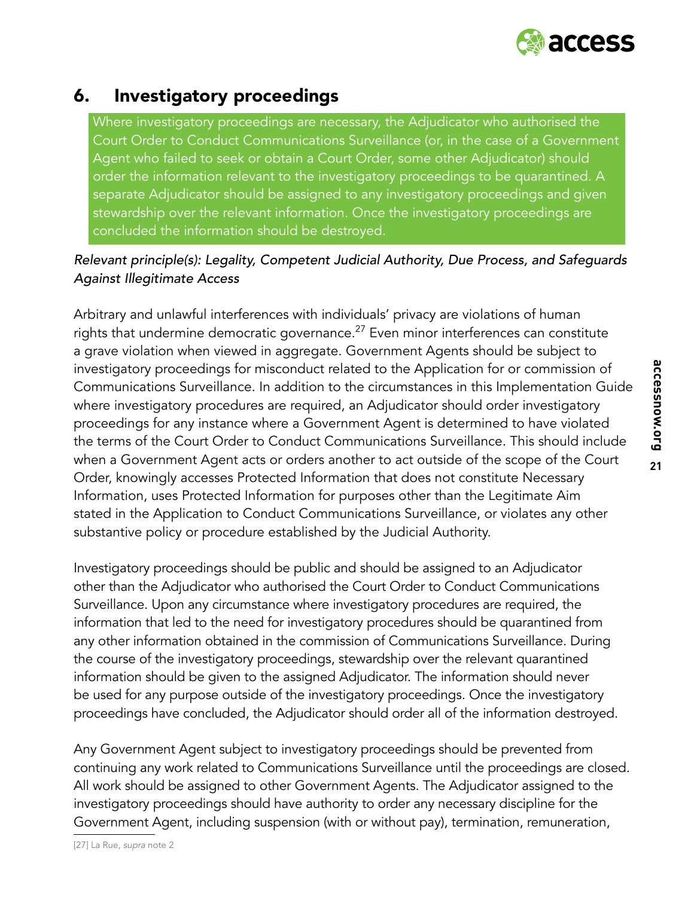## 6. Investigatory proceedings

> Where investigatory proceedings are necessary, the Adjudicator who authorised the Court Order to Conduct Communications Surveillance (or, in the case of a Government Agent who failed to seek or obtain a Court Order, some other Adjudicator) should order the information relevant to the investigatory proceedings to be quarantined. A separate Adjudicator should be assigned to any investigatory proceedings and given stewardship over the relevant information. Once the investigatory proceedings are concluded the information should be destroyed.

*Relevant principle(s): Legality, Competent Judicial Authority, Due Process, and Safeguards Against Illegitimate Access*

Arbitrary and unlawful interferences with individuals' privacy are violations of human rights that undermine democratic governance.[27] Even minor interferences can constitute a grave violation when viewed in aggregate. Government Agents should be subject to investigatory proceedings for misconduct related to the Application for or commission of Communications Surveillance. In addition to the circumstances in this Implementation Guide where investigatory procedures are required, an Adjudicator should order investigatory proceedings for any instance where a Government Agent is determined to have violated the terms of the Court Order to Conduct Communications Surveillance. This should include when a Government Agent acts or orders another to act outside of the scope of the Court Order, knowingly accesses Protected Information that does not constitute Necessary Information, uses Protected Information for purposes other than the Legitimate Aim stated in the Application to Conduct Communications Surveillance, or violates any other substantive policy or procedure established by the Judicial Authority.

Investigatory proceedings should be public and should be assigned to an Adjudicator other than the Adjudicator who authorised the Court Order to Conduct Communications Surveillance. Upon any circumstance where investigatory procedures are required, the information that led to the need for investigatory procedures should be quarantined from any other information obtained in the commission of Communications Surveillance. During the course of the investigatory proceedings, stewardship over the relevant quarantined information should be given to the assigned Adjudicator. The information should never be used for any purpose outside of the investigatory proceedings. Once the investigatory proceedings have concluded, the Adjudicator should order all of the information destroyed.

Any Government Agent subject to investigatory proceedings should be prevented from continuing any work related to Communications Surveillance until the proceedings are closed. All work should be assigned to other Government Agents. The Adjudicator assigned to the investigatory proceedings should have authority to order any necessary discipline for the Government Agent, including suspension (with or without pay), termination, remuneration,

---

[27] La Rue, *supra* note 2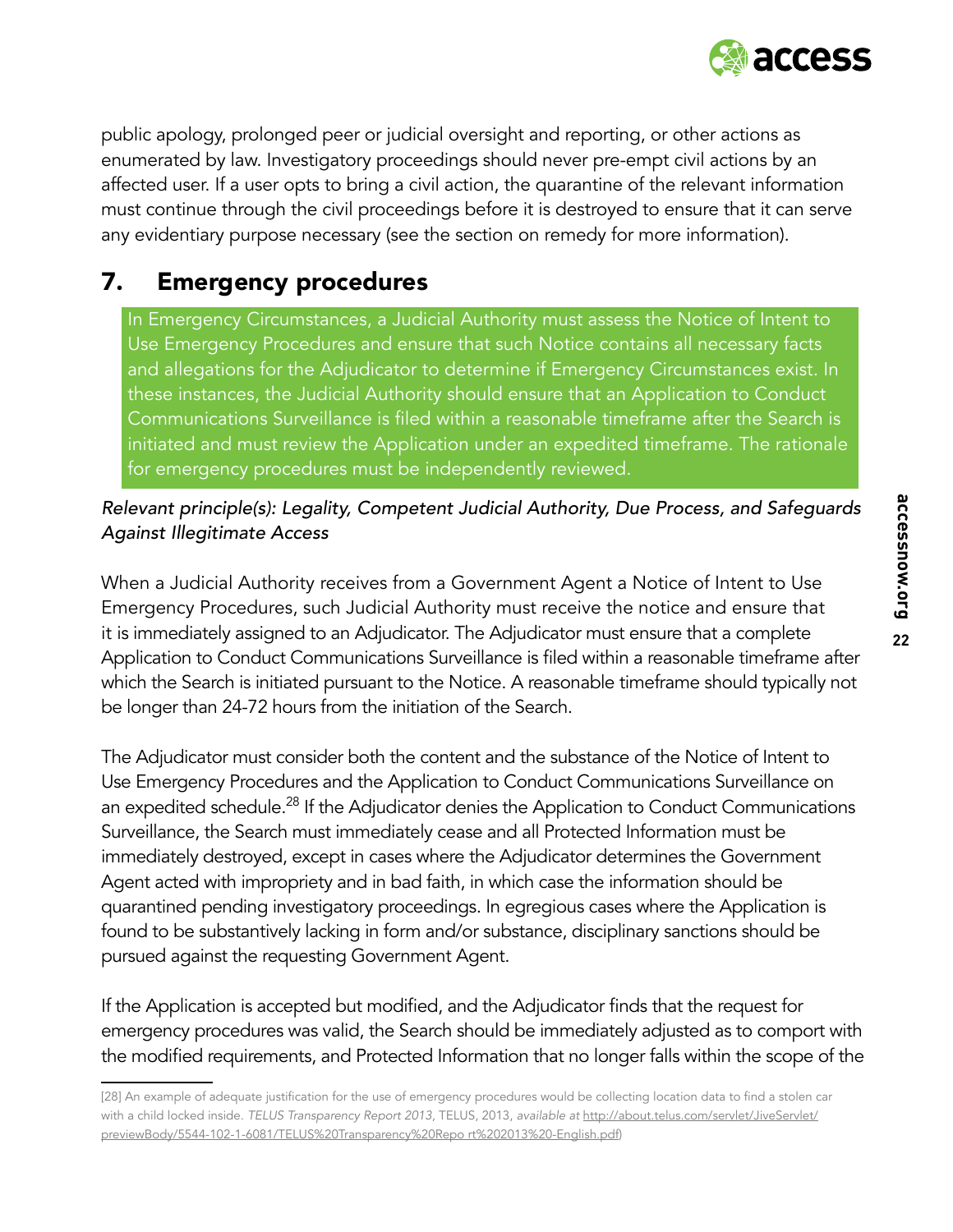public apology, prolonged peer or judicial oversight and reporting, or other actions as enumerated by law. Investigatory proceedings should never pre-empt civil actions by an affected user. If a user opts to bring a civil action, the quarantine of the relevant information must continue through the civil proceedings before it is destroyed to ensure that it can serve any evidentiary purpose necessary (see the section on remedy for more information).

## 7. Emergency procedures

In Emergency Circumstances, a Judicial Authority must assess the Notice of Intent to Use Emergency Procedures and ensure that such Notice contains all necessary facts and allegations for the Adjudicator to determine if Emergency Circumstances exist. In these instances, the Judicial Authority should ensure that an Application to Conduct Communications Surveillance is filed within a reasonable timeframe after the Search is initiated and must review the Application under an expedited timeframe. The rationale for emergency procedures must be independently reviewed.

*Relevant principle(s): Legality, Competent Judicial Authority, Due Process, and Safeguards Against Illegitimate Access*

When a Judicial Authority receives from a Government Agent a Notice of Intent to Use Emergency Procedures, such Judicial Authority must receive the notice and ensure that it is immediately assigned to an Adjudicator. The Adjudicator must ensure that a complete Application to Conduct Communications Surveillance is filed within a reasonable timeframe after which the Search is initiated pursuant to the Notice. A reasonable timeframe should typically not be longer than 24-72 hours from the initiation of the Search.

The Adjudicator must consider both the content and the substance of the Notice of Intent to Use Emergency Procedures and the Application to Conduct Communications Surveillance on an expedited schedule.[28] If the Adjudicator denies the Application to Conduct Communications Surveillance, the Search must immediately cease and all Protected Information must be immediately destroyed, except in cases where the Adjudicator determines the Government Agent acted with impropriety and in bad faith, in which case the information should be quarantined pending investigatory proceedings. In egregious cases where the Application is found to be substantively lacking in form and/or substance, disciplinary sanctions should be pursued against the requesting Government Agent.

If the Application is accepted but modified, and the Adjudicator finds that the request for emergency procedures was valid, the Search should be immediately adjusted as to comport with the modified requirements, and Protected Information that no longer falls within the scope of the

---

[28] An example of adequate justification for the use of emergency procedures would be collecting location data to find a stolen car with a child locked inside. *TELUS Transparency Report 2013*, TELUS, 2013, *available at* http://about.telus.com/servlet/JiveServlet/previewBody/5544-102-1-6081/TELUS%20Transparency%20Repo rt%202013%20-English.pdf)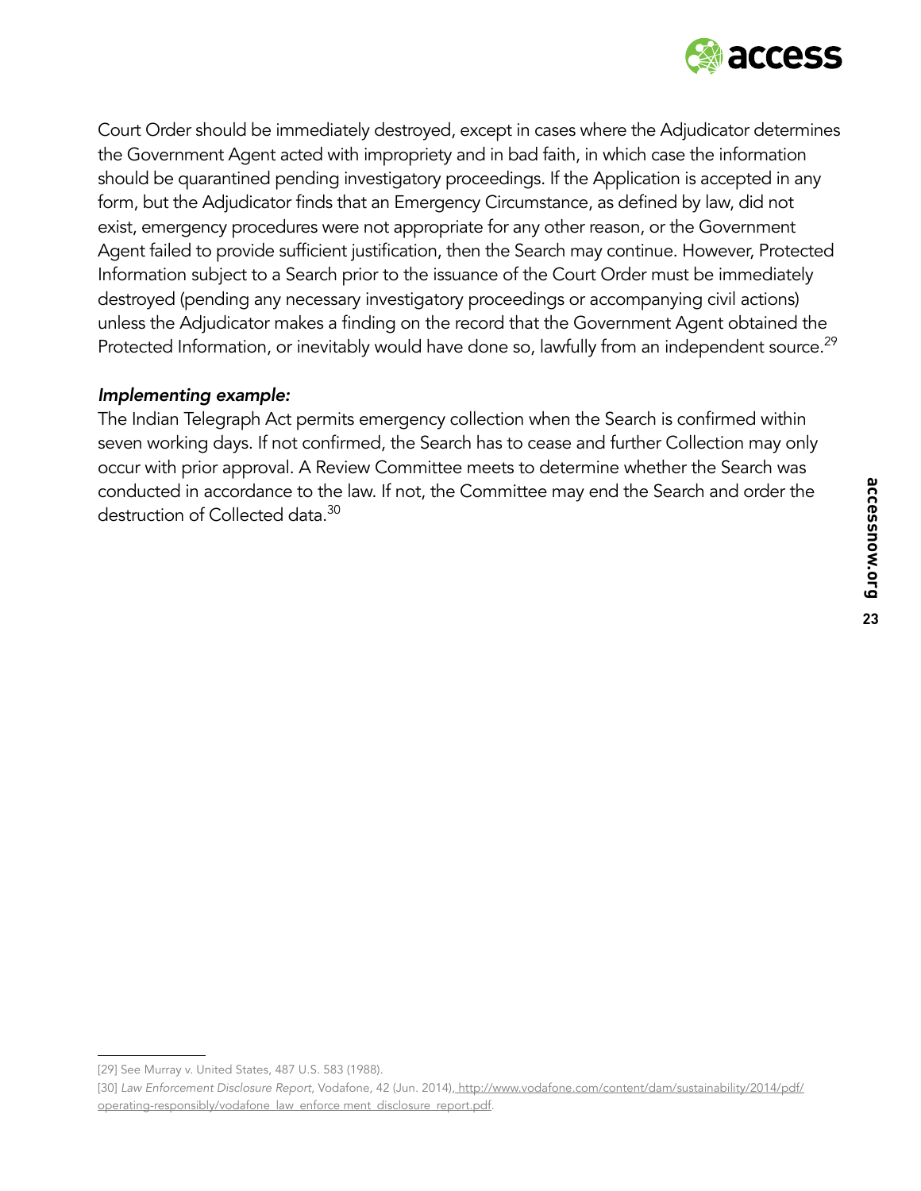Court Order should be immediately destroyed, except in cases where the Adjudicator determines the Government Agent acted with impropriety and in bad faith, in which case the information should be quarantined pending investigatory proceedings. If the Application is accepted in any form, but the Adjudicator finds that an Emergency Circumstance, as defined by law, did not exist, emergency procedures were not appropriate for any other reason, or the Government Agent failed to provide sufficient justification, then the Search may continue. However, Protected Information subject to a Search prior to the issuance of the Court Order must be immediately destroyed (pending any necessary investigatory proceedings or accompanying civil actions) unless the Adjudicator makes a finding on the record that the Government Agent obtained the Protected Information, or inevitably would have done so, lawfully from an independent source.[29]

***Implementing example:***

The Indian Telegraph Act permits emergency collection when the Search is confirmed within seven working days. If not confirmed, the Search has to cease and further Collection may only occur with prior approval. A Review Committee meets to determine whether the Search was conducted in accordance to the law. If not, the Committee may end the Search and order the destruction of Collected data.[30]

---

[29] See Murray v. United States, 487 U.S. 583 (1988).

[30] *Law Enforcement Disclosure Report*, Vodafone, 42 (Jun. 2014), http://www.vodafone.com/content/dam/sustainability/2014/pdf/operating-responsibly/vodafone_law_enforce ment_disclosure_report.pdf.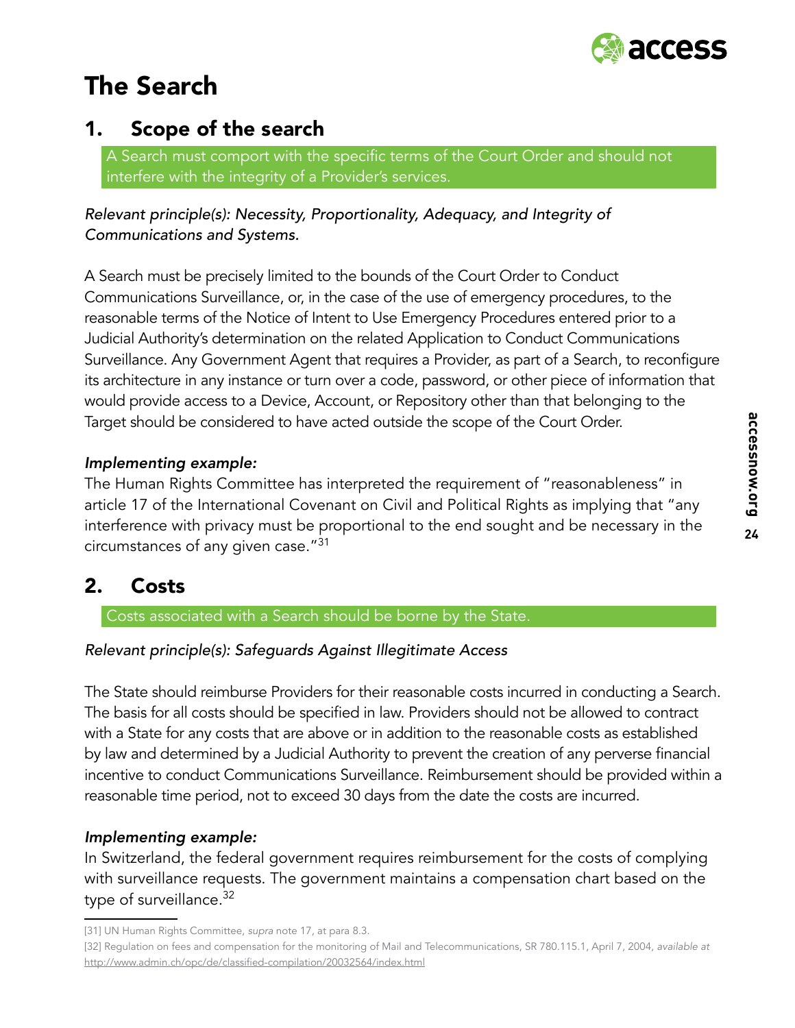# The Search

## 1. Scope of the search

A Search must comport with the specific terms of the Court Order and should not interfere with the integrity of a Provider's services.

*Relevant principle(s): Necessity, Proportionality, Adequacy, and Integrity of Communications and Systems.*

A Search must be precisely limited to the bounds of the Court Order to Conduct Communications Surveillance, or, in the case of the use of emergency procedures, to the reasonable terms of the Notice of Intent to Use Emergency Procedures entered prior to a Judicial Authority's determination on the related Application to Conduct Communications Surveillance. Any Government Agent that requires a Provider, as part of a Search, to reconfigure its architecture in any instance or turn over a code, password, or other piece of information that would provide access to a Device, Account, or Repository other than that belonging to the Target should be considered to have acted outside the scope of the Court Order.

***Implementing example:***
The Human Rights Committee has interpreted the requirement of "reasonableness" in article 17 of the International Covenant on Civil and Political Rights as implying that "any interference with privacy must be proportional to the end sought and be necessary in the circumstances of any given case."[31]

## 2. Costs

Costs associated with a Search should be borne by the State.

*Relevant principle(s): Safeguards Against Illegitimate Access*

The State should reimburse Providers for their reasonable costs incurred in conducting a Search. The basis for all costs should be specified in law. Providers should not be allowed to contract with a State for any costs that are above or in addition to the reasonable costs as established by law and determined by a Judicial Authority to prevent the creation of any perverse financial incentive to conduct Communications Surveillance. Reimbursement should be provided within a reasonable time period, not to exceed 30 days from the date the costs are incurred.

***Implementing example:***
In Switzerland, the federal government requires reimbursement for the costs of complying with surveillance requests. The government maintains a compensation chart based on the type of surveillance.[32]

---

[31] UN Human Rights Committee, *supra* note 17, at para 8.3.

[32] Regulation on fees and compensation for the monitoring of Mail and Telecommunications, SR 780.115.1, April 7, 2004, *available at* http://www.admin.ch/opc/de/classified-compilation/20032564/index.html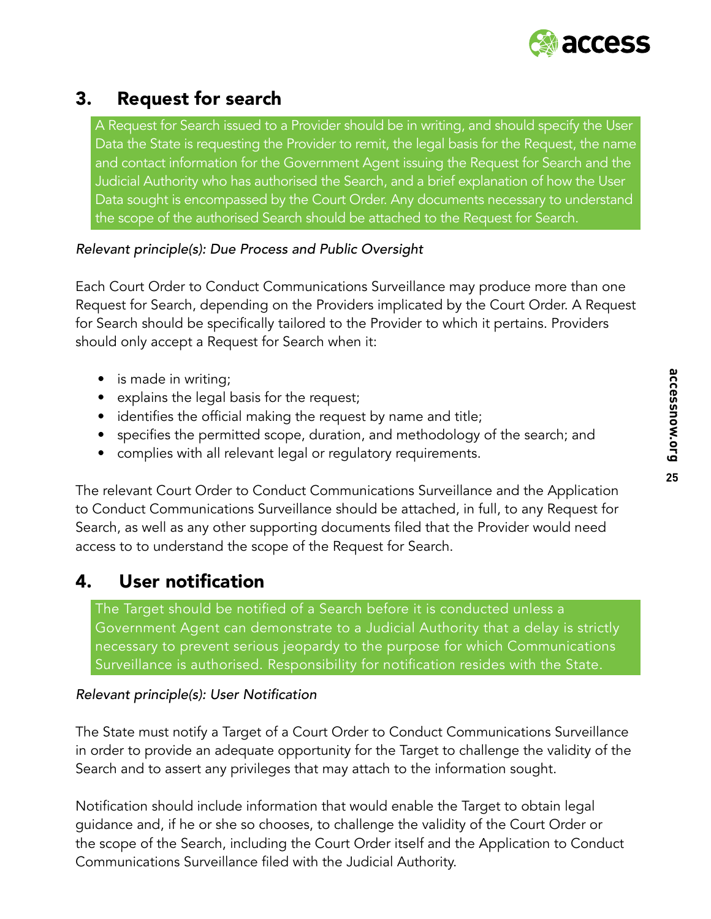## 3. Request for search

> A Request for Search issued to a Provider should be in writing, and should specify the User Data the State is requesting the Provider to remit, the legal basis for the Request, the name and contact information for the Government Agent issuing the Request for Search and the Judicial Authority who has authorised the Search, and a brief explanation of how the User Data sought is encompassed by the Court Order. Any documents necessary to understand the scope of the authorised Search should be attached to the Request for Search.

*Relevant principle(s): Due Process and Public Oversight*

Each Court Order to Conduct Communications Surveillance may produce more than one Request for Search, depending on the Providers implicated by the Court Order. A Request for Search should be specifically tailored to the Provider to which it pertains. Providers should only accept a Request for Search when it:

- is made in writing;
- explains the legal basis for the request;
- identifies the official making the request by name and title;
- specifies the permitted scope, duration, and methodology of the search; and
- complies with all relevant legal or regulatory requirements.

The relevant Court Order to Conduct Communications Surveillance and the Application to Conduct Communications Surveillance should be attached, in full, to any Request for Search, as well as any other supporting documents filed that the Provider would need access to to understand the scope of the Request for Search.

## 4. User notification

> The Target should be notified of a Search before it is conducted unless a Government Agent can demonstrate to a Judicial Authority that a delay is strictly necessary to prevent serious jeopardy to the purpose for which Communications Surveillance is authorised. Responsibility for notification resides with the State.

*Relevant principle(s): User Notification*

The State must notify a Target of a Court Order to Conduct Communications Surveillance in order to provide an adequate opportunity for the Target to challenge the validity of the Search and to assert any privileges that may attach to the information sought.

Notification should include information that would enable the Target to obtain legal guidance and, if he or she so chooses, to challenge the validity of the Court Order or the scope of the Search, including the Court Order itself and the Application to Conduct Communications Surveillance filed with the Judicial Authority.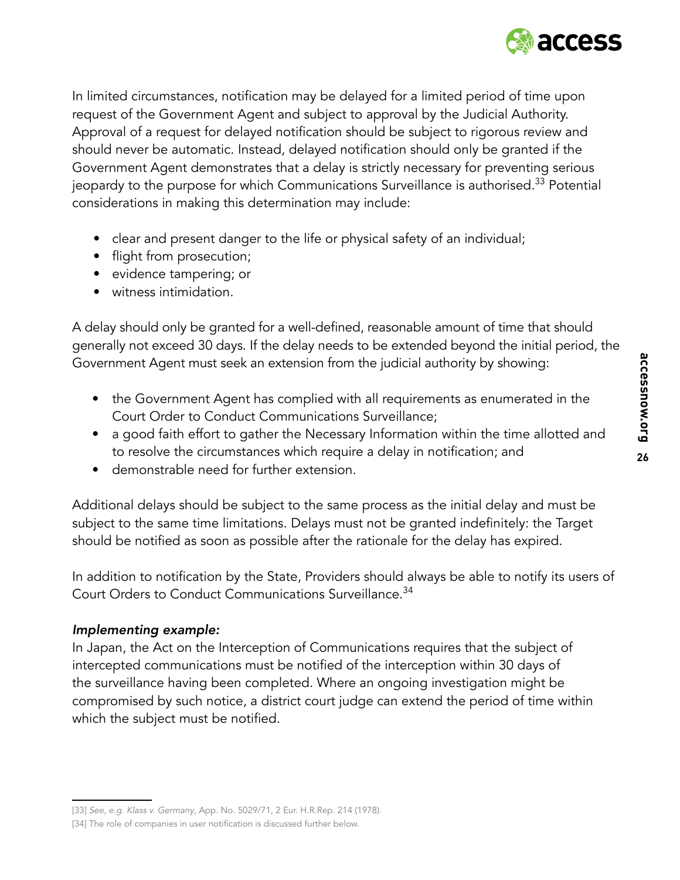In limited circumstances, notification may be delayed for a limited period of time upon request of the Government Agent and subject to approval by the Judicial Authority. Approval of a request for delayed notification should be subject to rigorous review and should never be automatic. Instead, delayed notification should only be granted if the Government Agent demonstrates that a delay is strictly necessary for preventing serious jeopardy to the purpose for which Communications Surveillance is authorised.[33] Potential considerations in making this determination may include:

- clear and present danger to the life or physical safety of an individual;
- flight from prosecution;
- evidence tampering; or
- witness intimidation.

A delay should only be granted for a well-defined, reasonable amount of time that should generally not exceed 30 days. If the delay needs to be extended beyond the initial period, the Government Agent must seek an extension from the judicial authority by showing:

- the Government Agent has complied with all requirements as enumerated in the Court Order to Conduct Communications Surveillance;
- a good faith effort to gather the Necessary Information within the time allotted and to resolve the circumstances which require a delay in notification; and
- demonstrable need for further extension.

Additional delays should be subject to the same process as the initial delay and must be subject to the same time limitations. Delays must not be granted indefinitely: the Target should be notified as soon as possible after the rationale for the delay has expired.

In addition to notification by the State, Providers should always be able to notify its users of Court Orders to Conduct Communications Surveillance.[34]

***Implementing example:***

In Japan, the Act on the Interception of Communications requires that the subject of intercepted communications must be notified of the interception within 30 days of the surveillance having been completed. Where an ongoing investigation might be compromised by such notice, a district court judge can extend the period of time within which the subject must be notified.

[33] *See, e.g. Klass v. Germany*, App. No. 5029/71, 2 Eur. H.R.Rep. 214 (1978).

[34] The role of companies in user notification is discussed further below.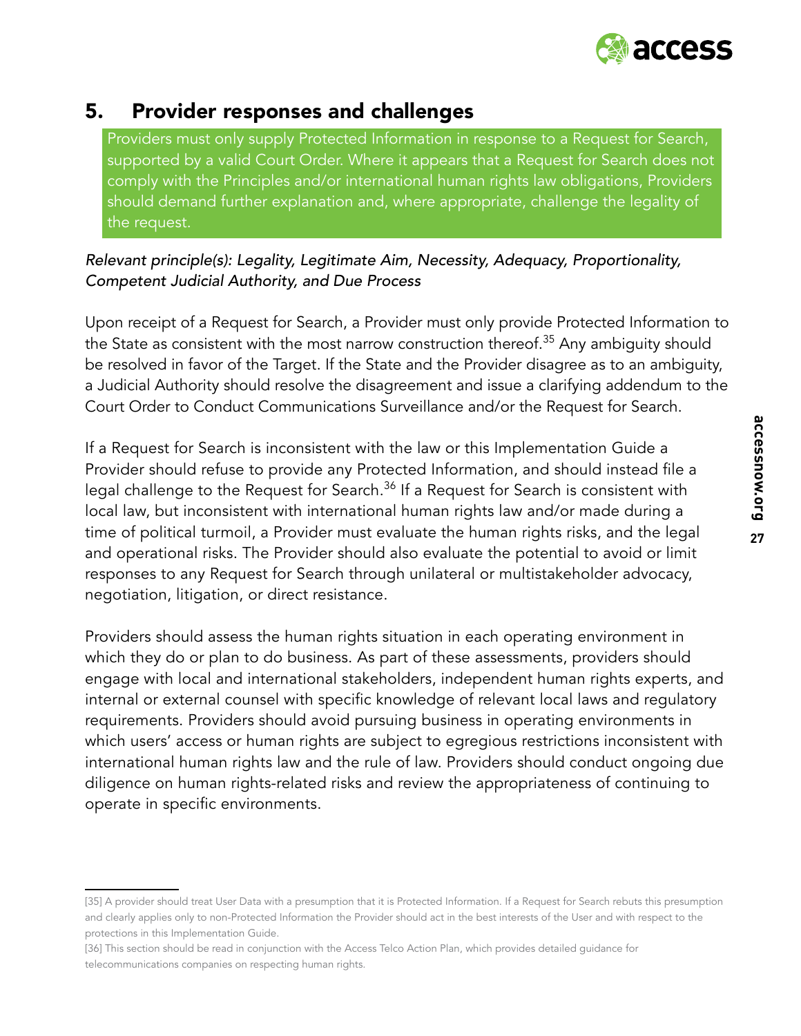## 5. Provider responses and challenges

Providers must only supply Protected Information in response to a Request for Search, supported by a valid Court Order. Where it appears that a Request for Search does not comply with the Principles and/or international human rights law obligations, Providers should demand further explanation and, where appropriate, challenge the legality of the request.

*Relevant principle(s): Legality, Legitimate Aim, Necessity, Adequacy, Proportionality, Competent Judicial Authority, and Due Process*

Upon receipt of a Request for Search, a Provider must only provide Protected Information to the State as consistent with the most narrow construction thereof.[35] Any ambiguity should be resolved in favor of the Target. If the State and the Provider disagree as to an ambiguity, a Judicial Authority should resolve the disagreement and issue a clarifying addendum to the Court Order to Conduct Communications Surveillance and/or the Request for Search.

If a Request for Search is inconsistent with the law or this Implementation Guide a Provider should refuse to provide any Protected Information, and should instead file a legal challenge to the Request for Search.[36] If a Request for Search is consistent with local law, but inconsistent with international human rights law and/or made during a time of political turmoil, a Provider must evaluate the human rights risks, and the legal and operational risks. The Provider should also evaluate the potential to avoid or limit responses to any Request for Search through unilateral or multistakeholder advocacy, negotiation, litigation, or direct resistance.

Providers should assess the human rights situation in each operating environment in which they do or plan to do business. As part of these assessments, providers should engage with local and international stakeholders, independent human rights experts, and internal or external counsel with specific knowledge of relevant local laws and regulatory requirements. Providers should avoid pursuing business in operating environments in which users' access or human rights are subject to egregious restrictions inconsistent with international human rights law and the rule of law. Providers should conduct ongoing due diligence on human rights-related risks and review the appropriateness of continuing to operate in specific environments.

---

[35] A provider should treat User Data with a presumption that it is Protected Information. If a Request for Search rebuts this presumption and clearly applies only to non-Protected Information the Provider should act in the best interests of the User and with respect to the protections in this Implementation Guide.

[36] This section should be read in conjunction with the Access Telco Action Plan, which provides detailed guidance for telecommunications companies on respecting human rights.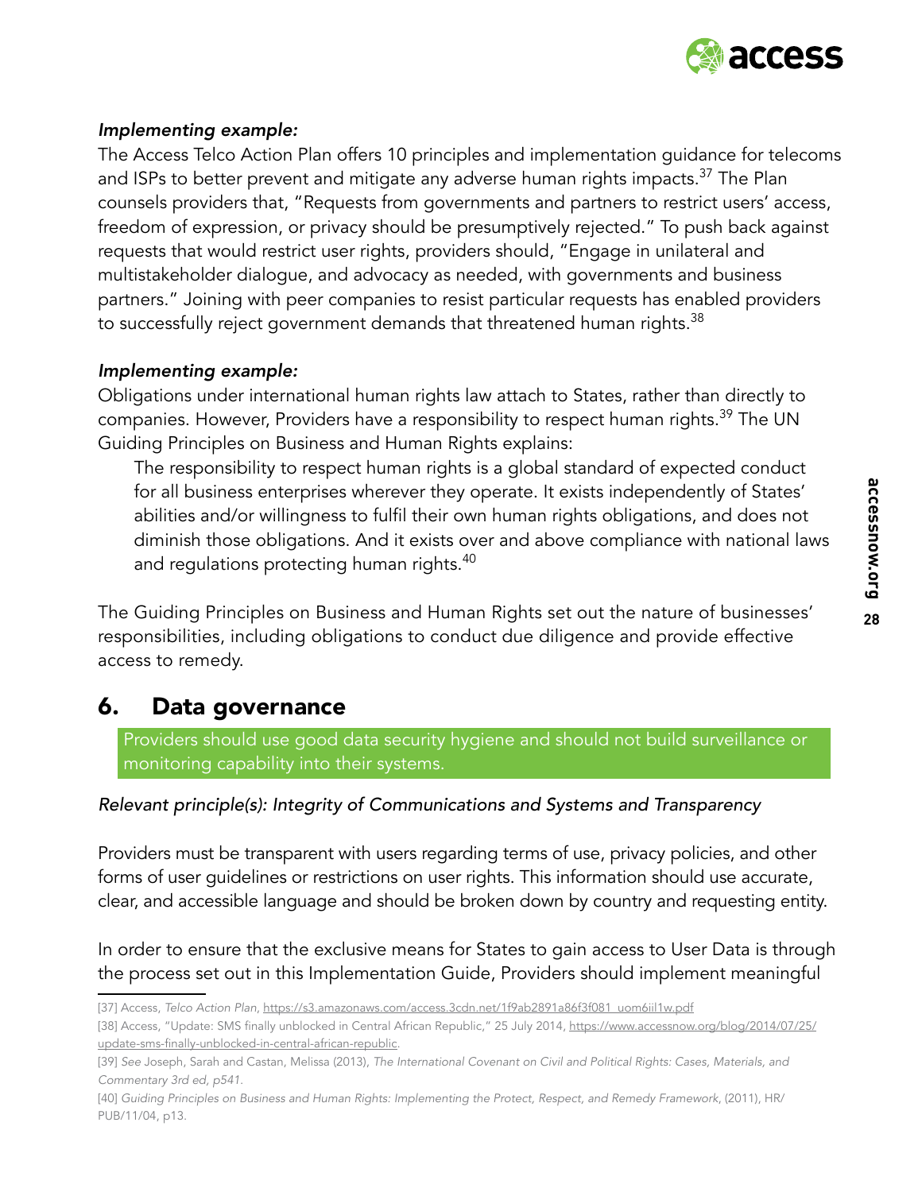*Implementing example:*

The Access Telco Action Plan offers 10 principles and implementation guidance for telecoms and ISPs to better prevent and mitigate any adverse human rights impacts.[37] The Plan counsels providers that, "Requests from governments and partners to restrict users' access, freedom of expression, or privacy should be presumptively rejected." To push back against requests that would restrict user rights, providers should, "Engage in unilateral and multistakeholder dialogue, and advocacy as needed, with governments and business partners." Joining with peer companies to resist particular requests has enabled providers to successfully reject government demands that threatened human rights.[38]

*Implementing example:*

Obligations under international human rights law attach to States, rather than directly to companies. However, Providers have a responsibility to respect human rights.[39] The UN Guiding Principles on Business and Human Rights explains:

> The responsibility to respect human rights is a global standard of expected conduct for all business enterprises wherever they operate. It exists independently of States' abilities and/or willingness to fulfil their own human rights obligations, and does not diminish those obligations. And it exists over and above compliance with national laws and regulations protecting human rights.[40]

The Guiding Principles on Business and Human Rights set out the nature of businesses' responsibilities, including obligations to conduct due diligence and provide effective access to remedy.

## 6. Data governance

> Providers should use good data security hygiene and should not build surveillance or monitoring capability into their systems.

*Relevant principle(s): Integrity of Communications and Systems and Transparency*

Providers must be transparent with users regarding terms of use, privacy policies, and other forms of user guidelines or restrictions on user rights. This information should use accurate, clear, and accessible language and should be broken down by country and requesting entity.

In order to ensure that the exclusive means for States to gain access to User Data is through the process set out in this Implementation Guide, Providers should implement meaningful

---

[37] Access, *Telco Action Plan*, https://s3.amazonaws.com/access.3cdn.net/1f9ab2891a86f3f081_uom6iil1w.pdf

[38] Access, "Update: SMS finally unblocked in Central African Republic," 25 July 2014, https://www.accessnow.org/blog/2014/07/25/update-sms-finally-unblocked-in-central-african-republic.

[39] *See* Joseph, Sarah and Castan, Melissa (2013), *The International Covenant on Civil and Political Rights: Cases, Materials, and Commentary 3rd ed, p541.*

[40] *Guiding Principles on Business and Human Rights: Implementing the Protect, Respect, and Remedy Framework*, (2011), HR/PUB/11/04, p13.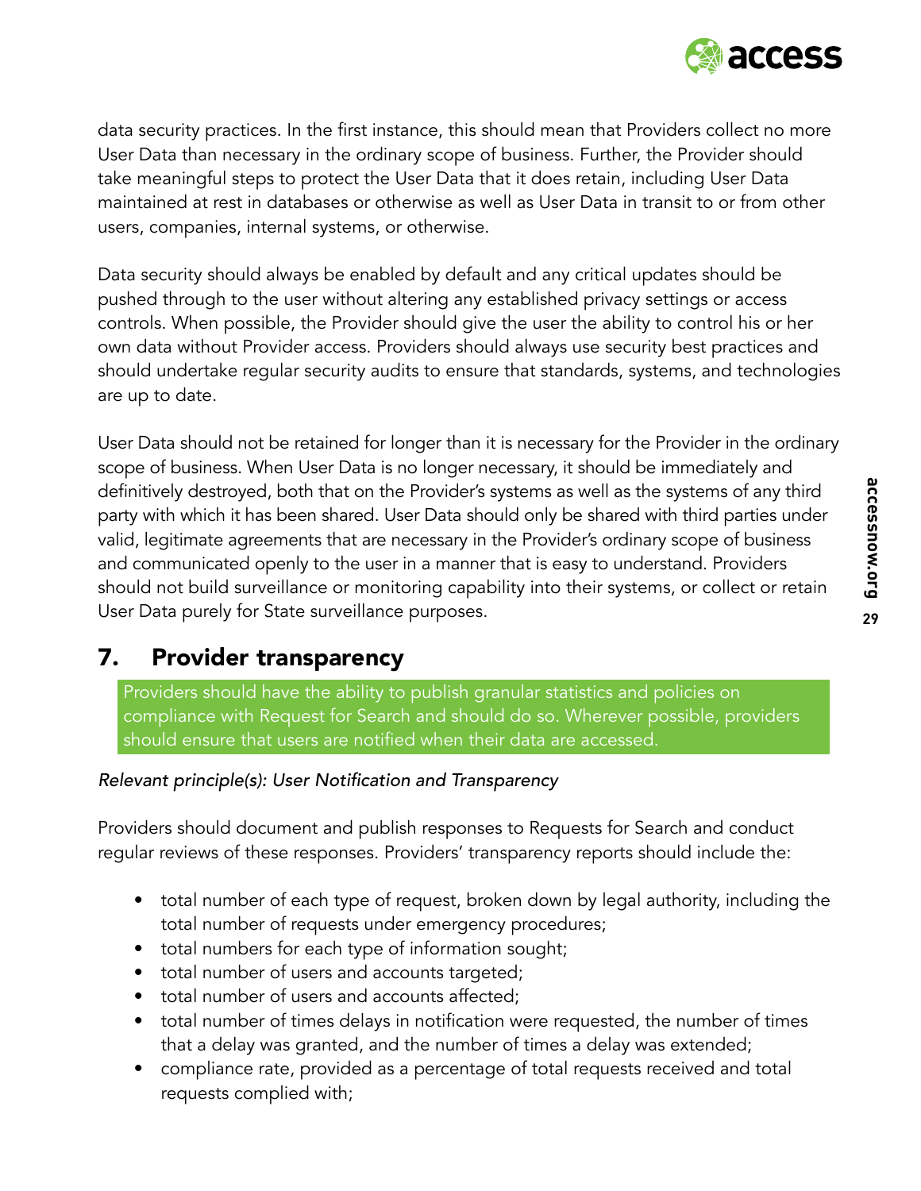data security practices. In the first instance, this should mean that Providers collect no more User Data than necessary in the ordinary scope of business. Further, the Provider should take meaningful steps to protect the User Data that it does retain, including User Data maintained at rest in databases or otherwise as well as User Data in transit to or from other users, companies, internal systems, or otherwise.

Data security should always be enabled by default and any critical updates should be pushed through to the user without altering any established privacy settings or access controls. When possible, the Provider should give the user the ability to control his or her own data without Provider access. Providers should always use security best practices and should undertake regular security audits to ensure that standards, systems, and technologies are up to date.

User Data should not be retained for longer than it is necessary for the Provider in the ordinary scope of business. When User Data is no longer necessary, it should be immediately and definitively destroyed, both that on the Provider's systems as well as the systems of any third party with which it has been shared. User Data should only be shared with third parties under valid, legitimate agreements that are necessary in the Provider's ordinary scope of business and communicated openly to the user in a manner that is easy to understand. Providers should not build surveillance or monitoring capability into their systems, or collect or retain User Data purely for State surveillance purposes.

## 7. Provider transparency

Providers should have the ability to publish granular statistics and policies on compliance with Request for Search and should do so. Wherever possible, providers should ensure that users are notified when their data are accessed.

*Relevant principle(s): User Notification and Transparency*

Providers should document and publish responses to Requests for Search and conduct regular reviews of these responses. Providers' transparency reports should include the:

- total number of each type of request, broken down by legal authority, including the total number of requests under emergency procedures;
- total numbers for each type of information sought;
- total number of users and accounts targeted;
- total number of users and accounts affected;
- total number of times delays in notification were requested, the number of times that a delay was granted, and the number of times a delay was extended;
- compliance rate, provided as a percentage of total requests received and total requests complied with;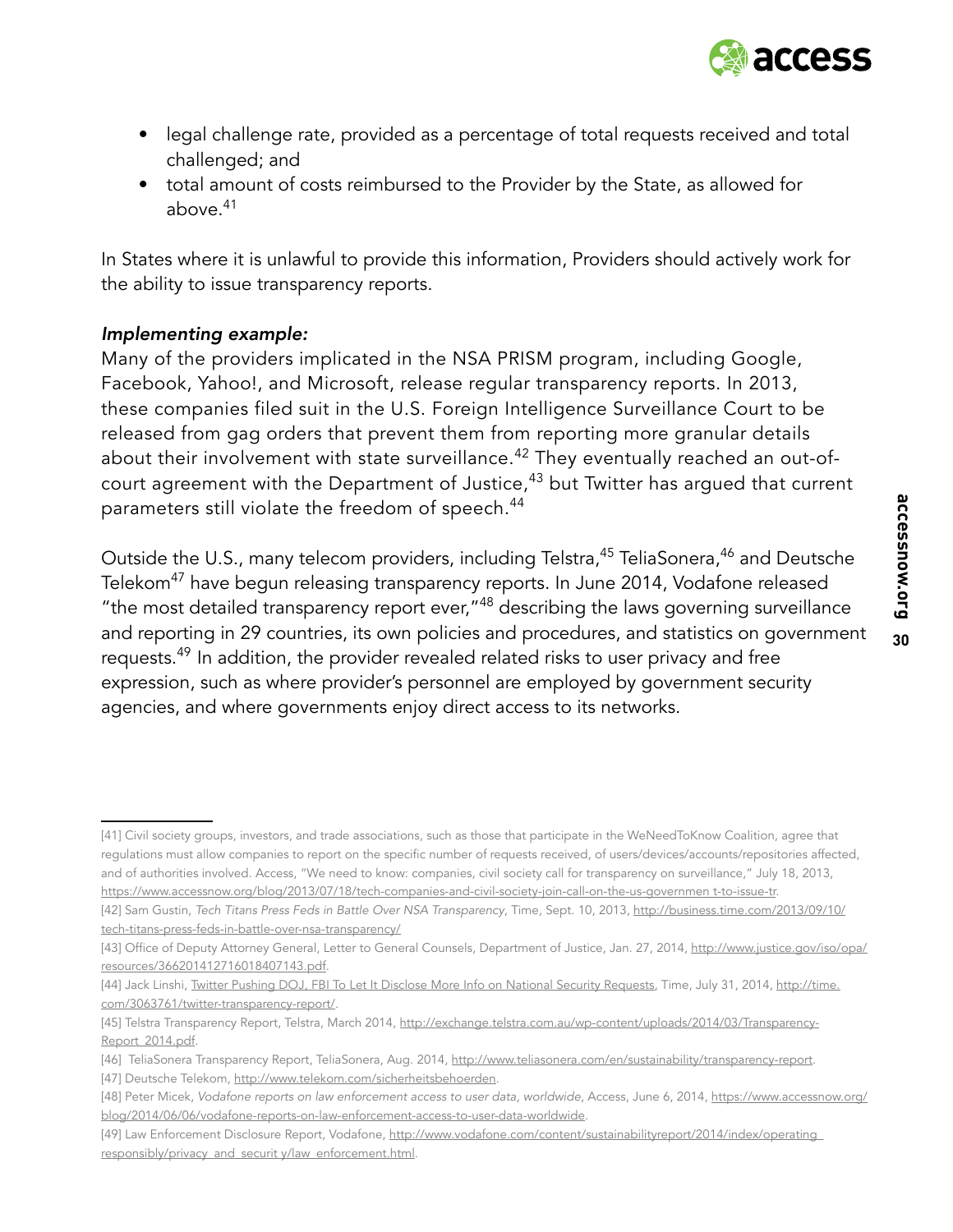- legal challenge rate, provided as a percentage of total requests received and total challenged; and
- total amount of costs reimbursed to the Provider by the State, as allowed for above.[41]

In States where it is unlawful to provide this information, Providers should actively work for the ability to issue transparency reports.

***Implementing example:***

Many of the providers implicated in the NSA PRISM program, including Google, Facebook, Yahoo!, and Microsoft, release regular transparency reports. In 2013, these companies filed suit in the U.S. Foreign Intelligence Surveillance Court to be released from gag orders that prevent them from reporting more granular details about their involvement with state surveillance.[42] They eventually reached an out-of-court agreement with the Department of Justice,[43] but Twitter has argued that current parameters still violate the freedom of speech.[44]

Outside the U.S., many telecom providers, including Telstra,[45] TeliaSonera,[46] and Deutsche Telekom[47] have begun releasing transparency reports. In June 2014, Vodafone released "the most detailed transparency report ever,"[48] describing the laws governing surveillance and reporting in 29 countries, its own policies and procedures, and statistics on government requests.[49] In addition, the provider revealed related risks to user privacy and free expression, such as where provider's personnel are employed by government security agencies, and where governments enjoy direct access to its networks.

---

[41] Civil society groups, investors, and trade associations, such as those that participate in the WeNeedToKnow Coalition, agree that regulations must allow companies to report on the specific number of requests received, of users/devices/accounts/repositories affected, and of authorities involved. Access, "We need to know: companies, civil society call for transparency on surveillance," July 18, 2013, https://www.accessnow.org/blog/2013/07/18/tech-companies-and-civil-society-join-call-on-the-us-governmen t-to-issue-tr.

[42] Sam Gustin, *Tech Titans Press Feds in Battle Over NSA Transparency*, Time, Sept. 10, 2013, http://business.time.com/2013/09/10/tech-titans-press-feds-in-battle-over-nsa-transparency/

[43] Office of Deputy Attorney General, Letter to General Counsels, Department of Justice, Jan. 27, 2014, http://www.justice.gov/iso/opa/resources/366201412716018407143.pdf.

[44] Jack Linshi, Twitter Pushing DOJ, FBI To Let It Disclose More Info on National Security Requests, Time, July 31, 2014, http://time.com/3063761/twitter-transparency-report/.

[45] Telstra Transparency Report, Telstra, March 2014, http://exchange.telstra.com.au/wp-content/uploads/2014/03/Transparency-Report_2014.pdf.

[46] TeliaSonera Transparency Report, TeliaSonera, Aug. 2014, http://www.teliasonera.com/en/sustainability/transparency-report.

[47] Deutsche Telekom, http://www.telekom.com/sicherheitsbehoerden.

[48] Peter Micek, *Vodafone reports on law enforcement access to user data, worldwide*, Access, June 6, 2014, https://www.accessnow.org/blog/2014/06/06/vodafone-reports-on-law-enforcement-access-to-user-data-worldwide.

[49] Law Enforcement Disclosure Report, Vodafone, http://www.vodafone.com/content/sustainabilityreport/2014/index/operating_responsibly/privacy_and_securit y/law_enforcement.html.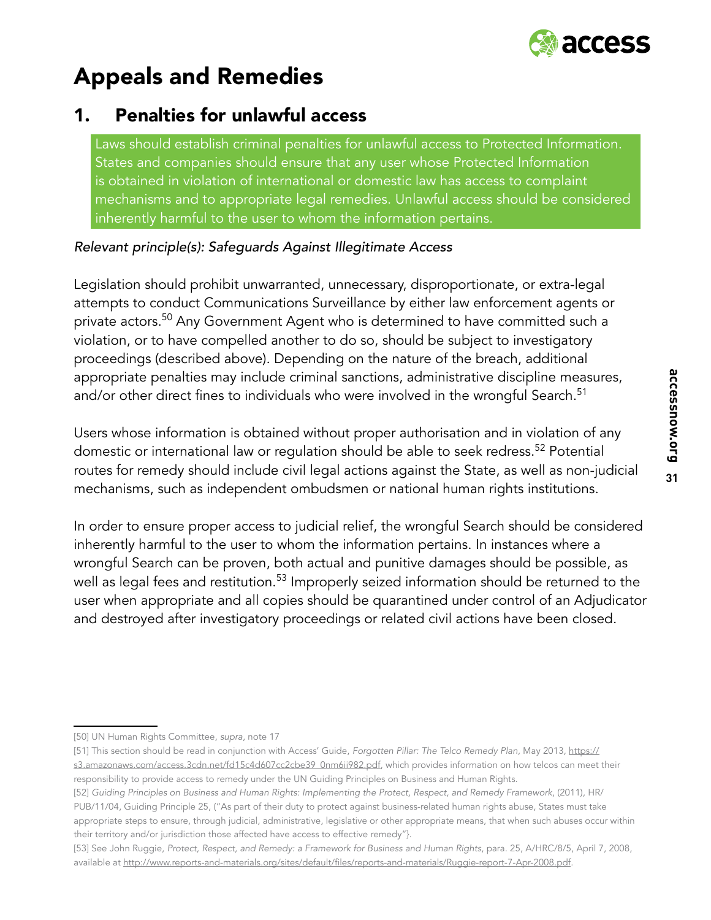# Appeals and Remedies

## 1. Penalties for unlawful access

Laws should establish criminal penalties for unlawful access to Protected Information. States and companies should ensure that any user whose Protected Information is obtained in violation of international or domestic law has access to complaint mechanisms and to appropriate legal remedies. Unlawful access should be considered inherently harmful to the user to whom the information pertains.

*Relevant principle(s): Safeguards Against Illegitimate Access*

Legislation should prohibit unwarranted, unnecessary, disproportionate, or extra-legal attempts to conduct Communications Surveillance by either law enforcement agents or private actors.[50] Any Government Agent who is determined to have committed such a violation, or to have compelled another to do so, should be subject to investigatory proceedings (described above). Depending on the nature of the breach, additional appropriate penalties may include criminal sanctions, administrative discipline measures, and/or other direct fines to individuals who were involved in the wrongful Search.[51]

Users whose information is obtained without proper authorisation and in violation of any domestic or international law or regulation should be able to seek redress.[52] Potential routes for remedy should include civil legal actions against the State, as well as non-judicial mechanisms, such as independent ombudsmen or national human rights institutions.

In order to ensure proper access to judicial relief, the wrongful Search should be considered inherently harmful to the user to whom the information pertains. In instances where a wrongful Search can be proven, both actual and punitive damages should be possible, as well as legal fees and restitution.[53] Improperly seized information should be returned to the user when appropriate and all copies should be quarantined under control of an Adjudicator and destroyed after investigatory proceedings or related civil actions have been closed.

---

[50] UN Human Rights Committee, *supra*, note 17

[51] This section should be read in conjunction with Access' Guide, *Forgotten Pillar: The Telco Remedy Plan*, May 2013, https://s3.amazonaws.com/access.3cdn.net/fd15c4d607cc2cbe39_0nm6ii982.pdf, which provides information on how telcos can meet their responsibility to provide access to remedy under the UN Guiding Principles on Business and Human Rights.

[52] *Guiding Principles on Business and Human Rights: Implementing the Protect, Respect, and Remedy Framework*, (2011), HR/PUB/11/04, Guiding Principle 25, ("As part of their duty to protect against business-related human rights abuse, States must take appropriate steps to ensure, through judicial, administrative, legislative or other appropriate means, that when such abuses occur within their territory and/or jurisdiction those affected have access to effective remedy"}.

[53] See John Ruggie, *Protect, Respect, and Remedy: a Framework for Business and Human Rights*, para. 25, A/HRC/8/5, April 7, 2008, available at http://www.reports-and-materials.org/sites/default/files/reports-and-materials/Ruggie-report-7-Apr-2008.pdf.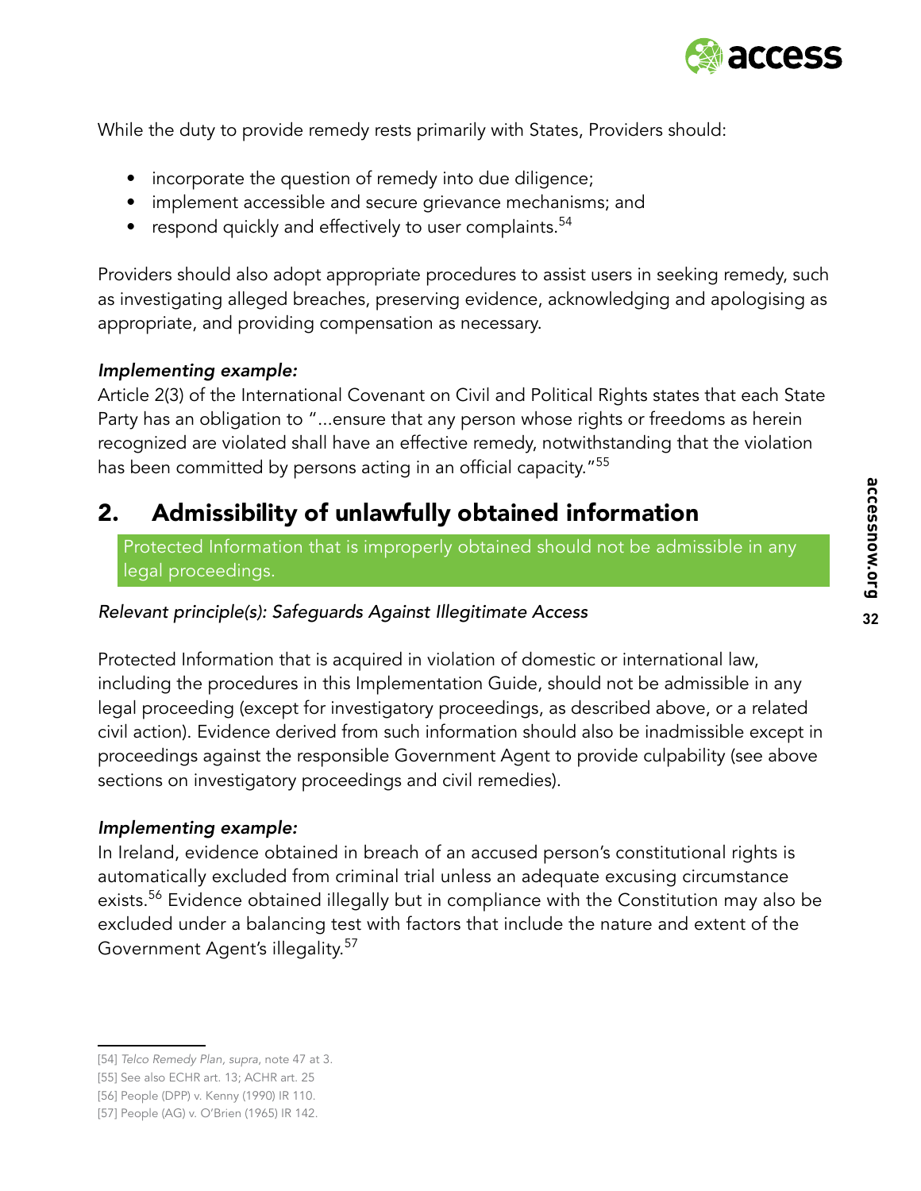While the duty to provide remedy rests primarily with States, Providers should:

- incorporate the question of remedy into due diligence;
- implement accessible and secure grievance mechanisms; and
- respond quickly and effectively to user complaints.[54]

Providers should also adopt appropriate procedures to assist users in seeking remedy, such as investigating alleged breaches, preserving evidence, acknowledging and apologising as appropriate, and providing compensation as necessary.

***Implementing example:***
Article 2(3) of the International Covenant on Civil and Political Rights states that each State Party has an obligation to "...ensure that any person whose rights or freedoms as herein recognized are violated shall have an effective remedy, notwithstanding that the violation has been committed by persons acting in an official capacity."[55]

## 2. Admissibility of unlawfully obtained information

Protected Information that is improperly obtained should not be admissible in any legal proceedings.

*Relevant principle(s): Safeguards Against Illegitimate Access*

Protected Information that is acquired in violation of domestic or international law, including the procedures in this Implementation Guide, should not be admissible in any legal proceeding (except for investigatory proceedings, as described above, or a related civil action). Evidence derived from such information should also be inadmissible except in proceedings against the responsible Government Agent to provide culpability (see above sections on investigatory proceedings and civil remedies).

***Implementing example:***
In Ireland, evidence obtained in breach of an accused person's constitutional rights is automatically excluded from criminal trial unless an adequate excusing circumstance exists.[56] Evidence obtained illegally but in compliance with the Constitution may also be excluded under a balancing test with factors that include the nature and extent of the Government Agent's illegality.[57]

---

[54] *Telco Remedy Plan*, *supra*, note 47 at 3.

[55] See also ECHR art. 13; ACHR art. 25

[56] People (DPP) v. Kenny (1990) IR 110.

[57] People (AG) v. O'Brien (1965) IR 142.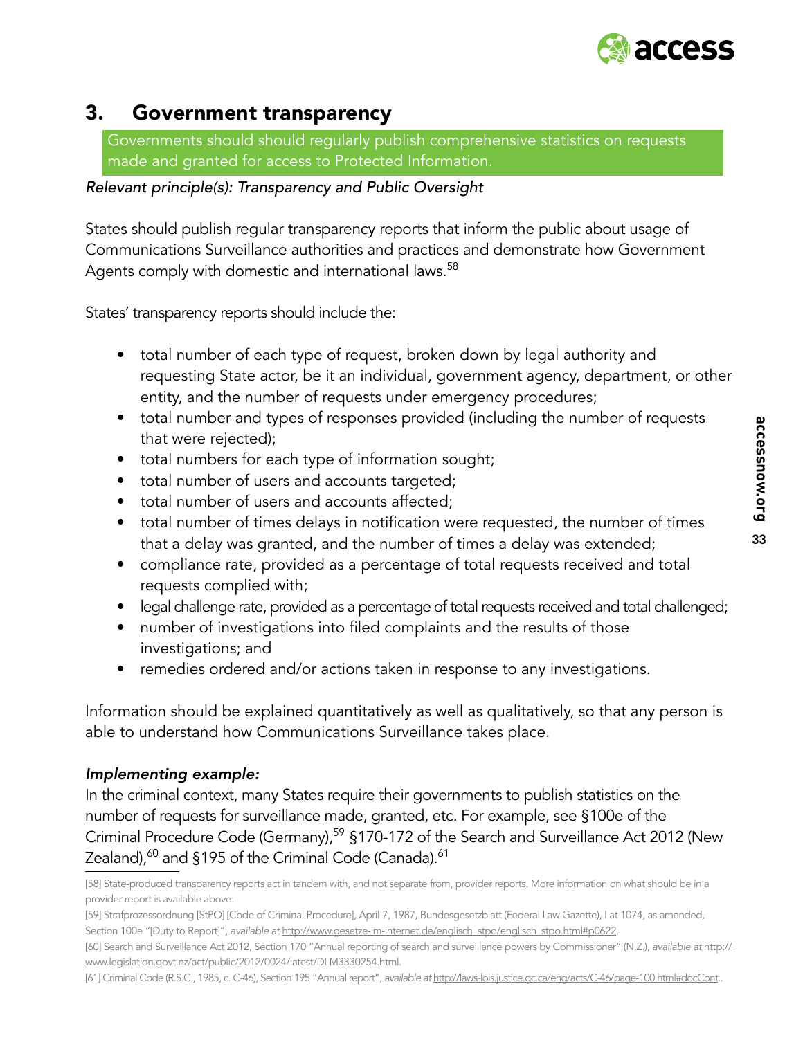## 3. Government transparency

Governments should should regularly publish comprehensive statistics on requests made and granted for access to Protected Information.

*Relevant principle(s): Transparency and Public Oversight*

States should publish regular transparency reports that inform the public about usage of Communications Surveillance authorities and practices and demonstrate how Government Agents comply with domestic and international laws.[58]

States' transparency reports should include the:

- total number of each type of request, broken down by legal authority and requesting State actor, be it an individual, government agency, department, or other entity, and the number of requests under emergency procedures;
- total number and types of responses provided (including the number of requests that were rejected);
- total numbers for each type of information sought;
- total number of users and accounts targeted;
- total number of users and accounts affected;
- total number of times delays in notification were requested, the number of times that a delay was granted, and the number of times a delay was extended;
- compliance rate, provided as a percentage of total requests received and total requests complied with;
- legal challenge rate, provided as a percentage of total requests received and total challenged;
- number of investigations into filed complaints and the results of those investigations; and
- remedies ordered and/or actions taken in response to any investigations.

Information should be explained quantitatively as well as qualitatively, so that any person is able to understand how Communications Surveillance takes place.

***Implementing example:***

In the criminal context, many States require their governments to publish statistics on the number of requests for surveillance made, granted, etc. For example, see §100e of the Criminal Procedure Code (Germany),[59] §170-172 of the Search and Surveillance Act 2012 (New Zealand),[60] and §195 of the Criminal Code (Canada).[61]

[58] State-produced transparency reports act in tandem with, and not separate from, provider reports. More information on what should be in a provider report is available above.

[59] Strafprozessordnung [StPO] [Code of Criminal Procedure], April 7, 1987, Bundesgesetzblatt (Federal Law Gazette), I at 1074, as amended, Section 100e "[Duty to Report]", *available at* http://www.gesetze-im-internet.de/englisch_stpo/englisch_stpo.html#p0622.

[60] Search and Surveillance Act 2012, Section 170 "Annual reporting of search and surveillance powers by Commissioner" (N.Z.), *available at* http://www.legislation.govt.nz/act/public/2012/0024/latest/DLM3330254.html.

[61] Criminal Code (R.S.C., 1985, c. C-46), Section 195 "Annual report", *available at* http://laws-lois.justice.gc.ca/eng/acts/C-46/page-100.html#docCont..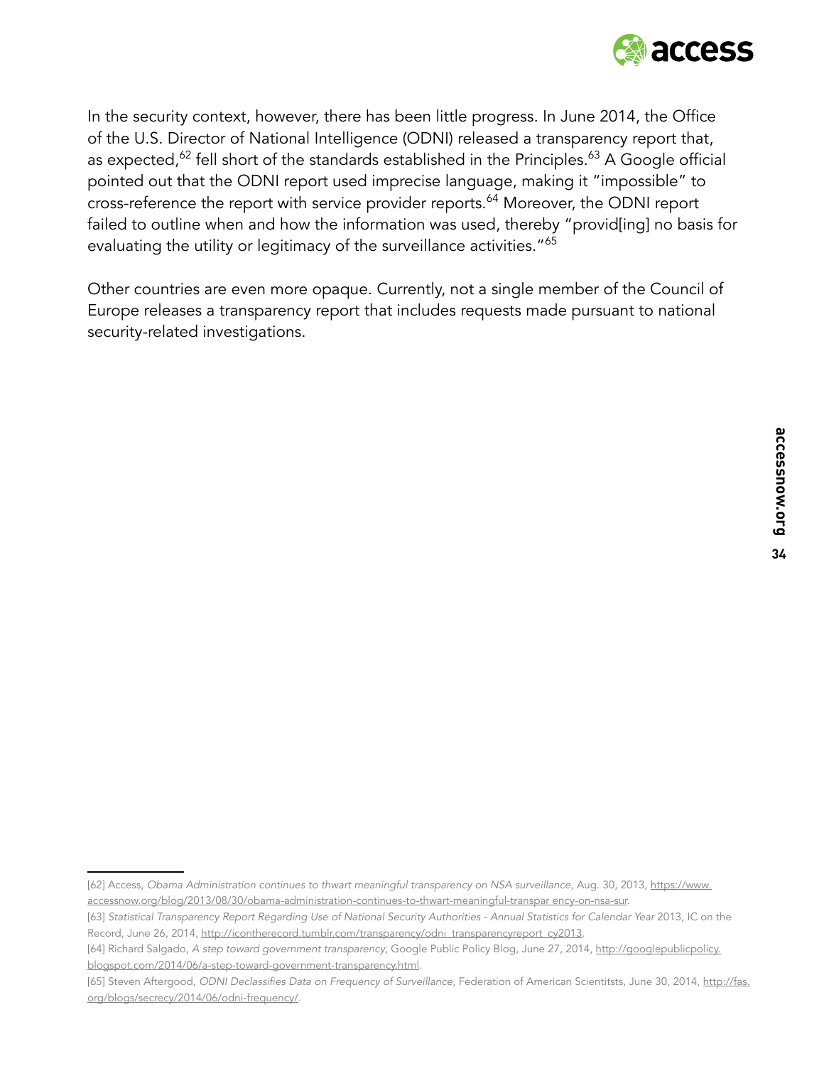In the security context, however, there has been little progress. In June 2014, the Office of the U.S. Director of National Intelligence (ODNI) released a transparency report that, as expected,[62] fell short of the standards established in the Principles.[63] A Google official pointed out that the ODNI report used imprecise language, making it "impossible" to cross-reference the report with service provider reports.[64] Moreover, the ODNI report failed to outline when and how the information was used, thereby "provid[ing] no basis for evaluating the utility or legitimacy of the surveillance activities."[65]

Other countries are even more opaque. Currently, not a single member of the Council of Europe releases a transparency report that includes requests made pursuant to national security-related investigations.

---

[62] Access, *Obama Administration continues to thwart meaningful transparency on NSA surveillance*, Aug. 30, 2013, https://www.accessnow.org/blog/2013/08/30/obama-administration-continues-to-thwart-meaningful-transpar ency-on-nsa-sur.

[63] *Statistical Transparency Report Regarding Use of National Security Authorities - Annual Statistics for Calendar Year* 2013, IC on the Record, June 26, 2014, http://icontherecord.tumblr.com/transparency/odni_transparencyreport_cy2013.

[64] Richard Salgado, *A step toward government transparency*, Google Public Policy Blog, June 27, 2014, http://googlepublicpolicy.blogspot.com/2014/06/a-step-toward-government-transparency.html.

[65] Steven Aftergood, *ODNI Declassifies Data on Frequency of Surveillance*, Federation of American Scientitsts, June 30, 2014, http://fas.org/blogs/secrecy/2014/06/odni-frequency/.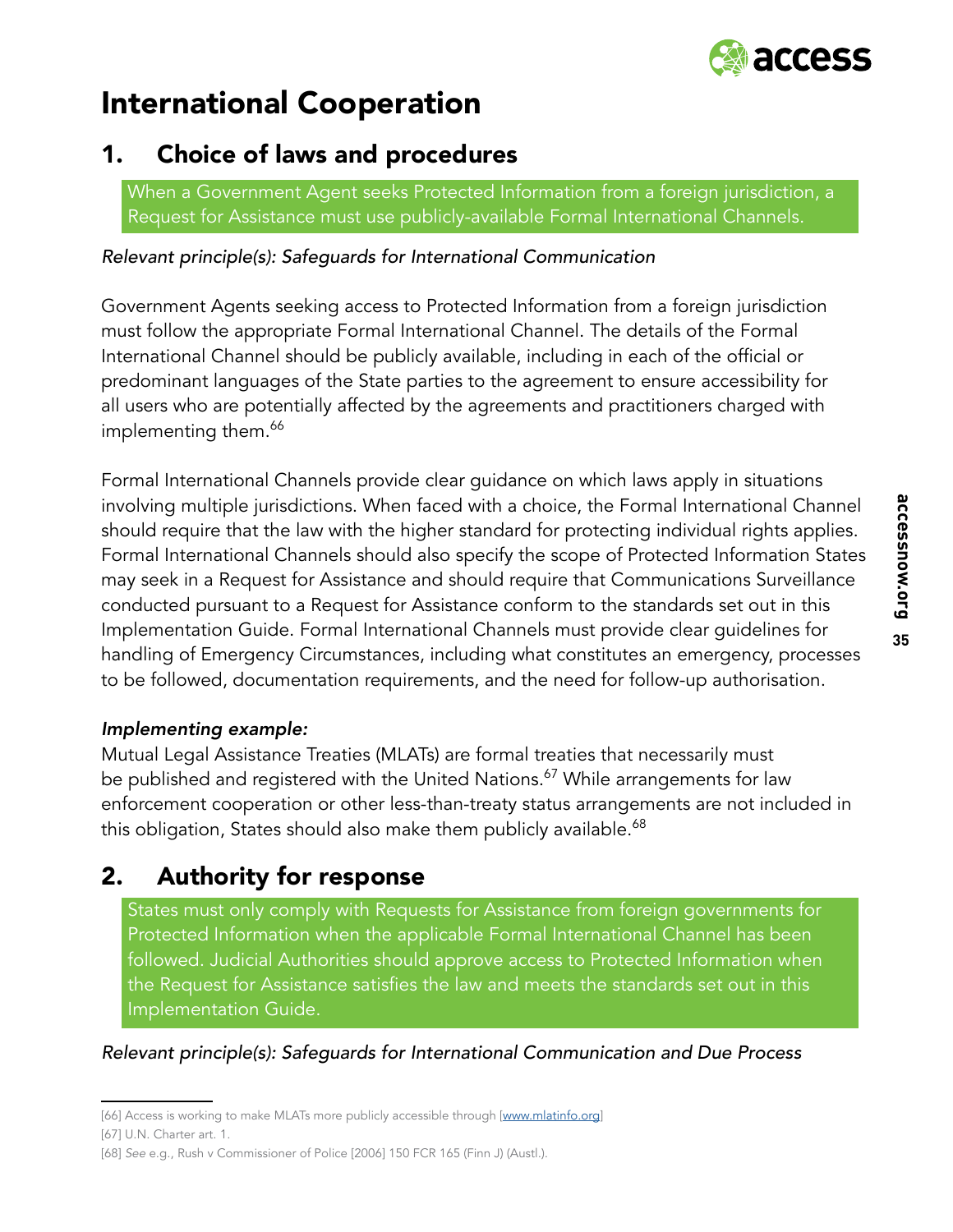# International Cooperation

## 1. Choice of laws and procedures

When a Government Agent seeks Protected Information from a foreign jurisdiction, a Request for Assistance must use publicly-available Formal International Channels.

*Relevant principle(s): Safeguards for International Communication*

Government Agents seeking access to Protected Information from a foreign jurisdiction must follow the appropriate Formal International Channel. The details of the Formal International Channel should be publicly available, including in each of the official or predominant languages of the State parties to the agreement to ensure accessibility for all users who are potentially affected by the agreements and practitioners charged with implementing them.[66]

Formal International Channels provide clear guidance on which laws apply in situations involving multiple jurisdictions. When faced with a choice, the Formal International Channel should require that the law with the higher standard for protecting individual rights applies. Formal International Channels should also specify the scope of Protected Information States may seek in a Request for Assistance and should require that Communications Surveillance conducted pursuant to a Request for Assistance conform to the standards set out in this Implementation Guide. Formal International Channels must provide clear guidelines for handling of Emergency Circumstances, including what constitutes an emergency, processes to be followed, documentation requirements, and the need for follow-up authorisation.

***Implementing example:***

Mutual Legal Assistance Treaties (MLATs) are formal treaties that necessarily must be published and registered with the United Nations.[67] While arrangements for law enforcement cooperation or other less-than-treaty status arrangements are not included in this obligation, States should also make them publicly available.[68]

## 2. Authority for response

States must only comply with Requests for Assistance from foreign governments for Protected Information when the applicable Formal International Channel has been followed. Judicial Authorities should approve access to Protected Information when the Request for Assistance satisfies the law and meets the standards set out in this Implementation Guide.

*Relevant principle(s): Safeguards for International Communication and Due Process*

---

[66] Access is working to make MLATs more publicly accessible through [www.mlatinfo.org]

[67] U.N. Charter art. 1.

[68] *See* e.g., Rush v Commissioner of Police [2006] 150 FCR 165 (Finn J) (Austl.).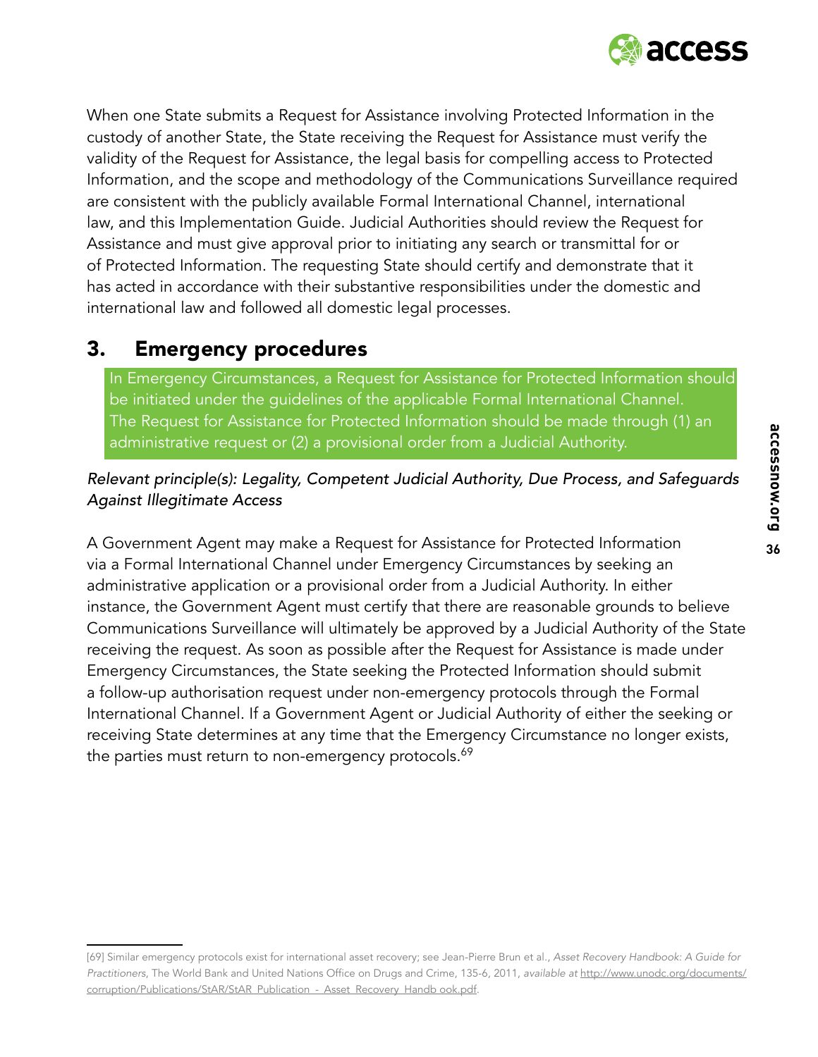When one State submits a Request for Assistance involving Protected Information in the custody of another State, the State receiving the Request for Assistance must verify the validity of the Request for Assistance, the legal basis for compelling access to Protected Information, and the scope and methodology of the Communications Surveillance required are consistent with the publicly available Formal International Channel, international law, and this Implementation Guide. Judicial Authorities should review the Request for Assistance and must give approval prior to initiating any search or transmittal for or of Protected Information. The requesting State should certify and demonstrate that it has acted in accordance with their substantive responsibilities under the domestic and international law and followed all domestic legal processes.

## 3. Emergency procedures

> In Emergency Circumstances, a Request for Assistance for Protected Information should be initiated under the guidelines of the applicable Formal International Channel. The Request for Assistance for Protected Information should be made through (1) an administrative request or (2) a provisional order from a Judicial Authority.

*Relevant principle(s): Legality, Competent Judicial Authority, Due Process, and Safeguards Against Illegitimate Access*

A Government Agent may make a Request for Assistance for Protected Information via a Formal International Channel under Emergency Circumstances by seeking an administrative application or a provisional order from a Judicial Authority. In either instance, the Government Agent must certify that there are reasonable grounds to believe Communications Surveillance will ultimately be approved by a Judicial Authority of the State receiving the request. As soon as possible after the Request for Assistance is made under Emergency Circumstances, the State seeking the Protected Information should submit a follow-up authorisation request under non-emergency protocols through the Formal International Channel. If a Government Agent or Judicial Authority of either the seeking or receiving State determines at any time that the Emergency Circumstance no longer exists, the parties must return to non-emergency protocols.[69]

---

[69] Similar emergency protocols exist for international asset recovery; see Jean-Pierre Brun et al., *Asset Recovery Handbook: A Guide for Practitioners*, The World Bank and United Nations Office on Drugs and Crime, 135-6, 2011, *available at* http://www.unodc.org/documents/corruption/Publications/StAR/StAR_Publication_-_Asset_Recovery_Handb ook.pdf.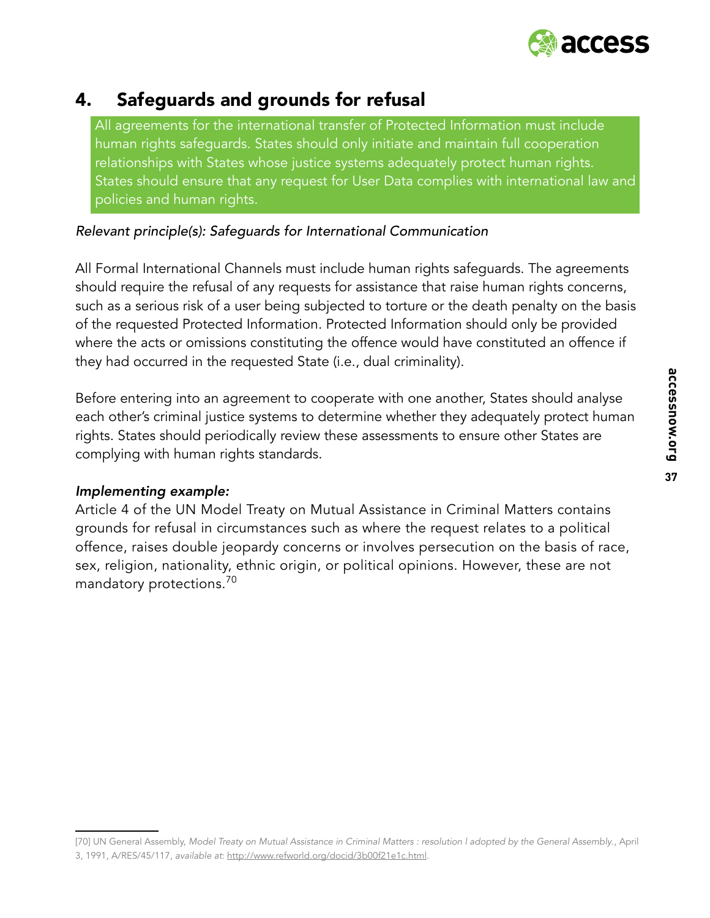## 4. Safeguards and grounds for refusal

All agreements for the international transfer of Protected Information must include human rights safeguards. States should only initiate and maintain full cooperation relationships with States whose justice systems adequately protect human rights. States should ensure that any request for User Data complies with international law and policies and human rights.

*Relevant principle(s): Safeguards for International Communication*

All Formal International Channels must include human rights safeguards. The agreements should require the refusal of any requests for assistance that raise human rights concerns, such as a serious risk of a user being subjected to torture or the death penalty on the basis of the requested Protected Information. Protected Information should only be provided where the acts or omissions constituting the offence would have constituted an offence if they had occurred in the requested State (i.e., dual criminality).

Before entering into an agreement to cooperate with one another, States should analyse each other's criminal justice systems to determine whether they adequately protect human rights. States should periodically review these assessments to ensure other States are complying with human rights standards.

***Implementing example:***

Article 4 of the UN Model Treaty on Mutual Assistance in Criminal Matters contains grounds for refusal in circumstances such as where the request relates to a political offence, raises double jeopardy concerns or involves persecution on the basis of race, sex, religion, nationality, ethnic origin, or political opinions. However, these are not mandatory protections.[70]

---

[70] UN General Assembly, *Model Treaty on Mutual Assistance in Criminal Matters : resolution / adopted by the General Assembly.*, April 3, 1991, A/RES/45/117, *available at*: http://www.refworld.org/docid/3b00f21e1c.html.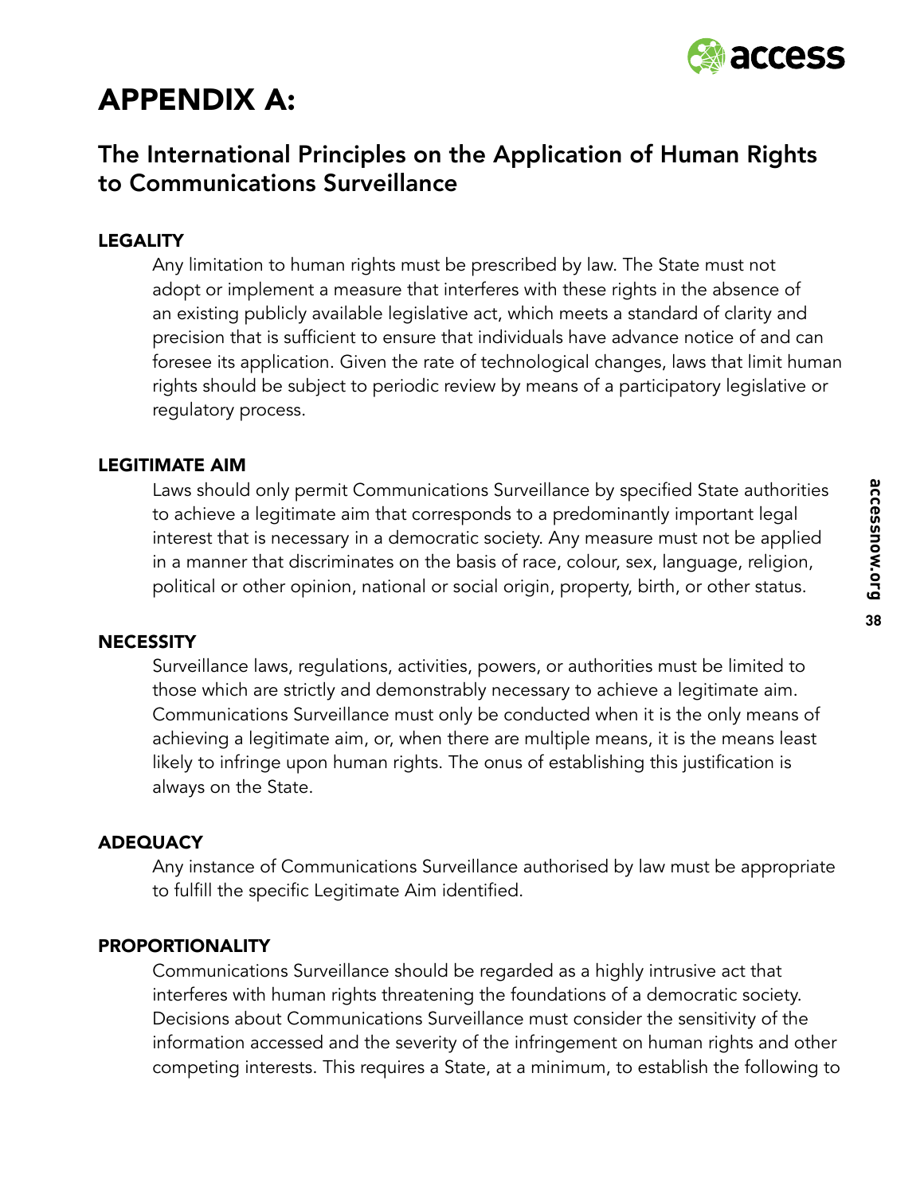# APPENDIX A:

## The International Principles on the Application of Human Rights to Communications Surveillance

### LEGALITY

Any limitation to human rights must be prescribed by law. The State must not adopt or implement a measure that interferes with these rights in the absence of an existing publicly available legislative act, which meets a standard of clarity and precision that is sufficient to ensure that individuals have advance notice of and can foresee its application. Given the rate of technological changes, laws that limit human rights should be subject to periodic review by means of a participatory legislative or regulatory process.

### LEGITIMATE AIM

Laws should only permit Communications Surveillance by specified State authorities to achieve a legitimate aim that corresponds to a predominantly important legal interest that is necessary in a democratic society. Any measure must not be applied in a manner that discriminates on the basis of race, colour, sex, language, religion, political or other opinion, national or social origin, property, birth, or other status.

### NECESSITY

Surveillance laws, regulations, activities, powers, or authorities must be limited to those which are strictly and demonstrably necessary to achieve a legitimate aim. Communications Surveillance must only be conducted when it is the only means of achieving a legitimate aim, or, when there are multiple means, it is the means least likely to infringe upon human rights. The onus of establishing this justification is always on the State.

### ADEQUACY

Any instance of Communications Surveillance authorised by law must be appropriate to fulfill the specific Legitimate Aim identified.

### PROPORTIONALITY

Communications Surveillance should be regarded as a highly intrusive act that interferes with human rights threatening the foundations of a democratic society. Decisions about Communications Surveillance must consider the sensitivity of the information accessed and the severity of the infringement on human rights and other competing interests. This requires a State, at a minimum, to establish the following to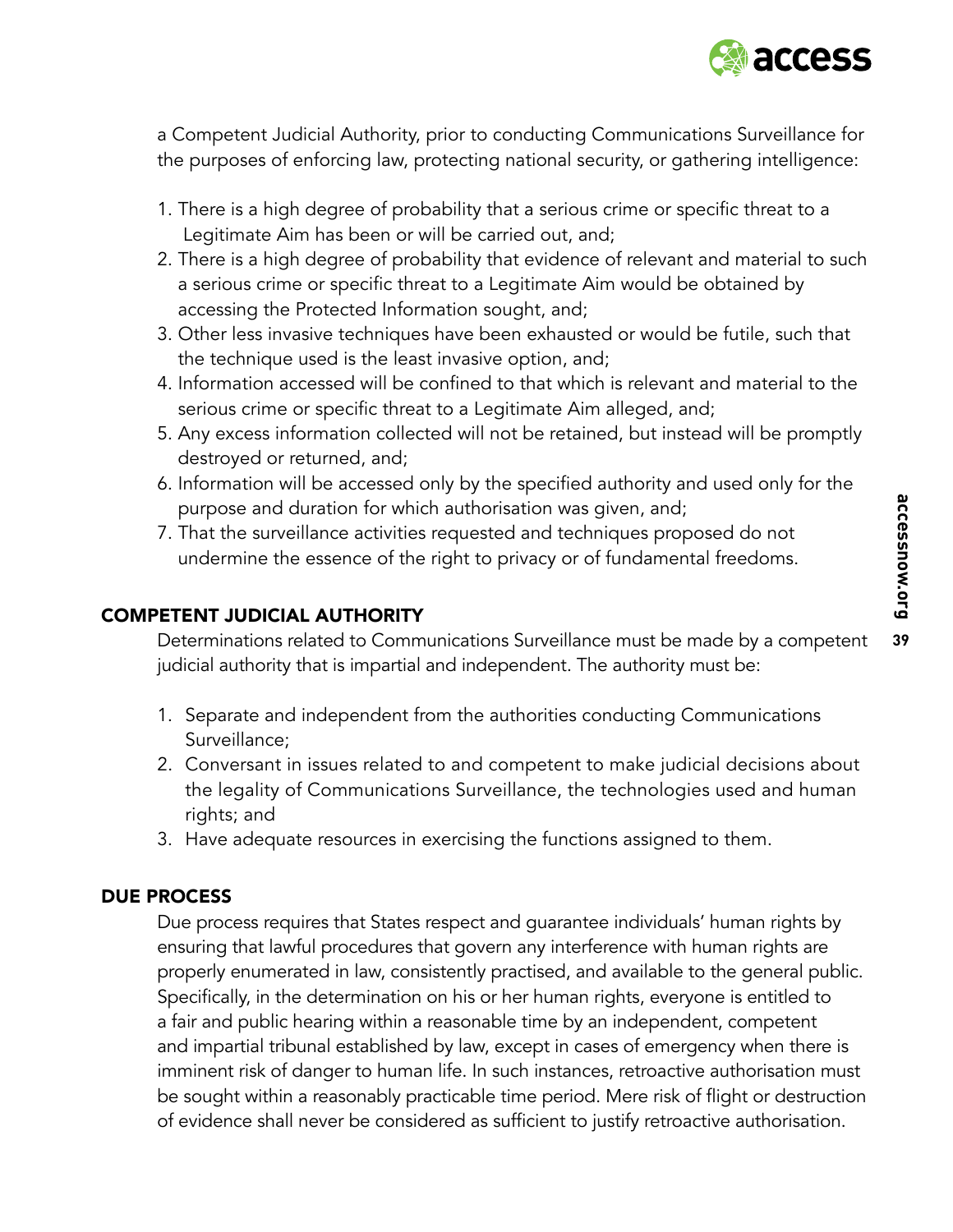a Competent Judicial Authority, prior to conducting Communications Surveillance for the purposes of enforcing law, protecting national security, or gathering intelligence:

1. There is a high degree of probability that a serious crime or specific threat to a Legitimate Aim has been or will be carried out, and;
2. There is a high degree of probability that evidence of relevant and material to such a serious crime or specific threat to a Legitimate Aim would be obtained by accessing the Protected Information sought, and;
3. Other less invasive techniques have been exhausted or would be futile, such that the technique used is the least invasive option, and;
4. Information accessed will be confined to that which is relevant and material to the serious crime or specific threat to a Legitimate Aim alleged, and;
5. Any excess information collected will not be retained, but instead will be promptly destroyed or returned, and;
6. Information will be accessed only by the specified authority and used only for the purpose and duration for which authorisation was given, and;
7. That the surveillance activities requested and techniques proposed do not undermine the essence of the right to privacy or of fundamental freedoms.

## COMPETENT JUDICIAL AUTHORITY

Determinations related to Communications Surveillance must be made by a competent judicial authority that is impartial and independent. The authority must be:

1. Separate and independent from the authorities conducting Communications Surveillance;
2. Conversant in issues related to and competent to make judicial decisions about the legality of Communications Surveillance, the technologies used and human rights; and
3. Have adequate resources in exercising the functions assigned to them.

## DUE PROCESS

Due process requires that States respect and guarantee individuals' human rights by ensuring that lawful procedures that govern any interference with human rights are properly enumerated in law, consistently practised, and available to the general public. Specifically, in the determination on his or her human rights, everyone is entitled to a fair and public hearing within a reasonable time by an independent, competent and impartial tribunal established by law, except in cases of emergency when there is imminent risk of danger to human life. In such instances, retroactive authorisation must be sought within a reasonably practicable time period. Mere risk of flight or destruction of evidence shall never be considered as sufficient to justify retroactive authorisation.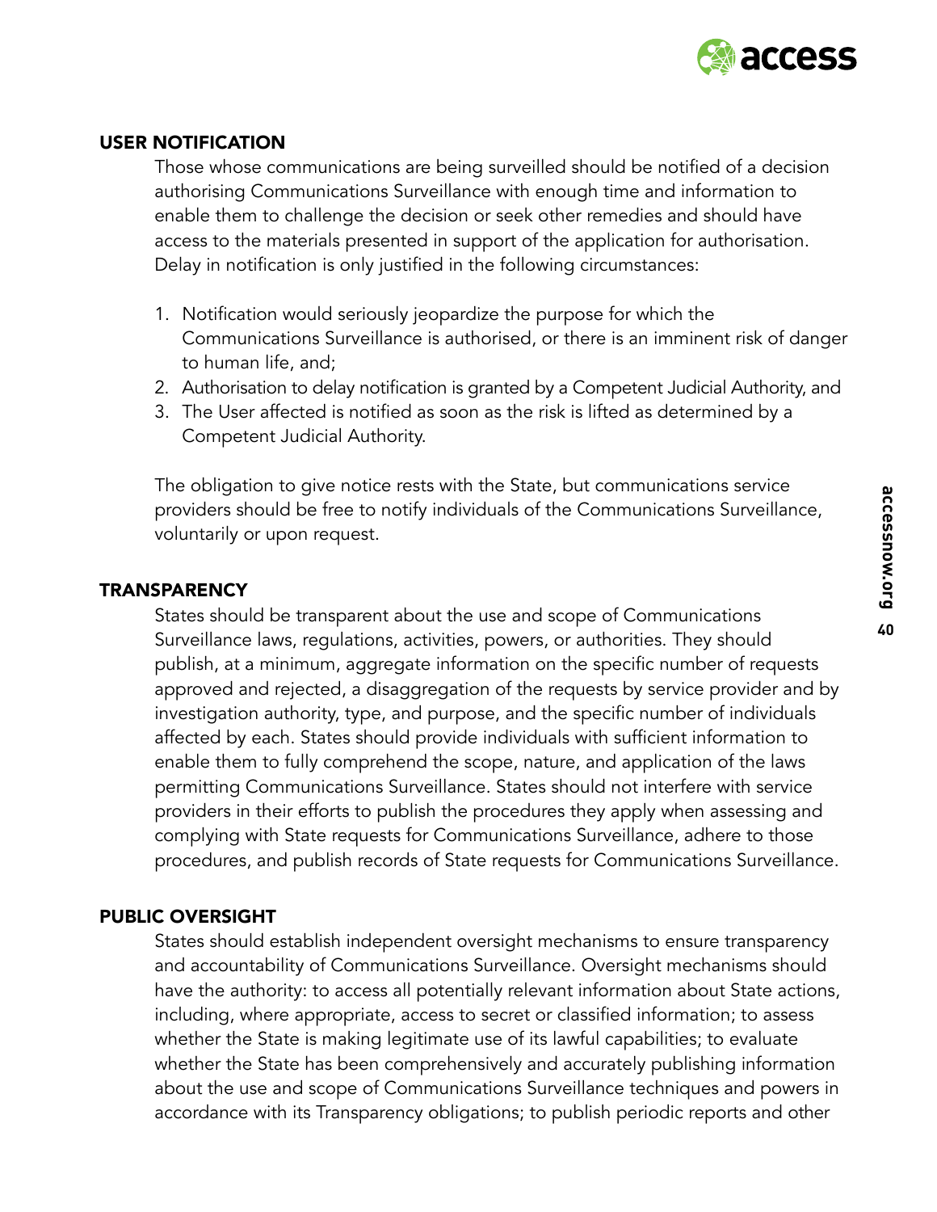### USER NOTIFICATION

Those whose communications are being surveilled should be notified of a decision authorising Communications Surveillance with enough time and information to enable them to challenge the decision or seek other remedies and should have access to the materials presented in support of the application for authorisation. Delay in notification is only justified in the following circumstances:

1. Notification would seriously jeopardize the purpose for which the Communications Surveillance is authorised, or there is an imminent risk of danger to human life, and;
2. Authorisation to delay notification is granted by a Competent Judicial Authority, and
3. The User affected is notified as soon as the risk is lifted as determined by a Competent Judicial Authority.

The obligation to give notice rests with the State, but communications service providers should be free to notify individuals of the Communications Surveillance, voluntarily or upon request.

### TRANSPARENCY

States should be transparent about the use and scope of Communications Surveillance laws, regulations, activities, powers, or authorities. They should publish, at a minimum, aggregate information on the specific number of requests approved and rejected, a disaggregation of the requests by service provider and by investigation authority, type, and purpose, and the specific number of individuals affected by each. States should provide individuals with sufficient information to enable them to fully comprehend the scope, nature, and application of the laws permitting Communications Surveillance. States should not interfere with service providers in their efforts to publish the procedures they apply when assessing and complying with State requests for Communications Surveillance, adhere to those procedures, and publish records of State requests for Communications Surveillance.

### PUBLIC OVERSIGHT

States should establish independent oversight mechanisms to ensure transparency and accountability of Communications Surveillance. Oversight mechanisms should have the authority: to access all potentially relevant information about State actions, including, where appropriate, access to secret or classified information; to assess whether the State is making legitimate use of its lawful capabilities; to evaluate whether the State has been comprehensively and accurately publishing information about the use and scope of Communications Surveillance techniques and powers in accordance with its Transparency obligations; to publish periodic reports and other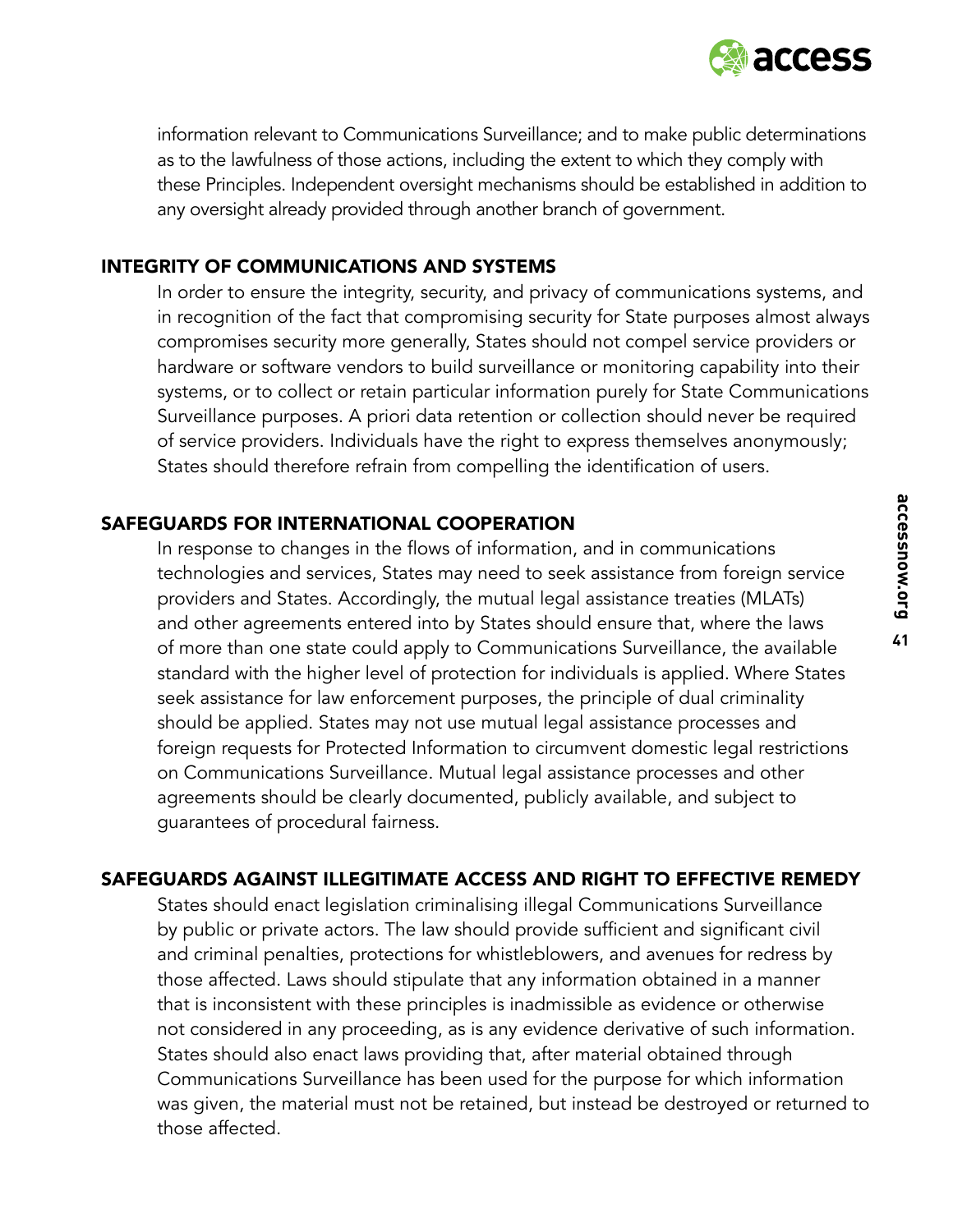information relevant to Communications Surveillance; and to make public determinations as to the lawfulness of those actions, including the extent to which they comply with these Principles. Independent oversight mechanisms should be established in addition to any oversight already provided through another branch of government.

### INTEGRITY OF COMMUNICATIONS AND SYSTEMS

In order to ensure the integrity, security, and privacy of communications systems, and in recognition of the fact that compromising security for State purposes almost always compromises security more generally, States should not compel service providers or hardware or software vendors to build surveillance or monitoring capability into their systems, or to collect or retain particular information purely for State Communications Surveillance purposes. A priori data retention or collection should never be required of service providers. Individuals have the right to express themselves anonymously; States should therefore refrain from compelling the identification of users.

### SAFEGUARDS FOR INTERNATIONAL COOPERATION

In response to changes in the flows of information, and in communications technologies and services, States may need to seek assistance from foreign service providers and States. Accordingly, the mutual legal assistance treaties (MLATs) and other agreements entered into by States should ensure that, where the laws of more than one state could apply to Communications Surveillance, the available standard with the higher level of protection for individuals is applied. Where States seek assistance for law enforcement purposes, the principle of dual criminality should be applied. States may not use mutual legal assistance processes and foreign requests for Protected Information to circumvent domestic legal restrictions on Communications Surveillance. Mutual legal assistance processes and other agreements should be clearly documented, publicly available, and subject to guarantees of procedural fairness.

### SAFEGUARDS AGAINST ILLEGITIMATE ACCESS AND RIGHT TO EFFECTIVE REMEDY

States should enact legislation criminalising illegal Communications Surveillance by public or private actors. The law should provide sufficient and significant civil and criminal penalties, protections for whistleblowers, and avenues for redress by those affected. Laws should stipulate that any information obtained in a manner that is inconsistent with these principles is inadmissible as evidence or otherwise not considered in any proceeding, as is any evidence derivative of such information. States should also enact laws providing that, after material obtained through Communications Surveillance has been used for the purpose for which information was given, the material must not be retained, but instead be destroyed or returned to those affected.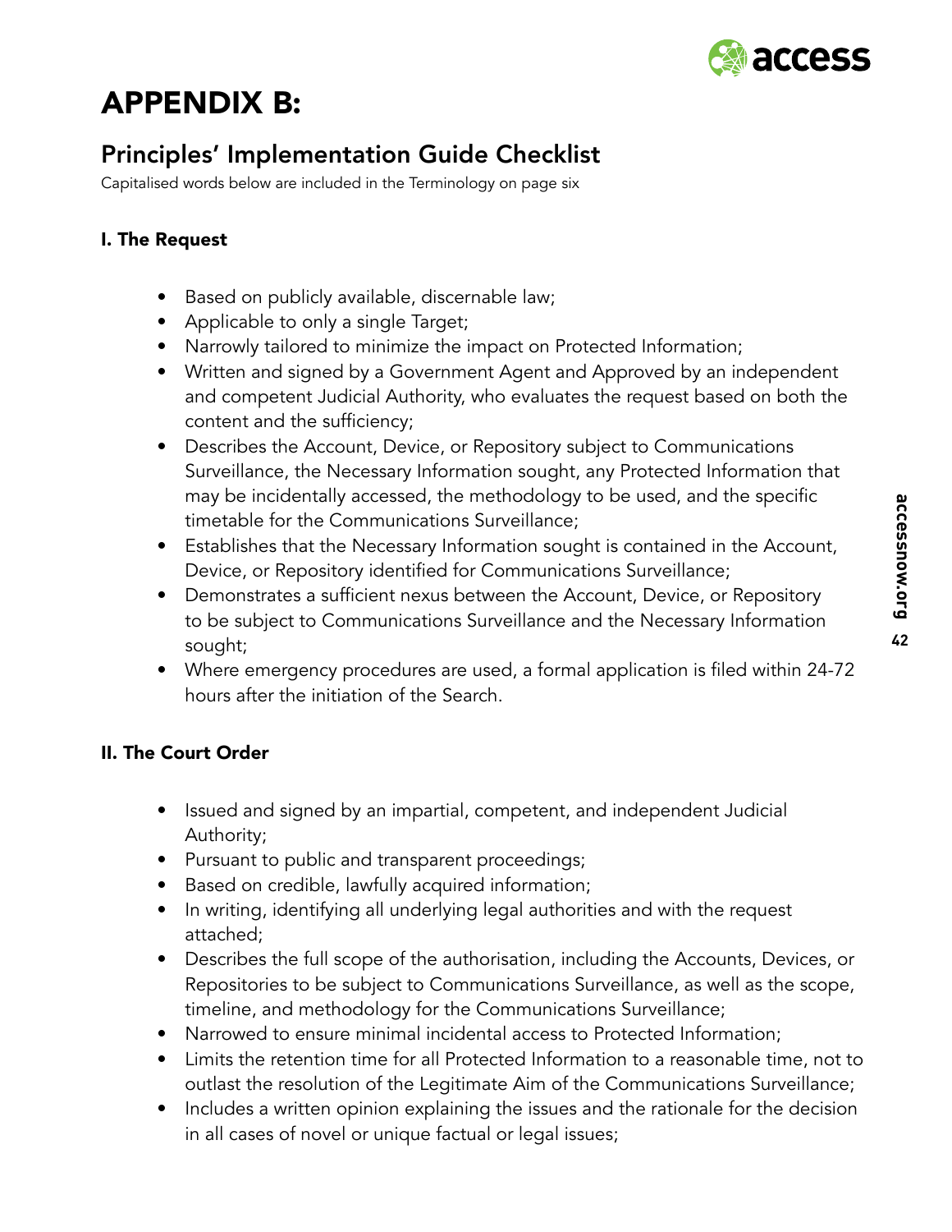# APPENDIX B:

## Principles' Implementation Guide Checklist

Capitalised words below are included in the Terminology on page six

### I. The Request

- Based on publicly available, discernable law;
- Applicable to only a single Target;
- Narrowly tailored to minimize the impact on Protected Information;
- Written and signed by a Government Agent and Approved by an independent and competent Judicial Authority, who evaluates the request based on both the content and the sufficiency;
- Describes the Account, Device, or Repository subject to Communications Surveillance, the Necessary Information sought, any Protected Information that may be incidentally accessed, the methodology to be used, and the specific timetable for the Communications Surveillance;
- Establishes that the Necessary Information sought is contained in the Account, Device, or Repository identified for Communications Surveillance;
- Demonstrates a sufficient nexus between the Account, Device, or Repository to be subject to Communications Surveillance and the Necessary Information sought;
- Where emergency procedures are used, a formal application is filed within 24-72 hours after the initiation of the Search.

### II. The Court Order

- Issued and signed by an impartial, competent, and independent Judicial Authority;
- Pursuant to public and transparent proceedings;
- Based on credible, lawfully acquired information;
- In writing, identifying all underlying legal authorities and with the request attached;
- Describes the full scope of the authorisation, including the Accounts, Devices, or Repositories to be subject to Communications Surveillance, as well as the scope, timeline, and methodology for the Communications Surveillance;
- Narrowed to ensure minimal incidental access to Protected Information;
- Limits the retention time for all Protected Information to a reasonable time, not to outlast the resolution of the Legitimate Aim of the Communications Surveillance;
- Includes a written opinion explaining the issues and the rationale for the decision in all cases of novel or unique factual or legal issues;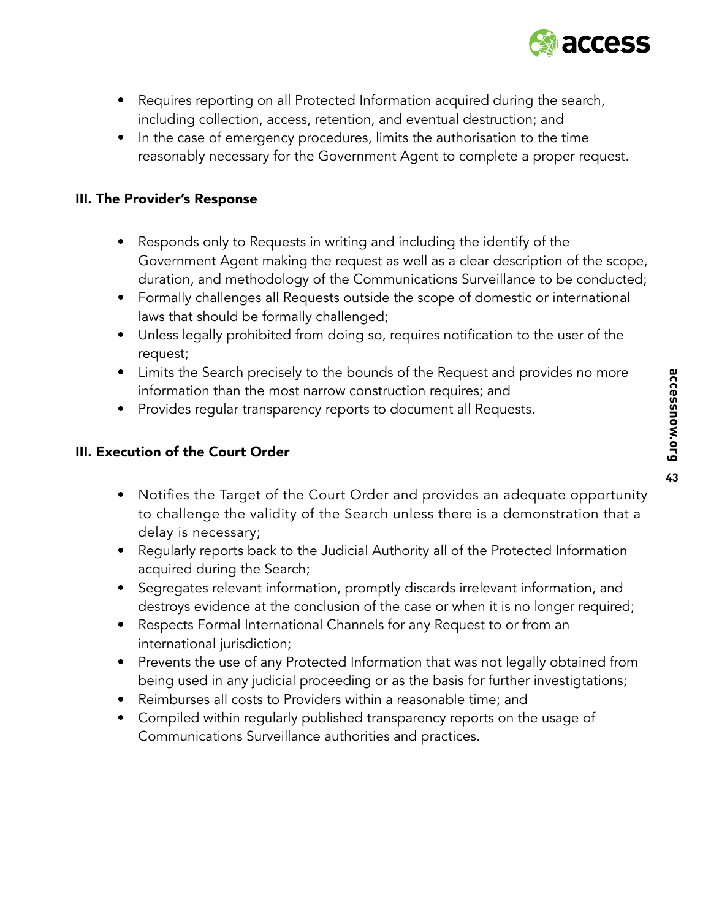- Requires reporting on all Protected Information acquired during the search, including collection, access, retention, and eventual destruction; and
- In the case of emergency procedures, limits the authorisation to the time reasonably necessary for the Government Agent to complete a proper request.

### III. The Provider's Response

- Responds only to Requests in writing and including the identify of the Government Agent making the request as well as a clear description of the scope, duration, and methodology of the Communications Surveillance to be conducted;
- Formally challenges all Requests outside the scope of domestic or international laws that should be formally challenged;
- Unless legally prohibited from doing so, requires notification to the user of the request;
- Limits the Search precisely to the bounds of the Request and provides no more information than the most narrow construction requires; and
- Provides regular transparency reports to document all Requests.

### III. Execution of the Court Order

- Notifies the Target of the Court Order and provides an adequate opportunity to challenge the validity of the Search unless there is a demonstration that a delay is necessary;
- Regularly reports back to the Judicial Authority all of the Protected Information acquired during the Search;
- Segregates relevant information, promptly discards irrelevant information, and destroys evidence at the conclusion of the case or when it is no longer required;
- Respects Formal International Channels for any Request to or from an international jurisdiction;
- Prevents the use of any Protected Information that was not legally obtained from being used in any judicial proceeding or as the basis for further investigtations;
- Reimburses all costs to Providers within a reasonable time; and
- Compiled within regularly published transparency reports on the usage of Communications Surveillance authorities and practices.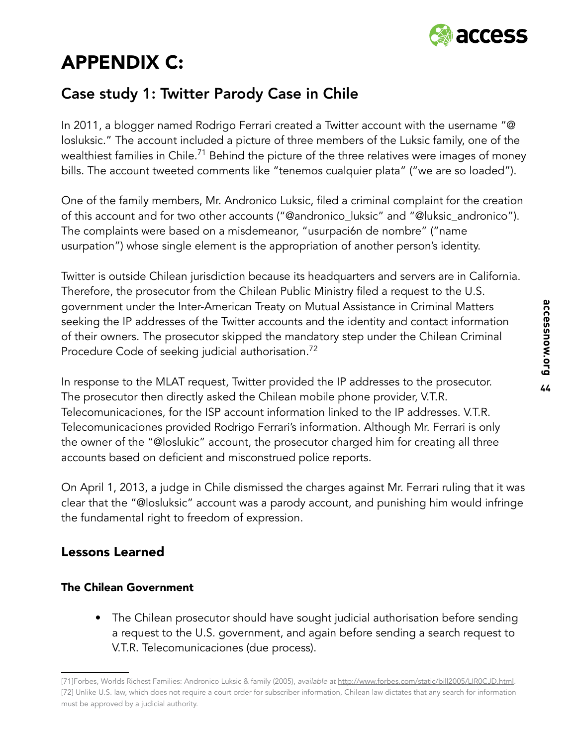# APPENDIX C:

## Case study 1: Twitter Parody Case in Chile

In 2011, a blogger named Rodrigo Ferrari created a Twitter account with the username "@ losluksic." The account included a picture of three members of the Luksic family, one of the wealthiest families in Chile.[71] Behind the picture of the three relatives were images of money bills. The account tweeted comments like "tenemos cualquier plata" ("we are so loaded").

One of the family members, Mr. Andronico Luksic, filed a criminal complaint for the creation of this account and for two other accounts ("@andronico_luksic" and "@luksic_andronico"). The complaints were based on a misdemeanor, "usurpaci6n de nombre" ("name usurpation") whose single element is the appropriation of another person's identity.

Twitter is outside Chilean jurisdiction because its headquarters and servers are in California. Therefore, the prosecutor from the Chilean Public Ministry filed a request to the U.S. government under the Inter-American Treaty on Mutual Assistance in Criminal Matters seeking the IP addresses of the Twitter accounts and the identity and contact information of their owners. The prosecutor skipped the mandatory step under the Chilean Criminal Procedure Code of seeking judicial authorisation.[72]

In response to the MLAT request, Twitter provided the IP addresses to the prosecutor. The prosecutor then directly asked the Chilean mobile phone provider, V.T.R. Telecomunicaciones, for the ISP account information linked to the IP addresses. V.T.R. Telecomunicaciones provided Rodrigo Ferrari's information. Although Mr. Ferrari is only the owner of the "@loslukic" account, the prosecutor charged him for creating all three accounts based on deficient and misconstrued police reports.

On April 1, 2013, a judge in Chile dismissed the charges against Mr. Ferrari ruling that it was clear that the "@losluksic" account was a parody account, and punishing him would infringe the fundamental right to freedom of expression.

## Lessons Learned

### The Chilean Government

- The Chilean prosecutor should have sought judicial authorisation before sending a request to the U.S. government, and again before sending a search request to V.T.R. Telecomunicaciones (due process).

---

[71]Forbes, Worlds Richest Families: Andronico Luksic & family (2005), *available at* http://www.forbes.com/static/bill2005/LIR0CJD.html.
[72] Unlike U.S. law, which does not require a court order for subscriber information, Chilean law dictates that any search for information must be approved by a judicial authority.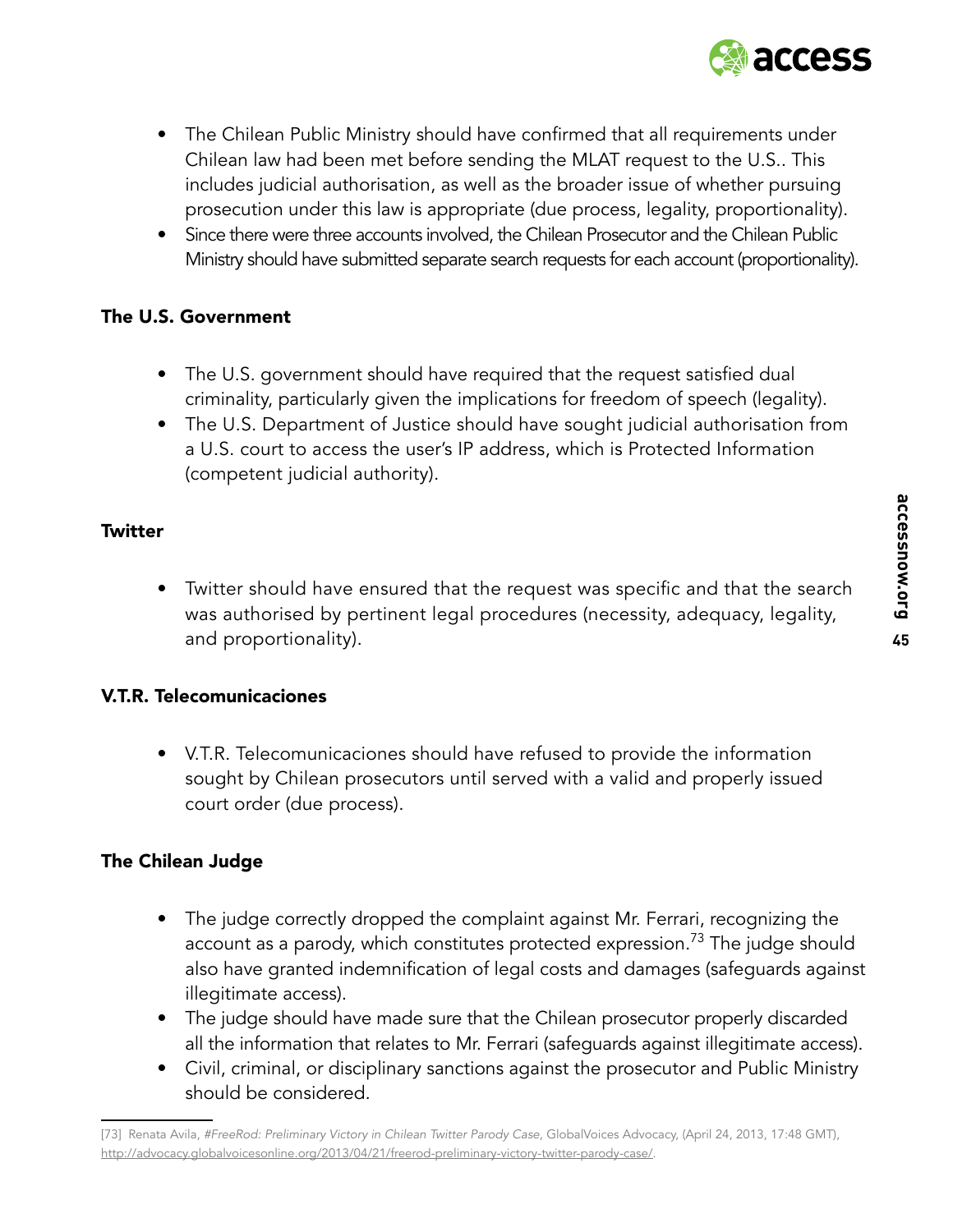- The Chilean Public Ministry should have confirmed that all requirements under Chilean law had been met before sending the MLAT request to the U.S.. This includes judicial authorisation, as well as the broader issue of whether pursuing prosecution under this law is appropriate (due process, legality, proportionality).
- Since there were three accounts involved, the Chilean Prosecutor and the Chilean Public Ministry should have submitted separate search requests for each account (proportionality).

### The U.S. Government

- The U.S. government should have required that the request satisfied dual criminality, particularly given the implications for freedom of speech (legality).
- The U.S. Department of Justice should have sought judicial authorisation from a U.S. court to access the user's IP address, which is Protected Information (competent judicial authority).

### Twitter

- Twitter should have ensured that the request was specific and that the search was authorised by pertinent legal procedures (necessity, adequacy, legality, and proportionality).

### V.T.R. Telecomunicaciones

- V.T.R. Telecomunicaciones should have refused to provide the information sought by Chilean prosecutors until served with a valid and properly issued court order (due process).

### The Chilean Judge

- The judge correctly dropped the complaint against Mr. Ferrari, recognizing the account as a parody, which constitutes protected expression.[73] The judge should also have granted indemnification of legal costs and damages (safeguards against illegitimate access).
- The judge should have made sure that the Chilean prosecutor properly discarded all the information that relates to Mr. Ferrari (safeguards against illegitimate access).
- Civil, criminal, or disciplinary sanctions against the prosecutor and Public Ministry should be considered.

---

[73] Renata Avila, *#FreeRod: Preliminary Victory in Chilean Twitter Parody Case*, GlobalVoices Advocacy, (April 24, 2013, 17:48 GMT), http://advocacy.globalvoicesonline.org/2013/04/21/freerod-preliminary-victory-twitter-parody-case/.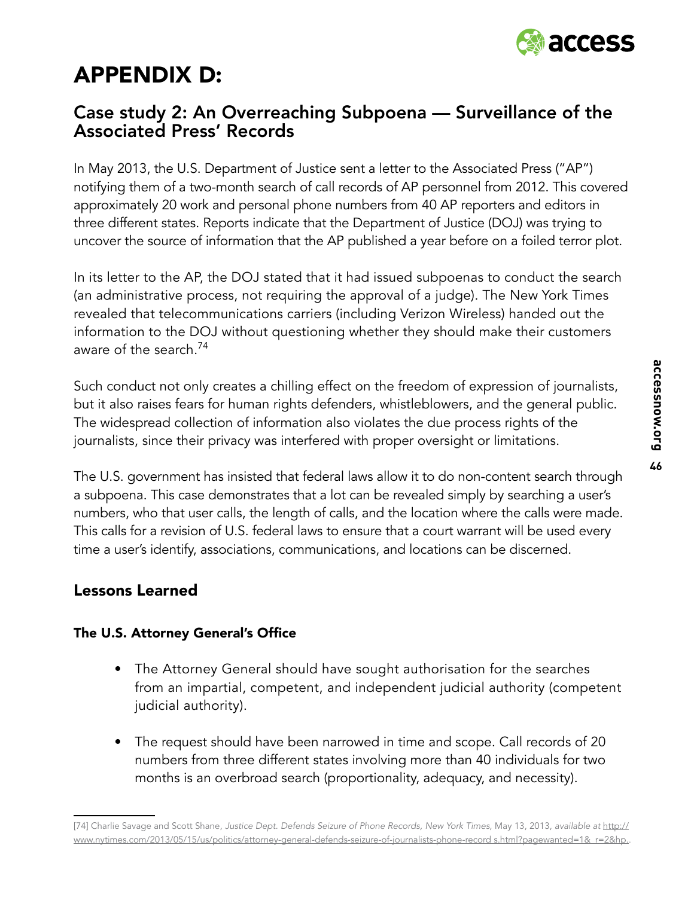# APPENDIX D:

## Case study 2: An Overreaching Subpoena — Surveillance of the Associated Press' Records

In May 2013, the U.S. Department of Justice sent a letter to the Associated Press ("AP") notifying them of a two-month search of call records of AP personnel from 2012. This covered approximately 20 work and personal phone numbers from 40 AP reporters and editors in three different states. Reports indicate that the Department of Justice (DOJ) was trying to uncover the source of information that the AP published a year before on a foiled terror plot.

In its letter to the AP, the DOJ stated that it had issued subpoenas to conduct the search (an administrative process, not requiring the approval of a judge). The New York Times revealed that telecommunications carriers (including Verizon Wireless) handed out the information to the DOJ without questioning whether they should make their customers aware of the search.[74]

Such conduct not only creates a chilling effect on the freedom of expression of journalists, but it also raises fears for human rights defenders, whistleblowers, and the general public. The widespread collection of information also violates the due process rights of the journalists, since their privacy was interfered with proper oversight or limitations.

The U.S. government has insisted that federal laws allow it to do non-content search through a subpoena. This case demonstrates that a lot can be revealed simply by searching a user's numbers, who that user calls, the length of calls, and the location where the calls were made. This calls for a revision of U.S. federal laws to ensure that a court warrant will be used every time a user's identify, associations, communications, and locations can be discerned.

### Lessons Learned

#### The U.S. Attorney General's Office

- The Attorney General should have sought authorisation for the searches from an impartial, competent, and independent judicial authority (competent judicial authority).
- The request should have been narrowed in time and scope. Call records of 20 numbers from three different states involving more than 40 individuals for two months is an overbroad search (proportionality, adequacy, and necessity).

[74] Charlie Savage and Scott Shane, *Justice Dept. Defends Seizure of Phone Records, New York Times*, May 13, 2013, *available at* http://www.nytimes.com/2013/05/15/us/politics/attorney-general-defends-seizure-of-journalists-phone-record s.html?pagewanted=1&_r=2&hp..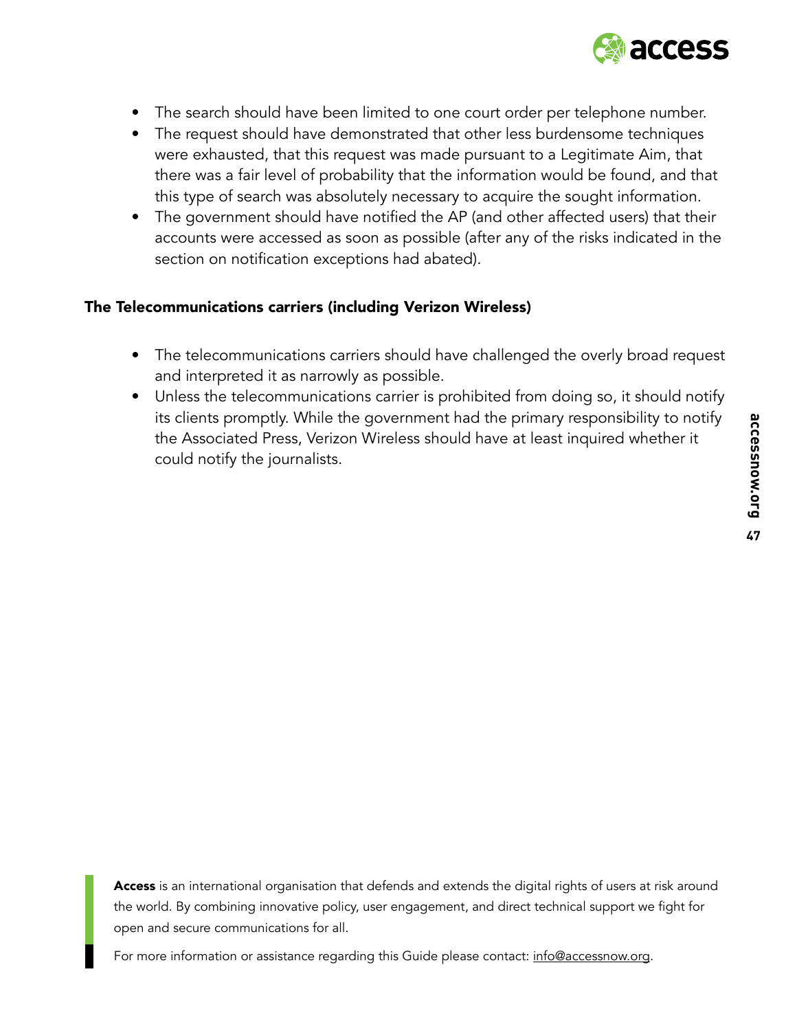- The search should have been limited to one court order per telephone number.
- The request should have demonstrated that other less burdensome techniques were exhausted, that this request was made pursuant to a Legitimate Aim, that there was a fair level of probability that the information would be found, and that this type of search was absolutely necessary to acquire the sought information.
- The government should have notified the AP (and other affected users) that their accounts were accessed as soon as possible (after any of the risks indicated in the section on notification exceptions had abated).

### The Telecommunications carriers (including Verizon Wireless)

- The telecommunications carriers should have challenged the overly broad request and interpreted it as narrowly as possible.
- Unless the telecommunications carrier is prohibited from doing so, it should notify its clients promptly. While the government had the primary responsibility to notify the Associated Press, Verizon Wireless should have at least inquired whether it could notify the journalists.

**Access** is an international organisation that defends and extends the digital rights of users at risk around the world. By combining innovative policy, user engagement, and direct technical support we fight for open and secure communications for all.

For more information or assistance regarding this Guide please contact: info@accessnow.org.